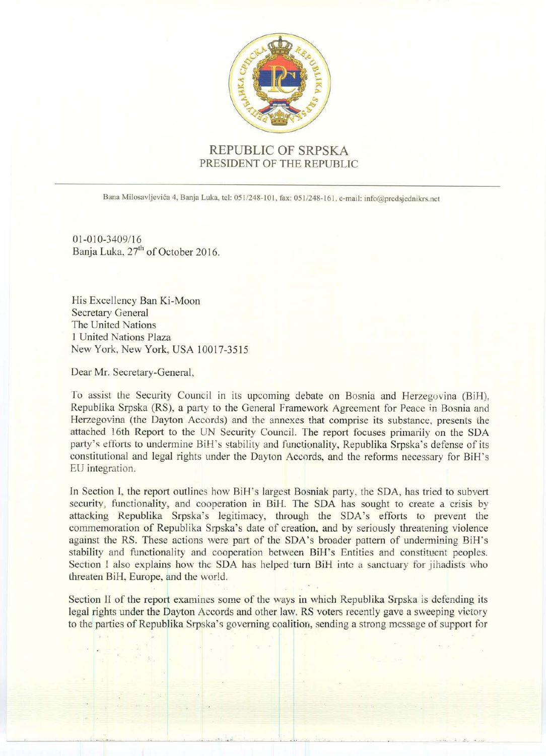# REPUBLIC OF SRPSKA
## PRESIDENT OF THE REPUBLIC

Bana Milosavljevića 4, Banja Luka, tel: 051/248-101, fax: 051/248-161, e-mail: info@predsjednikrs.net

01-010-3409/16
Banja Luka, 27th of October 2016.

His Excellency Ban Ki-Moon
Secretary General
The United Nations
1 United Nations Plaza
New York, New York, USA 10017-3515

Dear Mr. Secretary-General,

To assist the Security Council in its upcoming debate on Bosnia and Herzegovina (BiH), Republika Srpska (RS), a party to the General Framework Agreement for Peace in Bosnia and Herzegovina (the Dayton Accords) and the annexes that comprise its substance, presents the attached 16th Report to the UN Security Council. The report focuses primarily on the SDA party's efforts to undermine BiH's stability and functionality, Republika Srpska's defense of its constitutional and legal rights under the Dayton Accords, and the reforms necessary for BiH's EU integration.

In Section I, the report outlines how BiH's largest Bosniak party, the SDA, has tried to subvert security, functionality, and cooperation in BiH. The SDA has sought to create a crisis by attacking Republika Srpska's legitimacy, through the SDA's efforts to prevent the commemoration of Republika Srpska's date of creation, and by seriously threatening violence against the RS. These actions were part of the SDA's broader pattern of undermining BiH's stability and functionality and cooperation between BiH's Entities and constituent peoples. Section I also explains how the SDA has helped turn BiH into a sanctuary for jihadists who threaten BiH, Europe, and the world.

Section II of the report examines some of the ways in which Republika Srpska is defending its legal rights under the Dayton Accords and other law. RS voters recently gave a sweeping victory to the parties of Republika Srpska's governing coalition, sending a strong message of support for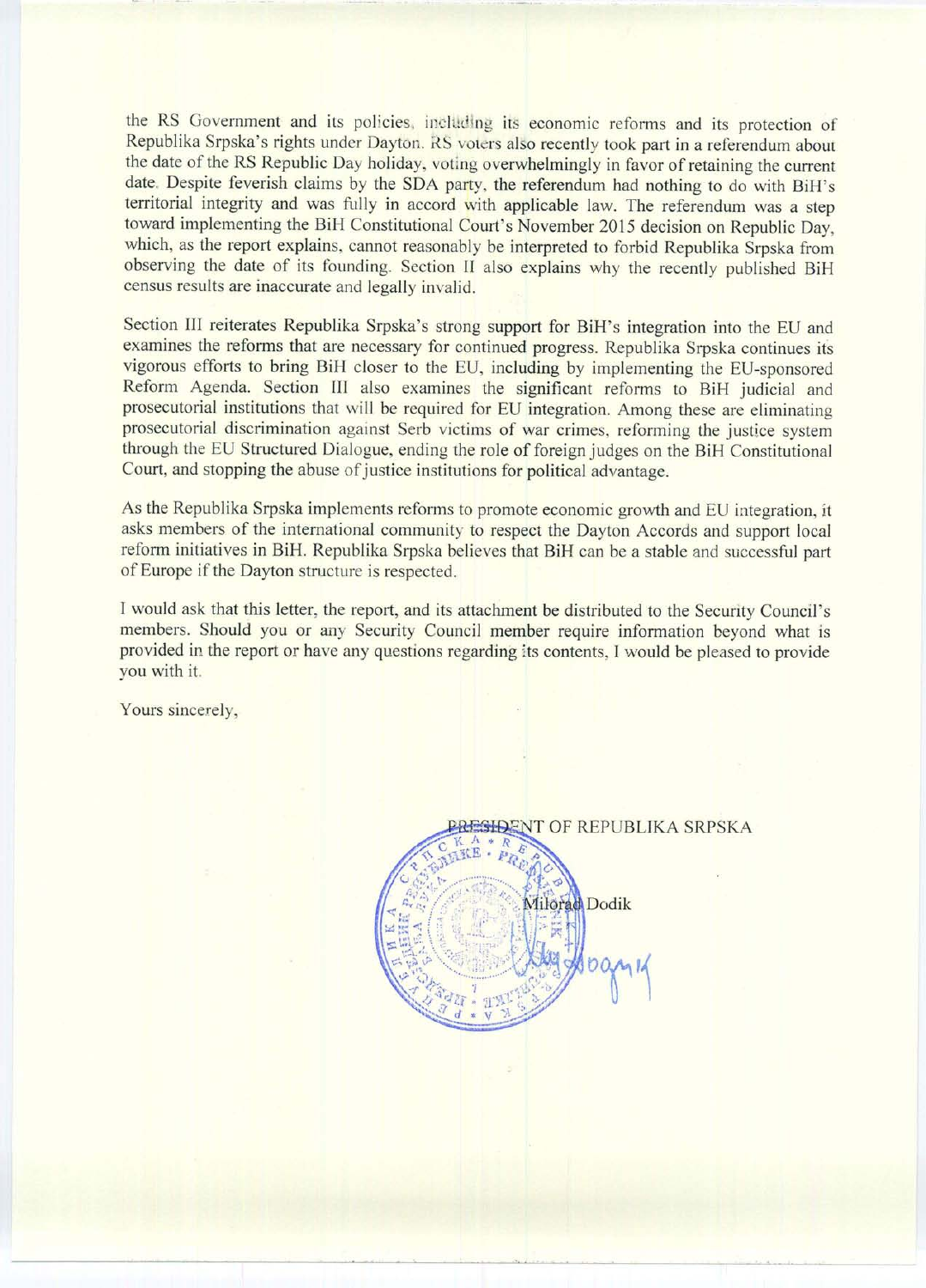the RS Government and its policies, including its economic reforms and its protection of Republika Srpska's rights under Dayton. RS voters also recently took part in a referendum about the date of the RS Republic Day holiday, voting overwhelmingly in favor of retaining the current date. Despite feverish claims by the SDA party, the referendum had nothing to do with BiH's territorial integrity and was fully in accord with applicable law. The referendum was a step toward implementing the BiH Constitutional Court's November 2015 decision on Republic Day, which, as the report explains, cannot reasonably be interpreted to forbid Republika Srpska from observing the date of its founding. Section II also explains why the recently published BiH census results are inaccurate and legally invalid.

Section III reiterates Republika Srpska's strong support for BiH's integration into the EU and examines the reforms that are necessary for continued progress. Republika Srpska continues its vigorous efforts to bring BiH closer to the EU, including by implementing the EU-sponsored Reform Agenda. Section III also examines the significant reforms to BiH judicial and prosecutorial institutions that will be required for EU integration. Among these are eliminating prosecutorial discrimination against Serb victims of war crimes, reforming the justice system through the EU Structured Dialogue, ending the role of foreign judges on the BiH Constitutional Court, and stopping the abuse of justice institutions for political advantage.

As the Republika Srpska implements reforms to promote economic growth and EU integration, it asks members of the international community to respect the Dayton Accords and support local reform initiatives in BiH. Republika Srpska believes that BiH can be a stable and successful part of Europe if the Dayton structure is respected.

I would ask that this letter, the report, and its attachment be distributed to the Security Council's members. Should you or any Security Council member require information beyond what is provided in the report or have any questions regarding its contents, I would be pleased to provide you with it.

Yours sincerely,

PRESIDENT OF REPUBLIKA SRPSKA

Milorad Dodik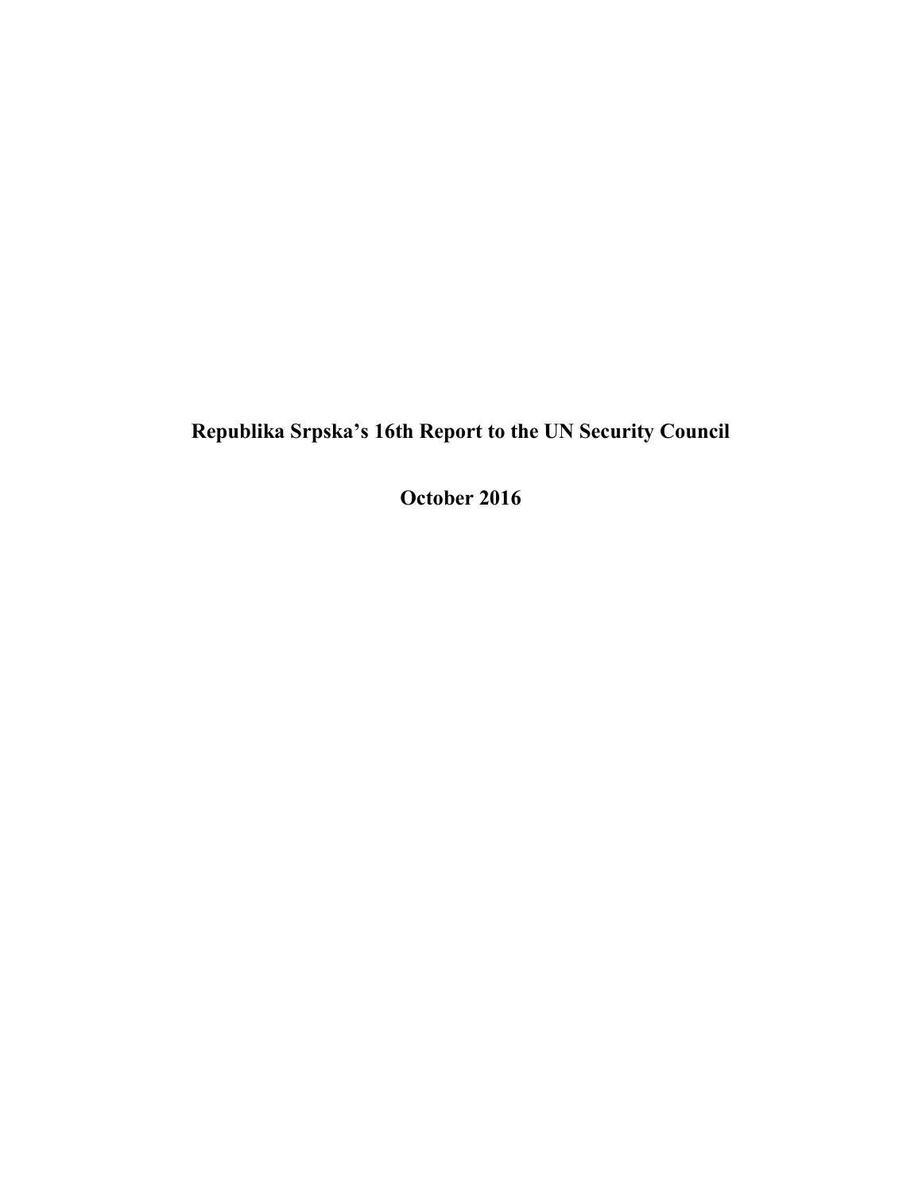# Republika Srpska's 16th Report to the UN Security Council

## October 2016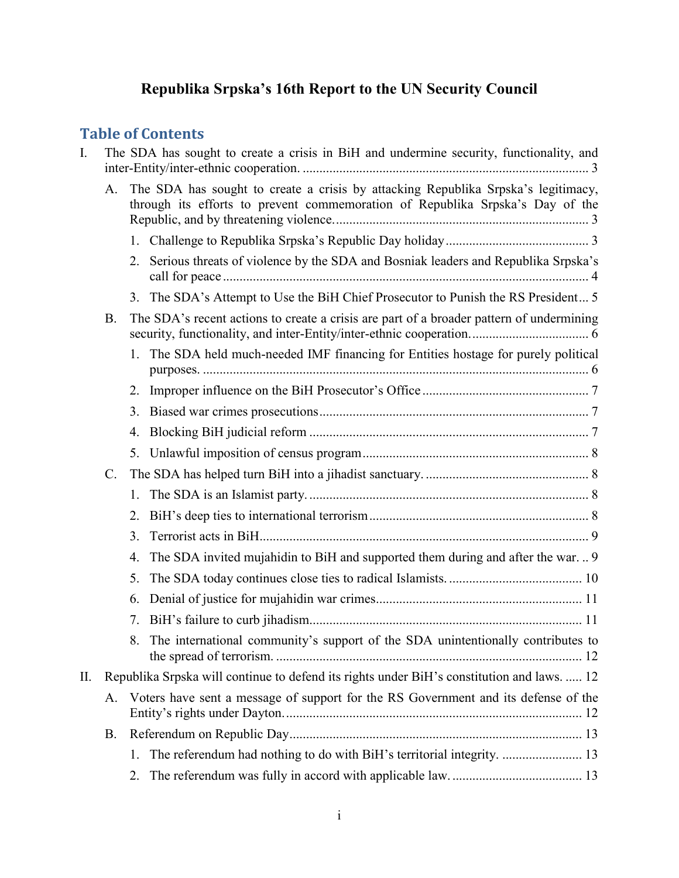# Republika Srpska's 16th Report to the UN Security Council

## Table of Contents

I. The SDA has sought to create a crisis in BiH and undermine security, functionality, and inter-Entity/inter-ethnic cooperation. ..... 3

  A. The SDA has sought to create a crisis by attacking Republika Srpska's legitimacy, through its efforts to prevent commemoration of Republika Srpska's Day of the Republic, and by threatening violence. ..... 3

    1. Challenge to Republika Srpska's Republic Day holiday ..... 3
    2. Serious threats of violence by the SDA and Bosniak leaders and Republika Srpska's call for peace ..... 4
    3. The SDA's Attempt to Use the BiH Chief Prosecutor to Punish the RS President ... 5

  B. The SDA's recent actions to create a crisis are part of a broader pattern of undermining security, functionality, and inter-Entity/inter-ethnic cooperation. ..... 6

    1. The SDA held much-needed IMF financing for Entities hostage for purely political purposes. ..... 6
    2. Improper influence on the BiH Prosecutor's Office ..... 7
    3. Biased war crimes prosecutions ..... 7
    4. Blocking BiH judicial reform ..... 7
    5. Unlawful imposition of census program ..... 8

  C. The SDA has helped turn BiH into a jihadist sanctuary. ..... 8

    1. The SDA is an Islamist party. ..... 8
    2. BiH's deep ties to international terrorism ..... 8
    3. Terrorist acts in BiH ..... 9
    4. The SDA invited mujahidin to BiH and supported them during and after the war. .. 9
    5. The SDA today continues close ties to radical Islamists. ..... 10
    6. Denial of justice for mujahidin war crimes ..... 11
    7. BiH's failure to curb jihadism ..... 11
    8. The international community's support of the SDA unintentionally contributes to the spread of terrorism. ..... 12

II. Republika Srpska will continue to defend its rights under BiH's constitution and laws. ..... 12

  A. Voters have sent a message of support for the RS Government and its defense of the Entity's rights under Dayton. ..... 12

  B. Referendum on Republic Day ..... 13

    1. The referendum had nothing to do with BiH's territorial integrity. ..... 13
    2. The referendum was fully in accord with applicable law. ..... 13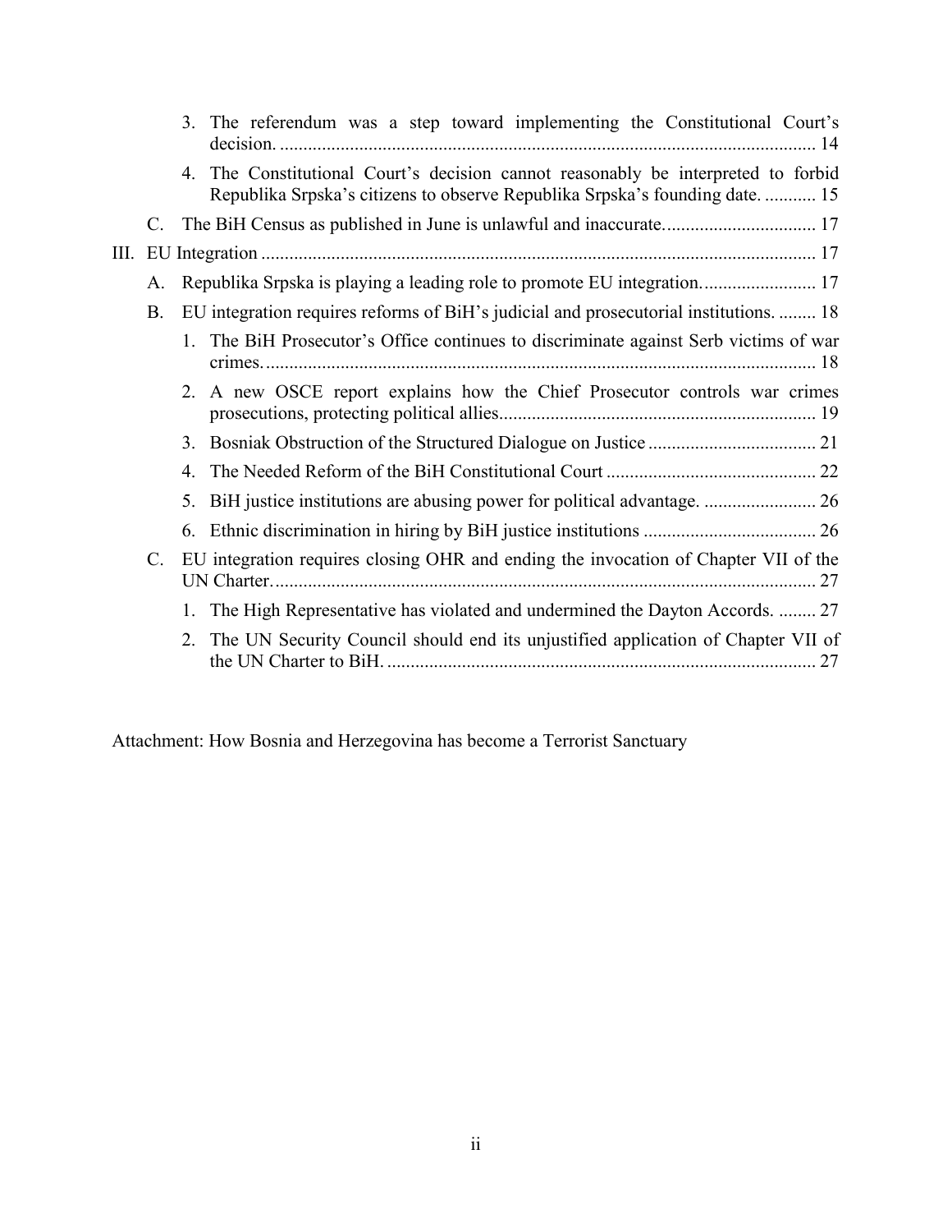3. The referendum was a step toward implementing the Constitutional Court's decision. .... 14

4. The Constitutional Court's decision cannot reasonably be interpreted to forbid Republika Srpska's citizens to observe Republika Srpska's founding date. .... 15

C. The BiH Census as published in June is unlawful and inaccurate. .... 17

III. EU Integration .... 17

A. Republika Srpska is playing a leading role to promote EU integration. .... 17

B. EU integration requires reforms of BiH's judicial and prosecutorial institutions. .... 18

1. The BiH Prosecutor's Office continues to discriminate against Serb victims of war crimes. .... 18

2. A new OSCE report explains how the Chief Prosecutor controls war crimes prosecutions, protecting political allies. .... 19

3. Bosniak Obstruction of the Structured Dialogue on Justice .... 21

4. The Needed Reform of the BiH Constitutional Court .... 22

5. BiH justice institutions are abusing power for political advantage. .... 26

6. Ethnic discrimination in hiring by BiH justice institutions .... 26

C. EU integration requires closing OHR and ending the invocation of Chapter VII of the UN Charter. .... 27

1. The High Representative has violated and undermined the Dayton Accords. .... 27

2. The UN Security Council should end its unjustified application of Chapter VII of the UN Charter to BiH. .... 27

Attachment: How Bosnia and Herzegovina has become a Terrorist Sanctuary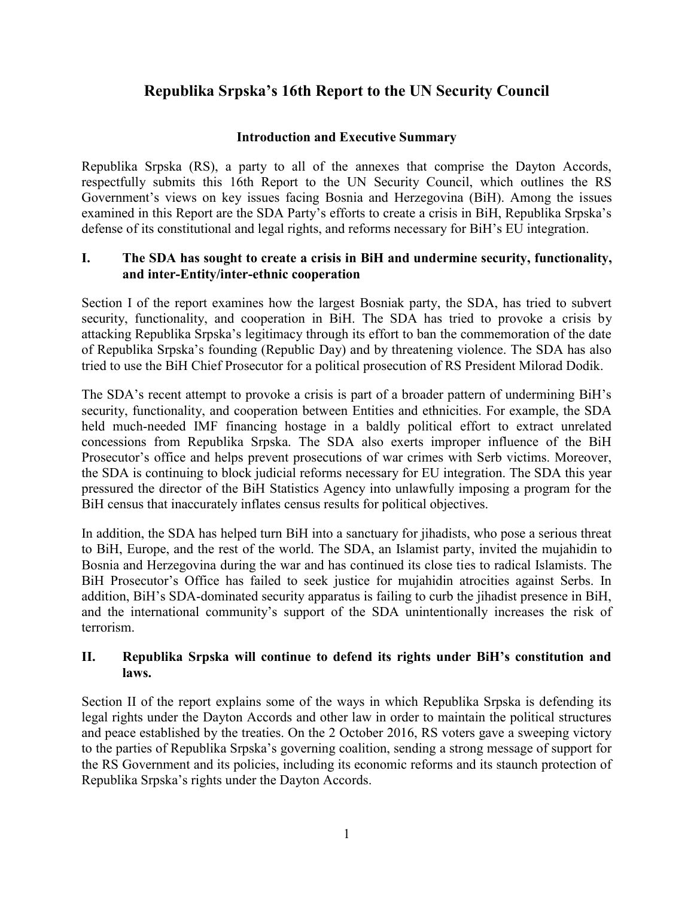# Republika Srpska's 16th Report to the UN Security Council

## Introduction and Executive Summary

Republika Srpska (RS), a party to all of the annexes that comprise the Dayton Accords, respectfully submits this 16th Report to the UN Security Council, which outlines the RS Government's views on key issues facing Bosnia and Herzegovina (BiH). Among the issues examined in this Report are the SDA Party's efforts to create a crisis in BiH, Republika Srpska's defense of its constitutional and legal rights, and reforms necessary for BiH's EU integration.

### I. The SDA has sought to create a crisis in BiH and undermine security, functionality, and inter-Entity/inter-ethnic cooperation

Section I of the report examines how the largest Bosniak party, the SDA, has tried to subvert security, functionality, and cooperation in BiH. The SDA has tried to provoke a crisis by attacking Republika Srpska's legitimacy through its effort to ban the commemoration of the date of Republika Srpska's founding (Republic Day) and by threatening violence. The SDA has also tried to use the BiH Chief Prosecutor for a political prosecution of RS President Milorad Dodik.

The SDA's recent attempt to provoke a crisis is part of a broader pattern of undermining BiH's security, functionality, and cooperation between Entities and ethnicities. For example, the SDA held much-needed IMF financing hostage in a baldly political effort to extract unrelated concessions from Republika Srpska. The SDA also exerts improper influence of the BiH Prosecutor's office and helps prevent prosecutions of war crimes with Serb victims. Moreover, the SDA is continuing to block judicial reforms necessary for EU integration. The SDA this year pressured the director of the BiH Statistics Agency into unlawfully imposing a program for the BiH census that inaccurately inflates census results for political objectives.

In addition, the SDA has helped turn BiH into a sanctuary for jihadists, who pose a serious threat to BiH, Europe, and the rest of the world. The SDA, an Islamist party, invited the mujahidin to Bosnia and Herzegovina during the war and has continued its close ties to radical Islamists. The BiH Prosecutor's Office has failed to seek justice for mujahidin atrocities against Serbs. In addition, BiH's SDA-dominated security apparatus is failing to curb the jihadist presence in BiH, and the international community's support of the SDA unintentionally increases the risk of terrorism.

### II. Republika Srpska will continue to defend its rights under BiH's constitution and laws.

Section II of the report explains some of the ways in which Republika Srpska is defending its legal rights under the Dayton Accords and other law in order to maintain the political structures and peace established by the treaties. On the 2 October 2016, RS voters gave a sweeping victory to the parties of Republika Srpska's governing coalition, sending a strong message of support for the RS Government and its policies, including its economic reforms and its staunch protection of Republika Srpska's rights under the Dayton Accords.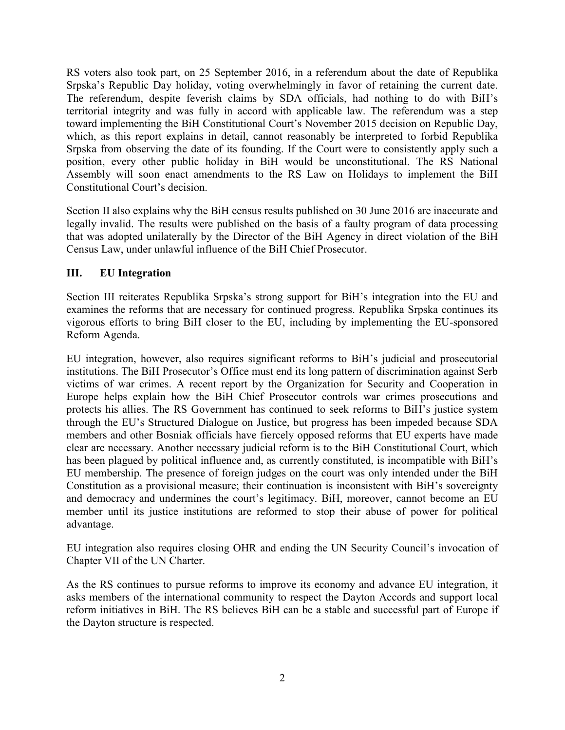RS voters also took part, on 25 September 2016, in a referendum about the date of Republika Srpska's Republic Day holiday, voting overwhelmingly in favor of retaining the current date. The referendum, despite feverish claims by SDA officials, had nothing to do with BiH's territorial integrity and was fully in accord with applicable law. The referendum was a step toward implementing the BiH Constitutional Court's November 2015 decision on Republic Day, which, as this report explains in detail, cannot reasonably be interpreted to forbid Republika Srpska from observing the date of its founding. If the Court were to consistently apply such a position, every other public holiday in BiH would be unconstitutional. The RS National Assembly will soon enact amendments to the RS Law on Holidays to implement the BiH Constitutional Court's decision.

Section II also explains why the BiH census results published on 30 June 2016 are inaccurate and legally invalid. The results were published on the basis of a faulty program of data processing that was adopted unilaterally by the Director of the BiH Agency in direct violation of the BiH Census Law, under unlawful influence of the BiH Chief Prosecutor.

## III. EU Integration

Section III reiterates Republika Srpska's strong support for BiH's integration into the EU and examines the reforms that are necessary for continued progress. Republika Srpska continues its vigorous efforts to bring BiH closer to the EU, including by implementing the EU-sponsored Reform Agenda.

EU integration, however, also requires significant reforms to BiH's judicial and prosecutorial institutions. The BiH Prosecutor's Office must end its long pattern of discrimination against Serb victims of war crimes. A recent report by the Organization for Security and Cooperation in Europe helps explain how the BiH Chief Prosecutor controls war crimes prosecutions and protects his allies. The RS Government has continued to seek reforms to BiH's justice system through the EU's Structured Dialogue on Justice, but progress has been impeded because SDA members and other Bosniak officials have fiercely opposed reforms that EU experts have made clear are necessary. Another necessary judicial reform is to the BiH Constitutional Court, which has been plagued by political influence and, as currently constituted, is incompatible with BiH's EU membership. The presence of foreign judges on the court was only intended under the BiH Constitution as a provisional measure; their continuation is inconsistent with BiH's sovereignty and democracy and undermines the court's legitimacy. BiH, moreover, cannot become an EU member until its justice institutions are reformed to stop their abuse of power for political advantage.

EU integration also requires closing OHR and ending the UN Security Council's invocation of Chapter VII of the UN Charter.

As the RS continues to pursue reforms to improve its economy and advance EU integration, it asks members of the international community to respect the Dayton Accords and support local reform initiatives in BiH. The RS believes BiH can be a stable and successful part of Europe if the Dayton structure is respected.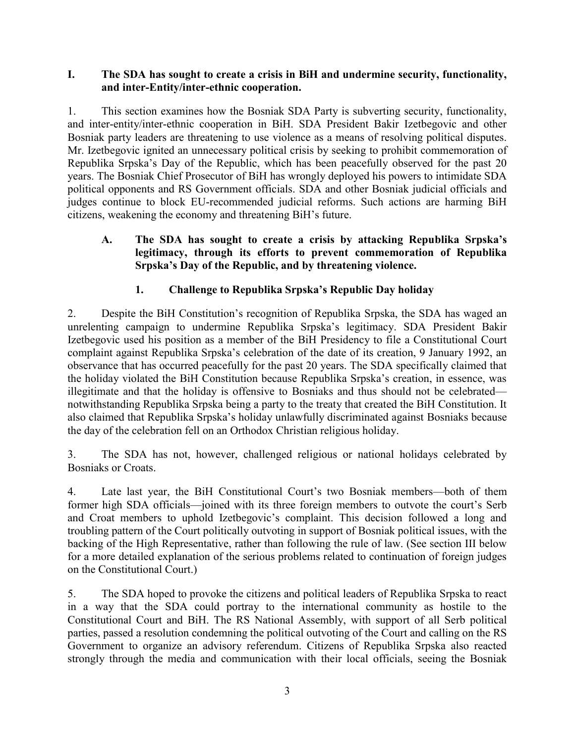## I. The SDA has sought to create a crisis in BiH and undermine security, functionality, and inter-Entity/inter-ethnic cooperation.

1. This section examines how the Bosniak SDA Party is subverting security, functionality, and inter-entity/inter-ethnic cooperation in BiH. SDA President Bakir Izetbegovic and other Bosniak party leaders are threatening to use violence as a means of resolving political disputes. Mr. Izetbegovic ignited an unnecessary political crisis by seeking to prohibit commemoration of Republika Srpska's Day of the Republic, which has been peacefully observed for the past 20 years. The Bosniak Chief Prosecutor of BiH has wrongly deployed his powers to intimidate SDA political opponents and RS Government officials. SDA and other Bosniak judicial officials and judges continue to block EU-recommended judicial reforms. Such actions are harming BiH citizens, weakening the economy and threatening BiH's future.

### A. The SDA has sought to create a crisis by attacking Republika Srpska's legitimacy, through its efforts to prevent commemoration of Republika Srpska's Day of the Republic, and by threatening violence.

#### 1. Challenge to Republika Srpska's Republic Day holiday

2. Despite the BiH Constitution's recognition of Republika Srpska, the SDA has waged an unrelenting campaign to undermine Republika Srpska's legitimacy. SDA President Bakir Izetbegovic used his position as a member of the BiH Presidency to file a Constitutional Court complaint against Republika Srpska's celebration of the date of its creation, 9 January 1992, an observance that has occurred peacefully for the past 20 years. The SDA specifically claimed that the holiday violated the BiH Constitution because Republika Srpska's creation, in essence, was illegitimate and that the holiday is offensive to Bosniaks and thus should not be celebrated—notwithstanding Republika Srpska being a party to the treaty that created the BiH Constitution. It also claimed that Republika Srpska's holiday unlawfully discriminated against Bosniaks because the day of the celebration fell on an Orthodox Christian religious holiday.

3. The SDA has not, however, challenged religious or national holidays celebrated by Bosniaks or Croats.

4. Late last year, the BiH Constitutional Court's two Bosniak members—both of them former high SDA officials—joined with its three foreign members to outvote the court's Serb and Croat members to uphold Izetbegovic's complaint. This decision followed a long and troubling pattern of the Court politically outvoting in support of Bosniak political issues, with the backing of the High Representative, rather than following the rule of law. (See section III below for a more detailed explanation of the serious problems related to continuation of foreign judges on the Constitutional Court.)

5. The SDA hoped to provoke the citizens and political leaders of Republika Srpska to react in a way that the SDA could portray to the international community as hostile to the Constitutional Court and BiH. The RS National Assembly, with support of all Serb political parties, passed a resolution condemning the political outvoting of the Court and calling on the RS Government to organize an advisory referendum. Citizens of Republika Srpska also reacted strongly through the media and communication with their local officials, seeing the Bosniak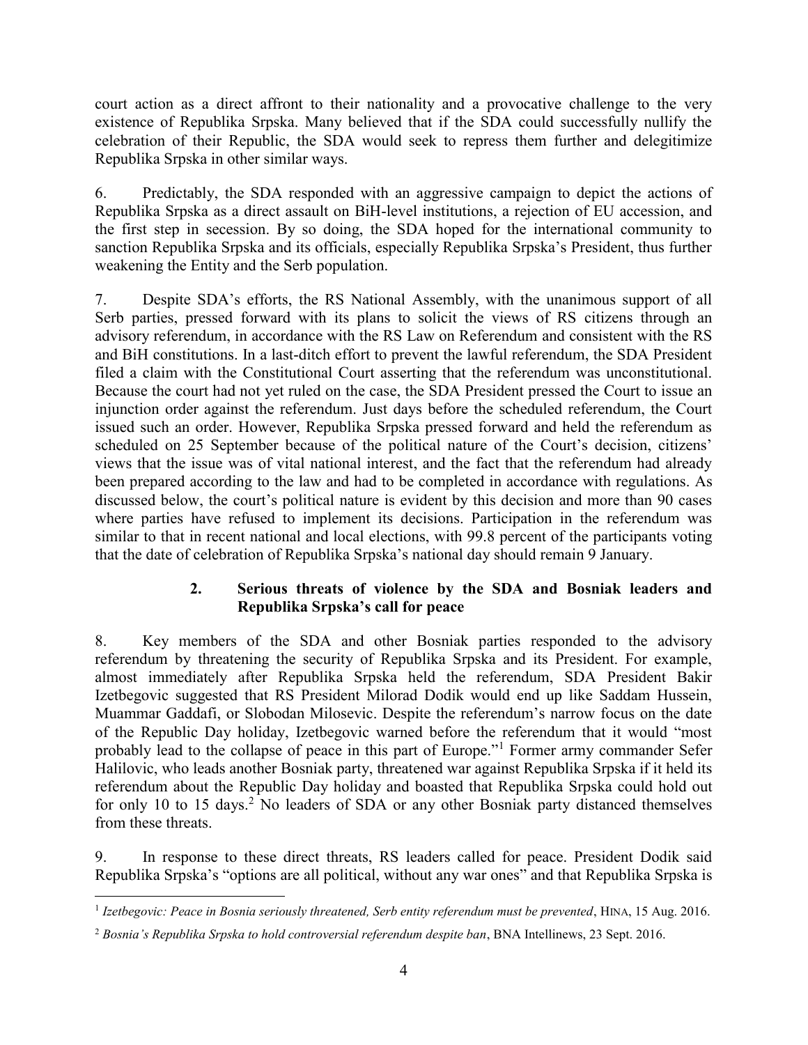court action as a direct affront to their nationality and a provocative challenge to the very existence of Republika Srpska. Many believed that if the SDA could successfully nullify the celebration of their Republic, the SDA would seek to repress them further and delegitimize Republika Srpska in other similar ways.

6. Predictably, the SDA responded with an aggressive campaign to depict the actions of Republika Srpska as a direct assault on BiH-level institutions, a rejection of EU accession, and the first step in secession. By so doing, the SDA hoped for the international community to sanction Republika Srpska and its officials, especially Republika Srpska's President, thus further weakening the Entity and the Serb population.

7. Despite SDA's efforts, the RS National Assembly, with the unanimous support of all Serb parties, pressed forward with its plans to solicit the views of RS citizens through an advisory referendum, in accordance with the RS Law on Referendum and consistent with the RS and BiH constitutions. In a last-ditch effort to prevent the lawful referendum, the SDA President filed a claim with the Constitutional Court asserting that the referendum was unconstitutional. Because the court had not yet ruled on the case, the SDA President pressed the Court to issue an injunction order against the referendum. Just days before the scheduled referendum, the Court issued such an order. However, Republika Srpska pressed forward and held the referendum as scheduled on 25 September because of the political nature of the Court's decision, citizens' views that the issue was of vital national interest, and the fact that the referendum had already been prepared according to the law and had to be completed in accordance with regulations. As discussed below, the court's political nature is evident by this decision and more than 90 cases where parties have refused to implement its decisions. Participation in the referendum was similar to that in recent national and local elections, with 99.8 percent of the participants voting that the date of celebration of Republika Srpska's national day should remain 9 January.

### 2. Serious threats of violence by the SDA and Bosniak leaders and Republika Srpska's call for peace

8. Key members of the SDA and other Bosniak parties responded to the advisory referendum by threatening the security of Republika Srpska and its President. For example, almost immediately after Republika Srpska held the referendum, SDA President Bakir Izetbegovic suggested that RS President Milorad Dodik would end up like Saddam Hussein, Muammar Gaddafi, or Slobodan Milosevic. Despite the referendum's narrow focus on the date of the Republic Day holiday, Izetbegovic warned before the referendum that it would "most probably lead to the collapse of peace in this part of Europe."[1] Former army commander Sefer Halilovic, who leads another Bosniak party, threatened war against Republika Srpska if it held its referendum about the Republic Day holiday and boasted that Republika Srpska could hold out for only 10 to 15 days.[2] No leaders of SDA or any other Bosniak party distanced themselves from these threats.

9. In response to these direct threats, RS leaders called for peace. President Dodik said Republika Srpska's "options are all political, without any war ones" and that Republika Srpska is

---

[1] *Izetbegovic: Peace in Bosnia seriously threatened, Serb entity referendum must be prevented*, HINA, 15 Aug. 2016.

[2] *Bosnia's Republika Srpska to hold controversial referendum despite ban*, BNA Intellinews, 23 Sept. 2016.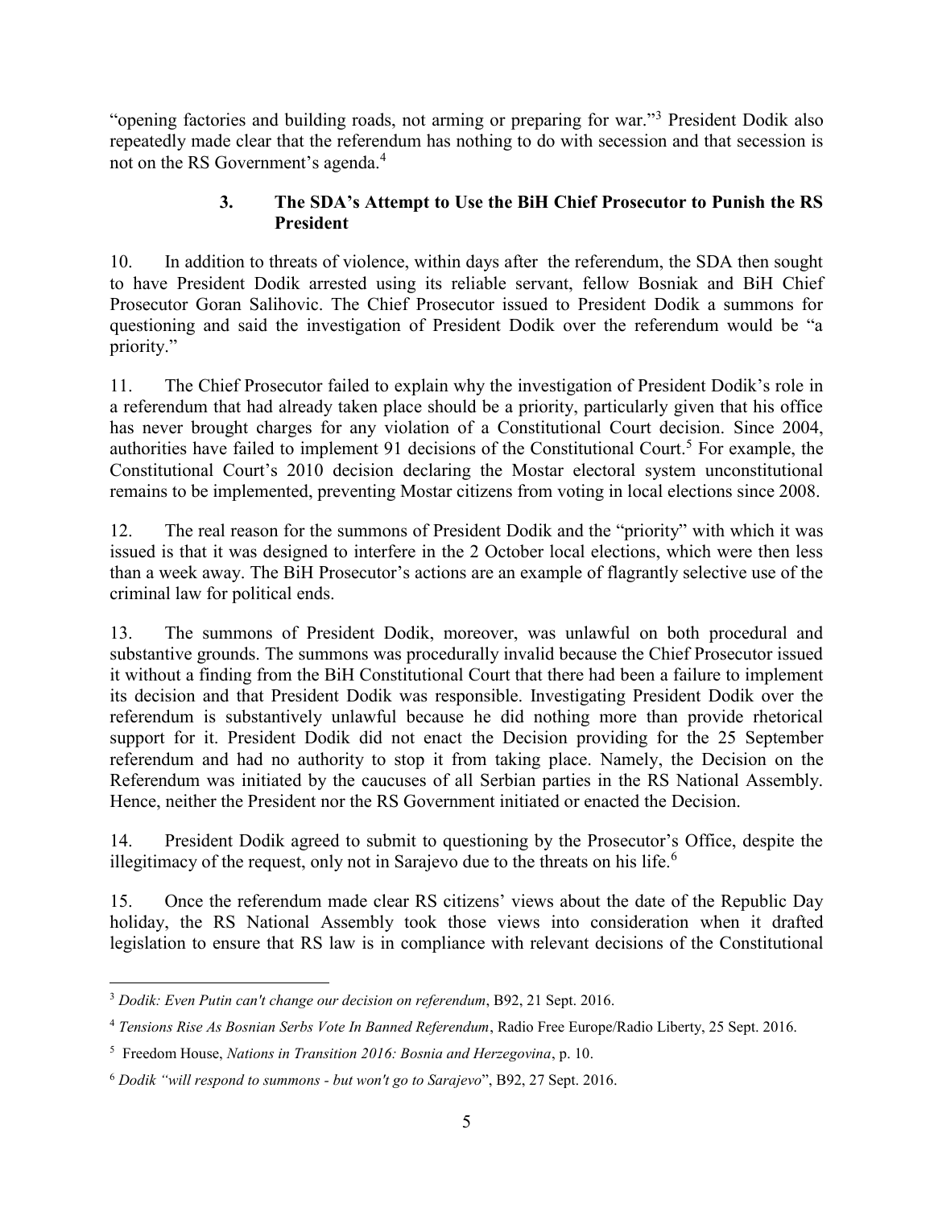"opening factories and building roads, not arming or preparing for war."[3] President Dodik also repeatedly made clear that the referendum has nothing to do with secession and that secession is not on the RS Government's agenda.[4]

### 3. The SDA's Attempt to Use the BiH Chief Prosecutor to Punish the RS President

10. In addition to threats of violence, within days after the referendum, the SDA then sought to have President Dodik arrested using its reliable servant, fellow Bosniak and BiH Chief Prosecutor Goran Salihovic. The Chief Prosecutor issued to President Dodik a summons for questioning and said the investigation of President Dodik over the referendum would be "a priority."

11. The Chief Prosecutor failed to explain why the investigation of President Dodik's role in a referendum that had already taken place should be a priority, particularly given that his office has never brought charges for any violation of a Constitutional Court decision. Since 2004, authorities have failed to implement 91 decisions of the Constitutional Court.[5] For example, the Constitutional Court's 2010 decision declaring the Mostar electoral system unconstitutional remains to be implemented, preventing Mostar citizens from voting in local elections since 2008.

12. The real reason for the summons of President Dodik and the "priority" with which it was issued is that it was designed to interfere in the 2 October local elections, which were then less than a week away. The BiH Prosecutor's actions are an example of flagrantly selective use of the criminal law for political ends.

13. The summons of President Dodik, moreover, was unlawful on both procedural and substantive grounds. The summons was procedurally invalid because the Chief Prosecutor issued it without a finding from the BiH Constitutional Court that there had been a failure to implement its decision and that President Dodik was responsible. Investigating President Dodik over the referendum is substantively unlawful because he did nothing more than provide rhetorical support for it. President Dodik did not enact the Decision providing for the 25 September referendum and had no authority to stop it from taking place. Namely, the Decision on the Referendum was initiated by the caucuses of all Serbian parties in the RS National Assembly. Hence, neither the President nor the RS Government initiated or enacted the Decision.

14. President Dodik agreed to submit to questioning by the Prosecutor's Office, despite the illegitimacy of the request, only not in Sarajevo due to the threats on his life.[6]

15. Once the referendum made clear RS citizens' views about the date of the Republic Day holiday, the RS National Assembly took those views into consideration when it drafted legislation to ensure that RS law is in compliance with relevant decisions of the Constitutional

---

[3] *Dodik: Even Putin can't change our decision on referendum*, B92, 21 Sept. 2016.

[4] *Tensions Rise As Bosnian Serbs Vote In Banned Referendum*, Radio Free Europe/Radio Liberty, 25 Sept. 2016.

[5] Freedom House, *Nations in Transition 2016: Bosnia and Herzegovina*, p. 10.

[6] *Dodik "will respond to summons - but won't go to Sarajevo*", B92, 27 Sept. 2016.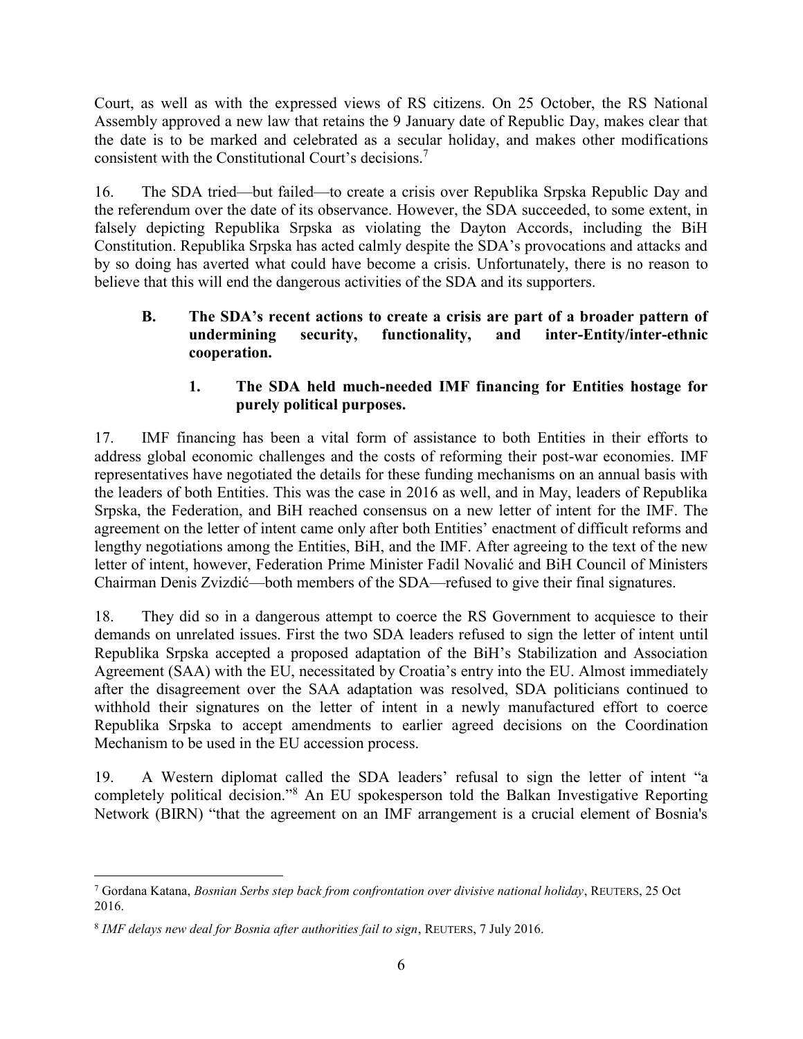Court, as well as with the expressed views of RS citizens. On 25 October, the RS National Assembly approved a new law that retains the 9 January date of Republic Day, makes clear that the date is to be marked and celebrated as a secular holiday, and makes other modifications consistent with the Constitutional Court's decisions.[7]

16. The SDA tried—but failed—to create a crisis over Republika Srpska Republic Day and the referendum over the date of its observance. However, the SDA succeeded, to some extent, in falsely depicting Republika Srpska as violating the Dayton Accords, including the BiH Constitution. Republika Srpska has acted calmly despite the SDA's provocations and attacks and by so doing has averted what could have become a crisis. Unfortunately, there is no reason to believe that this will end the dangerous activities of the SDA and its supporters.

### B. The SDA's recent actions to create a crisis are part of a broader pattern of undermining security, functionality, and inter-Entity/inter-ethnic cooperation.

#### 1. The SDA held much-needed IMF financing for Entities hostage for purely political purposes.

17. IMF financing has been a vital form of assistance to both Entities in their efforts to address global economic challenges and the costs of reforming their post-war economies. IMF representatives have negotiated the details for these funding mechanisms on an annual basis with the leaders of both Entities. This was the case in 2016 as well, and in May, leaders of Republika Srpska, the Federation, and BiH reached consensus on a new letter of intent for the IMF. The agreement on the letter of intent came only after both Entities' enactment of difficult reforms and lengthy negotiations among the Entities, BiH, and the IMF. After agreeing to the text of the new letter of intent, however, Federation Prime Minister Fadil Novalić and BiH Council of Ministers Chairman Denis Zvizdić—both members of the SDA—refused to give their final signatures.

18. They did so in a dangerous attempt to coerce the RS Government to acquiesce to their demands on unrelated issues. First the two SDA leaders refused to sign the letter of intent until Republika Srpska accepted a proposed adaptation of the BiH's Stabilization and Association Agreement (SAA) with the EU, necessitated by Croatia's entry into the EU. Almost immediately after the disagreement over the SAA adaptation was resolved, SDA politicians continued to withhold their signatures on the letter of intent in a newly manufactured effort to coerce Republika Srpska to accept amendments to earlier agreed decisions on the Coordination Mechanism to be used in the EU accession process.

19. A Western diplomat called the SDA leaders' refusal to sign the letter of intent "a completely political decision."[8] An EU spokesperson told the Balkan Investigative Reporting Network (BIRN) "that the agreement on an IMF arrangement is a crucial element of Bosnia's

---

[7] Gordana Katana, *Bosnian Serbs step back from confrontation over divisive national holiday*, Reuters, 25 Oct 2016.

[8] *IMF delays new deal for Bosnia after authorities fail to sign*, Reuters, 7 July 2016.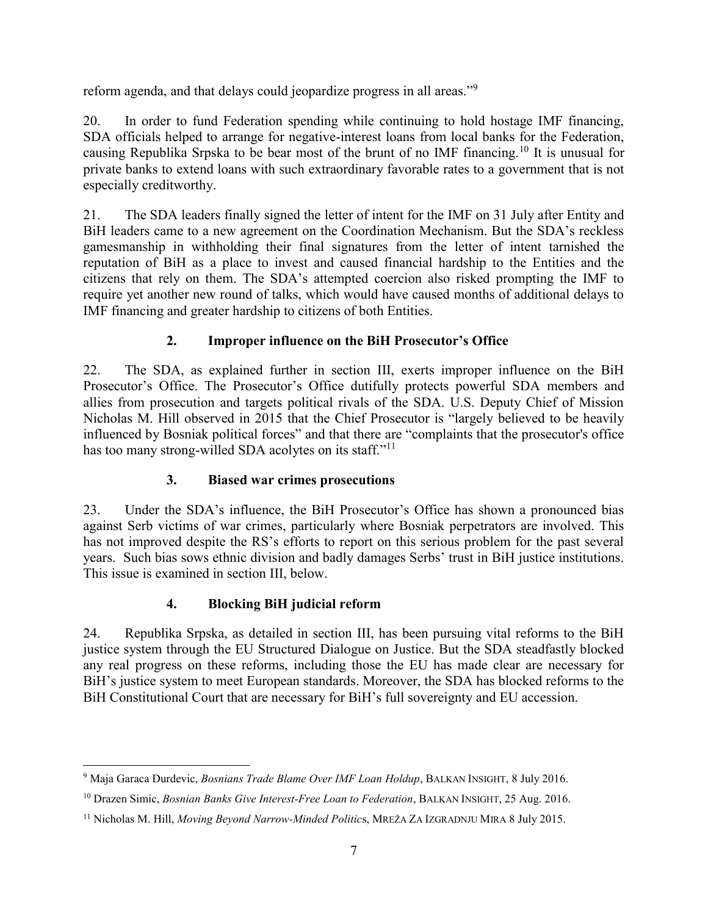reform agenda, and that delays could jeopardize progress in all areas."[9]

20. In order to fund Federation spending while continuing to hold hostage IMF financing, SDA officials helped to arrange for negative-interest loans from local banks for the Federation, causing Republika Srpska to be bear most of the brunt of no IMF financing.[10] It is unusual for private banks to extend loans with such extraordinary favorable rates to a government that is not especially creditworthy.

21. The SDA leaders finally signed the letter of intent for the IMF on 31 July after Entity and BiH leaders came to a new agreement on the Coordination Mechanism. But the SDA's reckless gamesmanship in withholding their final signatures from the letter of intent tarnished the reputation of BiH as a place to invest and caused financial hardship to the Entities and the citizens that rely on them. The SDA's attempted coercion also risked prompting the IMF to require yet another new round of talks, which would have caused months of additional delays to IMF financing and greater hardship to citizens of both Entities.

### 2. Improper influence on the BiH Prosecutor's Office

22. The SDA, as explained further in section III, exerts improper influence on the BiH Prosecutor's Office. The Prosecutor's Office dutifully protects powerful SDA members and allies from prosecution and targets political rivals of the SDA. U.S. Deputy Chief of Mission Nicholas M. Hill observed in 2015 that the Chief Prosecutor is "largely believed to be heavily influenced by Bosniak political forces" and that there are "complaints that the prosecutor's office has too many strong-willed SDA acolytes on its staff."[11]

### 3. Biased war crimes prosecutions

23. Under the SDA's influence, the BiH Prosecutor's Office has shown a pronounced bias against Serb victims of war crimes, particularly where Bosniak perpetrators are involved. This has not improved despite the RS's efforts to report on this serious problem for the past several years. Such bias sows ethnic division and badly damages Serbs' trust in BiH justice institutions. This issue is examined in section III, below.

### 4. Blocking BiH judicial reform

24. Republika Srpska, as detailed in section III, has been pursuing vital reforms to the BiH justice system through the EU Structured Dialogue on Justice. But the SDA steadfastly blocked any real progress on these reforms, including those the EU has made clear are necessary for BiH's justice system to meet European standards. Moreover, the SDA has blocked reforms to the BiH Constitutional Court that are necessary for BiH's full sovereignty and EU accession.

---

[9] Maja Garaca Durdevic, *Bosnians Trade Blame Over IMF Loan Holdup*, BALKAN INSIGHT, 8 July 2016.

[10] Drazen Simic, *Bosnian Banks Give Interest-Free Loan to Federation*, BALKAN INSIGHT, 25 Aug. 2016.

[11] Nicholas M. Hill, *Moving Beyond Narrow-Minded Politics*, MREŽA ZA IZGRADNJU MIRA 8 July 2015.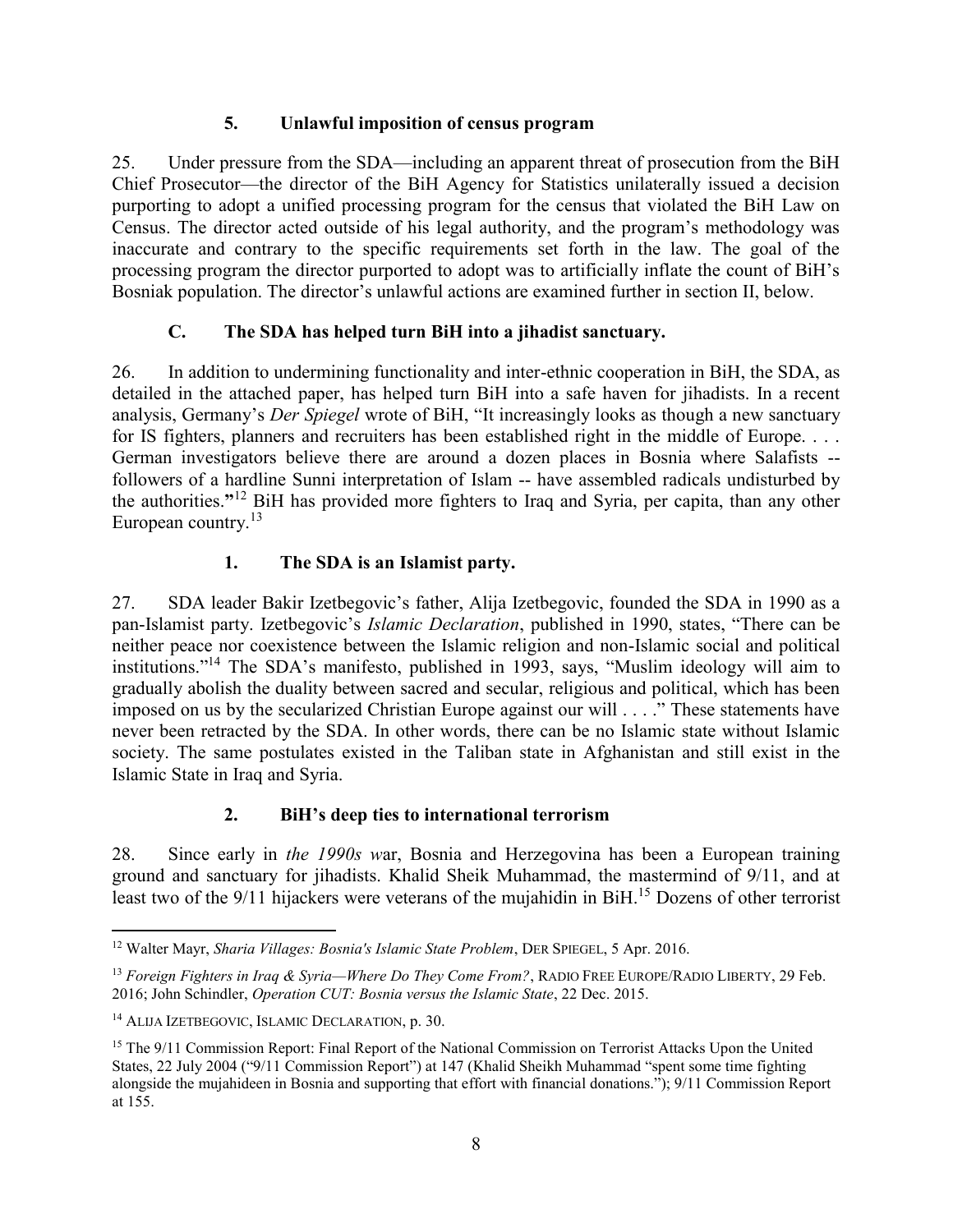### 5. Unlawful imposition of census program

25. Under pressure from the SDA—including an apparent threat of prosecution from the BiH Chief Prosecutor—the director of the BiH Agency for Statistics unilaterally issued a decision purporting to adopt a unified processing program for the census that violated the BiH Law on Census. The director acted outside of his legal authority, and the program's methodology was inaccurate and contrary to the specific requirements set forth in the law. The goal of the processing program the director purported to adopt was to artificially inflate the count of BiH's Bosniak population. The director's unlawful actions are examined further in section II, below.

## C. The SDA has helped turn BiH into a jihadist sanctuary.

26. In addition to undermining functionality and inter-ethnic cooperation in BiH, the SDA, as detailed in the attached paper, has helped turn BiH into a safe haven for jihadists. In a recent analysis, Germany's *Der Spiegel* wrote of BiH, "It increasingly looks as though a new sanctuary for IS fighters, planners and recruiters has been established right in the middle of Europe. . . . German investigators believe there are around a dozen places in Bosnia where Salafists -- followers of a hardline Sunni interpretation of Islam -- have assembled radicals undisturbed by the authorities."[12] BiH has provided more fighters to Iraq and Syria, per capita, than any other European country.[13]

### 1. The SDA is an Islamist party.

27. SDA leader Bakir Izetbegovic's father, Alija Izetbegovic, founded the SDA in 1990 as a pan-Islamist party. Izetbegovic's *Islamic Declaration*, published in 1990, states, "There can be neither peace nor coexistence between the Islamic religion and non-Islamic social and political institutions."[14] The SDA's manifesto, published in 1993, says, "Muslim ideology will aim to gradually abolish the duality between sacred and secular, religious and political, which has been imposed on us by the secularized Christian Europe against our will . . . ." These statements have never been retracted by the SDA. In other words, there can be no Islamic state without Islamic society. The same postulates existed in the Taliban state in Afghanistan and still exist in the Islamic State in Iraq and Syria.

### 2. BiH's deep ties to international terrorism

28. Since early in *the 1990s w*ar, Bosnia and Herzegovina has been a European training ground and sanctuary for jihadists. Khalid Sheik Muhammad, the mastermind of 9/11, and at least two of the 9/11 hijackers were veterans of the mujahidin in BiH.[15] Dozens of other terrorist

---

[12] Walter Mayr, *Sharia Villages: Bosnia's Islamic State Problem*, DER SPIEGEL, 5 Apr. 2016.

[13] *Foreign Fighters in Iraq & Syria—Where Do They Come From?*, RADIO FREE EUROPE/RADIO LIBERTY, 29 Feb. 2016; John Schindler, *Operation CUT: Bosnia versus the Islamic State*, 22 Dec. 2015.

[14] ALIJA IZETBEGOVIC, ISLAMIC DECLARATION, p. 30.

[15] The 9/11 Commission Report: Final Report of the National Commission on Terrorist Attacks Upon the United States, 22 July 2004 ("9/11 Commission Report") at 147 (Khalid Sheikh Muhammad "spent some time fighting alongside the mujahideen in Bosnia and supporting that effort with financial donations."); 9/11 Commission Report at 155.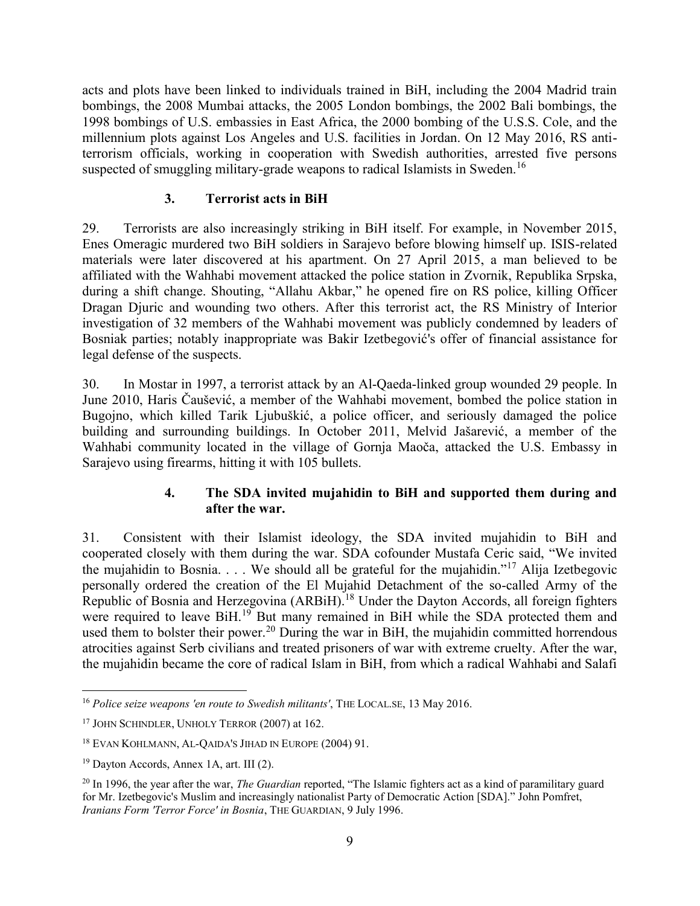acts and plots have been linked to individuals trained in BiH, including the 2004 Madrid train bombings, the 2008 Mumbai attacks, the 2005 London bombings, the 2002 Bali bombings, the 1998 bombings of U.S. embassies in East Africa, the 2000 bombing of the U.S.S. Cole, and the millennium plots against Los Angeles and U.S. facilities in Jordan. On 12 May 2016, RS anti-terrorism officials, working in cooperation with Swedish authorities, arrested five persons suspected of smuggling military-grade weapons to radical Islamists in Sweden.[16]

### 3. Terrorist acts in BiH

29. Terrorists are also increasingly striking in BiH itself. For example, in November 2015, Enes Omeragic murdered two BiH soldiers in Sarajevo before blowing himself up. ISIS-related materials were later discovered at his apartment. On 27 April 2015, a man believed to be affiliated with the Wahhabi movement attacked the police station in Zvornik, Republika Srpska, during a shift change. Shouting, "Allahu Akbar," he opened fire on RS police, killing Officer Dragan Djuric and wounding two others. After this terrorist act, the RS Ministry of Interior investigation of 32 members of the Wahhabi movement was publicly condemned by leaders of Bosniak parties; notably inappropriate was Bakir Izetbegović's offer of financial assistance for legal defense of the suspects.

30. In Mostar in 1997, a terrorist attack by an Al-Qaeda-linked group wounded 29 people. In June 2010, Haris Čaušević, a member of the Wahhabi movement, bombed the police station in Bugojno, which killed Tarik Ljubuškić, a police officer, and seriously damaged the police building and surrounding buildings. In October 2011, Melvid Jašarević, a member of the Wahhabi community located in the village of Gornja Maoča, attacked the U.S. Embassy in Sarajevo using firearms, hitting it with 105 bullets.

### 4. The SDA invited mujahidin to BiH and supported them during and after the war.

31. Consistent with their Islamist ideology, the SDA invited mujahidin to BiH and cooperated closely with them during the war. SDA cofounder Mustafa Ceric said, "We invited the mujahidin to Bosnia. . . . We should all be grateful for the mujahidin."[17] Alija Izetbegovic personally ordered the creation of the El Mujahid Detachment of the so-called Army of the Republic of Bosnia and Herzegovina (ARBiH).[18] Under the Dayton Accords, all foreign fighters were required to leave BiH.[19] But many remained in BiH while the SDA protected them and used them to bolster their power.[20] During the war in BiH, the mujahidin committed horrendous atrocities against Serb civilians and treated prisoners of war with extreme cruelty. After the war, the mujahidin became the core of radical Islam in BiH, from which a radical Wahhabi and Salafi

---

[16] *Police seize weapons 'en route to Swedish militants'*, THE LOCAL.SE, 13 May 2016.

[17] JOHN SCHINDLER, UNHOLY TERROR (2007) at 162.

[18] EVAN KOHLMANN, AL-QAIDA'S JIHAD IN EUROPE (2004) 91.

[19] Dayton Accords, Annex 1A, art. III (2).

[20] In 1996, the year after the war, *The Guardian* reported, "The Islamic fighters act as a kind of paramilitary guard for Mr. Izetbegovic's Muslim and increasingly nationalist Party of Democratic Action [SDA]." John Pomfret, *Iranians Form 'Terror Force' in Bosnia*, THE GUARDIAN, 9 July 1996.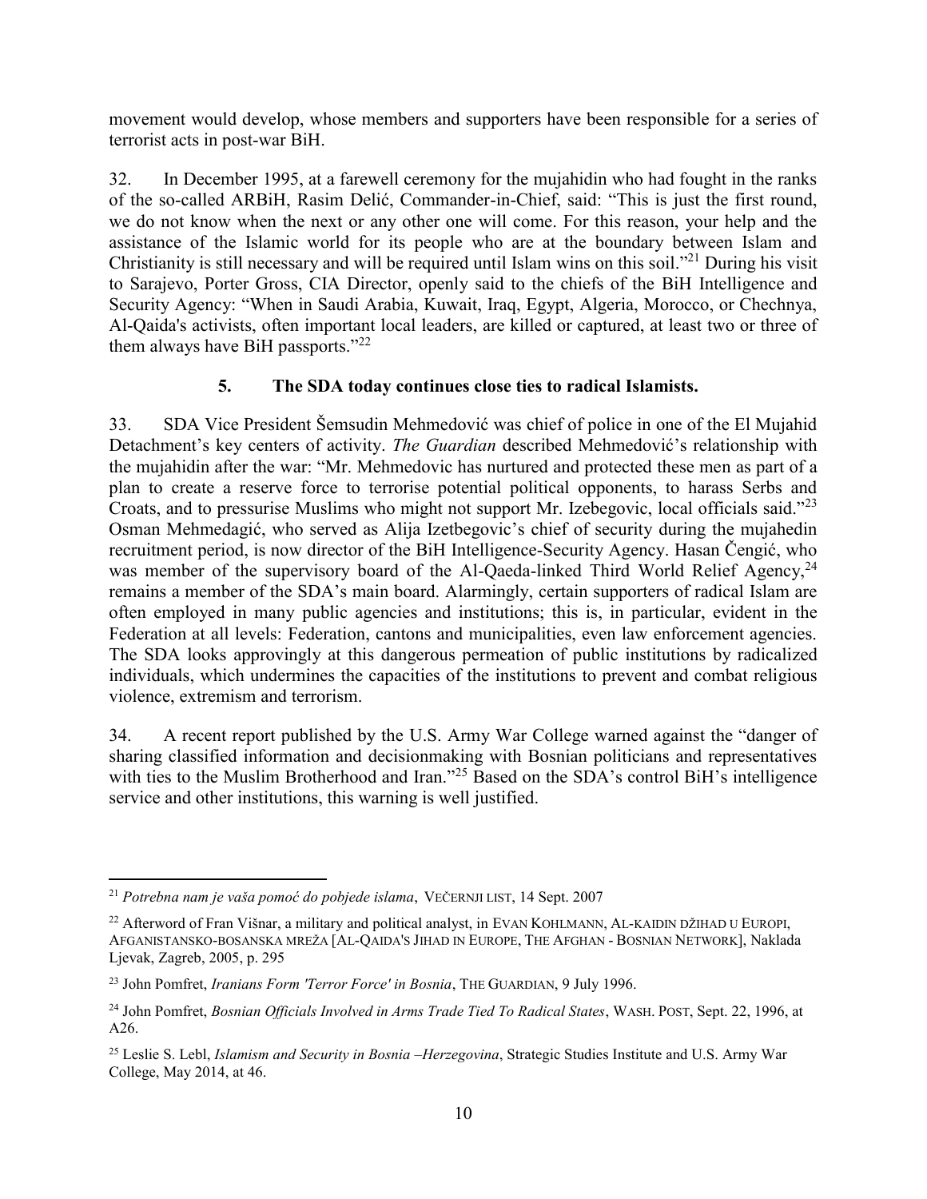movement would develop, whose members and supporters have been responsible for a series of terrorist acts in post-war BiH.

32. In December 1995, at a farewell ceremony for the mujahidin who had fought in the ranks of the so-called ARBiH, Rasim Delić, Commander-in-Chief, said: "This is just the first round, we do not know when the next or any other one will come. For this reason, your help and the assistance of the Islamic world for its people who are at the boundary between Islam and Christianity is still necessary and will be required until Islam wins on this soil."[21] During his visit to Sarajevo, Porter Gross, CIA Director, openly said to the chiefs of the BiH Intelligence and Security Agency: "When in Saudi Arabia, Kuwait, Iraq, Egypt, Algeria, Morocco, or Chechnya, Al-Qaida's activists, often important local leaders, are killed or captured, at least two or three of them always have BiH passports."[22]

### 5. The SDA today continues close ties to radical Islamists.

33. SDA Vice President Šemsudin Mehmedović was chief of police in one of the El Mujahid Detachment's key centers of activity. *The Guardian* described Mehmedović's relationship with the mujahidin after the war: "Mr. Mehmedovic has nurtured and protected these men as part of a plan to create a reserve force to terrorise potential political opponents, to harass Serbs and Croats, and to pressurise Muslims who might not support Mr. Izebegovic, local officials said."[23] Osman Mehmedagić, who served as Alija Izetbegovic's chief of security during the mujahedin recruitment period, is now director of the BiH Intelligence-Security Agency. Hasan Čengić, who was member of the supervisory board of the Al-Qaeda-linked Third World Relief Agency,[24] remains a member of the SDA's main board. Alarmingly, certain supporters of radical Islam are often employed in many public agencies and institutions; this is, in particular, evident in the Federation at all levels: Federation, cantons and municipalities, even law enforcement agencies. The SDA looks approvingly at this dangerous permeation of public institutions by radicalized individuals, which undermines the capacities of the institutions to prevent and combat religious violence, extremism and terrorism.

34. A recent report published by the U.S. Army War College warned against the "danger of sharing classified information and decisionmaking with Bosnian politicians and representatives with ties to the Muslim Brotherhood and Iran."[25] Based on the SDA's control BiH's intelligence service and other institutions, this warning is well justified.

---

[21] *Potrebna nam je vaša pomoć do pobjede islama*, VEČERNJI LIST, 14 Sept. 2007

[22] Afterword of Fran Višnar, a military and political analyst, in EVAN KOHLMANN, AL-KAIDIN DŽIHAD U EUROPI, AFGANISTANSKO-BOSANSKA MREŽA [AL-QAIDA'S JIHAD IN EUROPE, THE AFGHAN - BOSNIAN NETWORK], Naklada Ljevak, Zagreb, 2005, p. 295

[23] John Pomfret, *Iranians Form 'Terror Force' in Bosnia*, THE GUARDIAN, 9 July 1996.

[24] John Pomfret, *Bosnian Officials Involved in Arms Trade Tied To Radical States*, WASH. POST, Sept. 22, 1996, at A26.

[25] Leslie S. Lebl, *Islamism and Security in Bosnia –Herzegovina*, Strategic Studies Institute and U.S. Army War College, May 2014, at 46.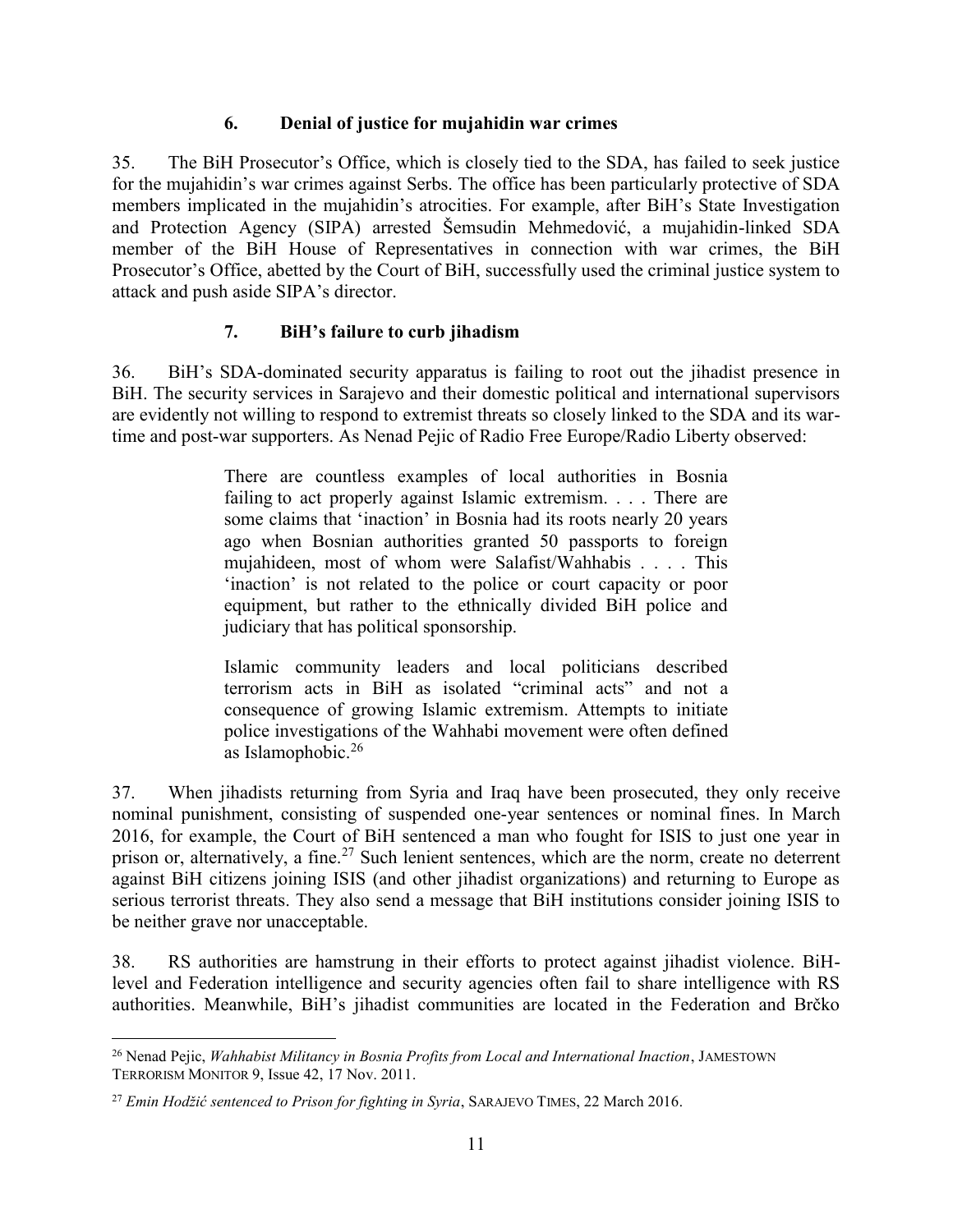### 6. Denial of justice for mujahidin war crimes

35. The BiH Prosecutor's Office, which is closely tied to the SDA, has failed to seek justice for the mujahidin's war crimes against Serbs. The office has been particularly protective of SDA members implicated in the mujahidin's atrocities. For example, after BiH's State Investigation and Protection Agency (SIPA) arrested Šemsudin Mehmedović, a mujahidin-linked SDA member of the BiH House of Representatives in connection with war crimes, the BiH Prosecutor's Office, abetted by the Court of BiH, successfully used the criminal justice system to attack and push aside SIPA's director.

### 7. BiH's failure to curb jihadism

36. BiH's SDA-dominated security apparatus is failing to root out the jihadist presence in BiH. The security services in Sarajevo and their domestic political and international supervisors are evidently not willing to respond to extremist threats so closely linked to the SDA and its war-time and post-war supporters. As Nenad Pejic of Radio Free Europe/Radio Liberty observed:

> There are countless examples of local authorities in Bosnia failing to act properly against Islamic extremism. . . . There are some claims that 'inaction' in Bosnia had its roots nearly 20 years ago when Bosnian authorities granted 50 passports to foreign mujahideen, most of whom were Salafist/Wahhabis . . . . This 'inaction' is not related to the police or court capacity or poor equipment, but rather to the ethnically divided BiH police and judiciary that has political sponsorship.
>
> Islamic community leaders and local politicians described terrorism acts in BiH as isolated "criminal acts" and not a consequence of growing Islamic extremism. Attempts to initiate police investigations of the Wahhabi movement were often defined as Islamophobic.[26]

37. When jihadists returning from Syria and Iraq have been prosecuted, they only receive nominal punishment, consisting of suspended one-year sentences or nominal fines. In March 2016, for example, the Court of BiH sentenced a man who fought for ISIS to just one year in prison or, alternatively, a fine.[27] Such lenient sentences, which are the norm, create no deterrent against BiH citizens joining ISIS (and other jihadist organizations) and returning to Europe as serious terrorist threats. They also send a message that BiH institutions consider joining ISIS to be neither grave nor unacceptable.

38. RS authorities are hamstrung in their efforts to protect against jihadist violence. BiH-level and Federation intelligence and security agencies often fail to share intelligence with RS authorities. Meanwhile, BiH's jihadist communities are located in the Federation and Brčko

---

[26] Nenad Pejic, *Wahhabist Militancy in Bosnia Profits from Local and International Inaction*, JAMESTOWN TERRORISM MONITOR 9, Issue 42, 17 Nov. 2011.

[27] *Emin Hodžić sentenced to Prison for fighting in Syria*, SARAJEVO TIMES, 22 March 2016.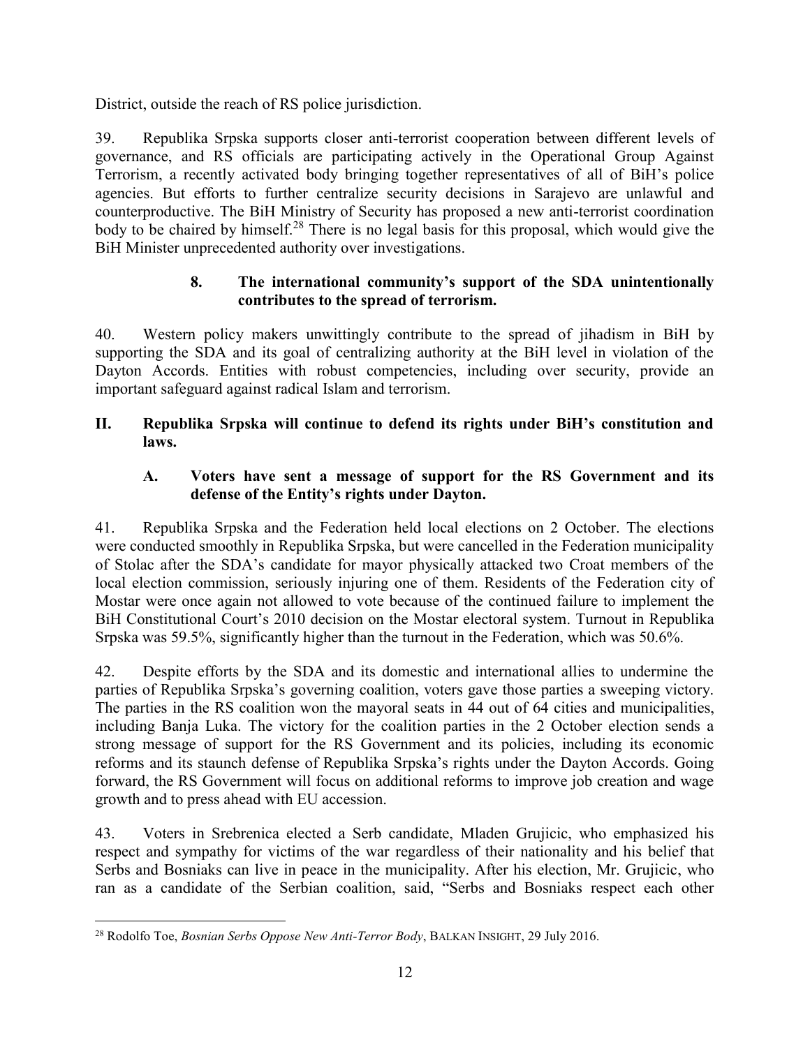District, outside the reach of RS police jurisdiction.

39. Republika Srpska supports closer anti-terrorist cooperation between different levels of governance, and RS officials are participating actively in the Operational Group Against Terrorism, a recently activated body bringing together representatives of all of BiH's police agencies. But efforts to further centralize security decisions in Sarajevo are unlawful and counterproductive. The BiH Ministry of Security has proposed a new anti-terrorist coordination body to be chaired by himself.[28] There is no legal basis for this proposal, which would give the BiH Minister unprecedented authority over investigations.

### 8. The international community's support of the SDA unintentionally contributes to the spread of terrorism.

40. Western policy makers unwittingly contribute to the spread of jihadism in BiH by supporting the SDA and its goal of centralizing authority at the BiH level in violation of the Dayton Accords. Entities with robust competencies, including over security, provide an important safeguard against radical Islam and terrorism.

## II. Republika Srpska will continue to defend its rights under BiH's constitution and laws.

### A. Voters have sent a message of support for the RS Government and its defense of the Entity's rights under Dayton.

41. Republika Srpska and the Federation held local elections on 2 October. The elections were conducted smoothly in Republika Srpska, but were cancelled in the Federation municipality of Stolac after the SDA's candidate for mayor physically attacked two Croat members of the local election commission, seriously injuring one of them. Residents of the Federation city of Mostar were once again not allowed to vote because of the continued failure to implement the BiH Constitutional Court's 2010 decision on the Mostar electoral system. Turnout in Republika Srpska was 59.5%, significantly higher than the turnout in the Federation, which was 50.6%.

42. Despite efforts by the SDA and its domestic and international allies to undermine the parties of Republika Srpska's governing coalition, voters gave those parties a sweeping victory. The parties in the RS coalition won the mayoral seats in 44 out of 64 cities and municipalities, including Banja Luka. The victory for the coalition parties in the 2 October election sends a strong message of support for the RS Government and its policies, including its economic reforms and its staunch defense of Republika Srpska's rights under the Dayton Accords. Going forward, the RS Government will focus on additional reforms to improve job creation and wage growth and to press ahead with EU accession.

43. Voters in Srebrenica elected a Serb candidate, Mladen Grujicic, who emphasized his respect and sympathy for victims of the war regardless of their nationality and his belief that Serbs and Bosniaks can live in peace in the municipality. After his election, Mr. Grujicic, who ran as a candidate of the Serbian coalition, said, "Serbs and Bosniaks respect each other

---

[28] Rodolfo Toe, *Bosnian Serbs Oppose New Anti-Terror Body*, BALKAN INSIGHT, 29 July 2016.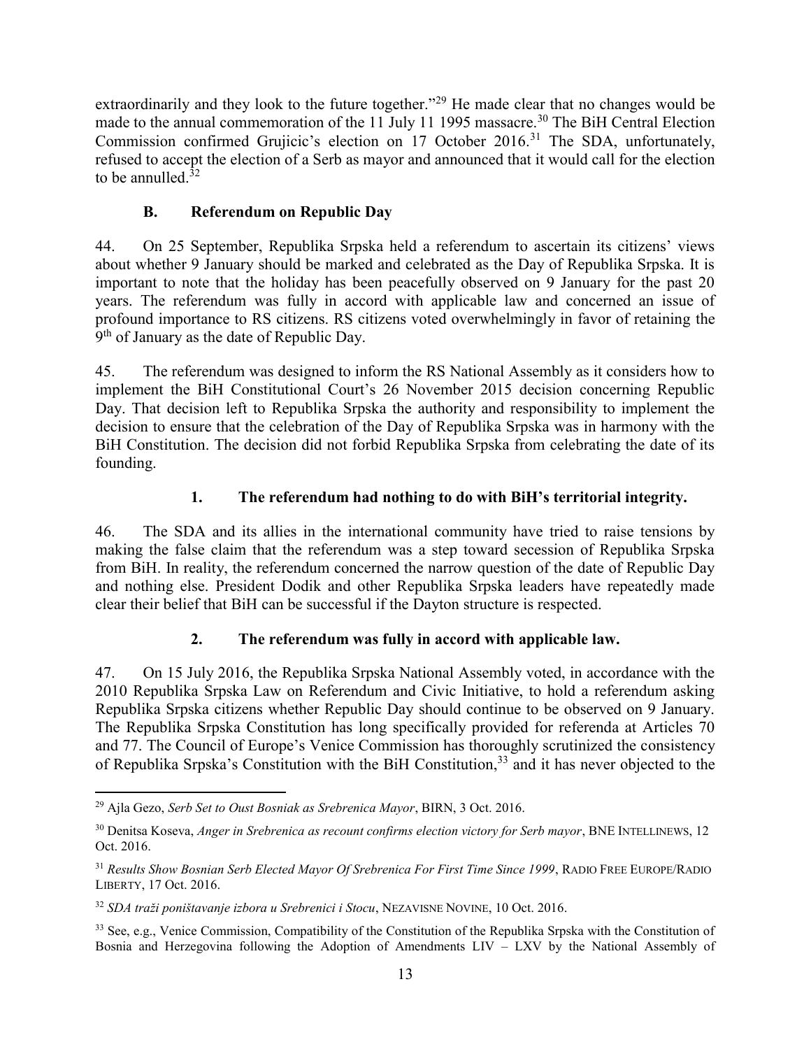extraordinarily and they look to the future together."[29] He made clear that no changes would be made to the annual commemoration of the 11 July 11 1995 massacre.[30] The BiH Central Election Commission confirmed Grujicic's election on 17 October 2016.[31] The SDA, unfortunately, refused to accept the election of a Serb as mayor and announced that it would call for the election to be annulled.[32]

### B. Referendum on Republic Day

44. On 25 September, Republika Srpska held a referendum to ascertain its citizens' views about whether 9 January should be marked and celebrated as the Day of Republika Srpska. It is important to note that the holiday has been peacefully observed on 9 January for the past 20 years. The referendum was fully in accord with applicable law and concerned an issue of profound importance to RS citizens. RS citizens voted overwhelmingly in favor of retaining the 9th of January as the date of Republic Day.

45. The referendum was designed to inform the RS National Assembly as it considers how to implement the BiH Constitutional Court's 26 November 2015 decision concerning Republic Day. That decision left to Republika Srpska the authority and responsibility to implement the decision to ensure that the celebration of the Day of Republika Srpska was in harmony with the BiH Constitution. The decision did not forbid Republika Srpska from celebrating the date of its founding.

#### 1. The referendum had nothing to do with BiH's territorial integrity.

46. The SDA and its allies in the international community have tried to raise tensions by making the false claim that the referendum was a step toward secession of Republika Srpska from BiH. In reality, the referendum concerned the narrow question of the date of Republic Day and nothing else. President Dodik and other Republika Srpska leaders have repeatedly made clear their belief that BiH can be successful if the Dayton structure is respected.

#### 2. The referendum was fully in accord with applicable law.

47. On 15 July 2016, the Republika Srpska National Assembly voted, in accordance with the 2010 Republika Srpska Law on Referendum and Civic Initiative, to hold a referendum asking Republika Srpska citizens whether Republic Day should continue to be observed on 9 January. The Republika Srpska Constitution has long specifically provided for referenda at Articles 70 and 77. The Council of Europe's Venice Commission has thoroughly scrutinized the consistency of Republika Srpska's Constitution with the BiH Constitution,[33] and it has never objected to the

---

[29] Ajla Gezo, *Serb Set to Oust Bosniak as Srebrenica Mayor*, BIRN, 3 Oct. 2016.

[30] Denitsa Koseva, *Anger in Srebrenica as recount confirms election victory for Serb mayor*, BNE INTELLINEWS, 12 Oct. 2016.

[31] *Results Show Bosnian Serb Elected Mayor Of Srebrenica For First Time Since 1999*, RADIO FREE EUROPE/RADIO LIBERTY, 17 Oct. 2016.

[32] *SDA traži poništavanje izbora u Srebrenici i Stocu*, NEZAVISNE NOVINE, 10 Oct. 2016.

[33] See, e.g., Venice Commission, Compatibility of the Constitution of the Republika Srpska with the Constitution of Bosnia and Herzegovina following the Adoption of Amendments LIV – LXV by the National Assembly of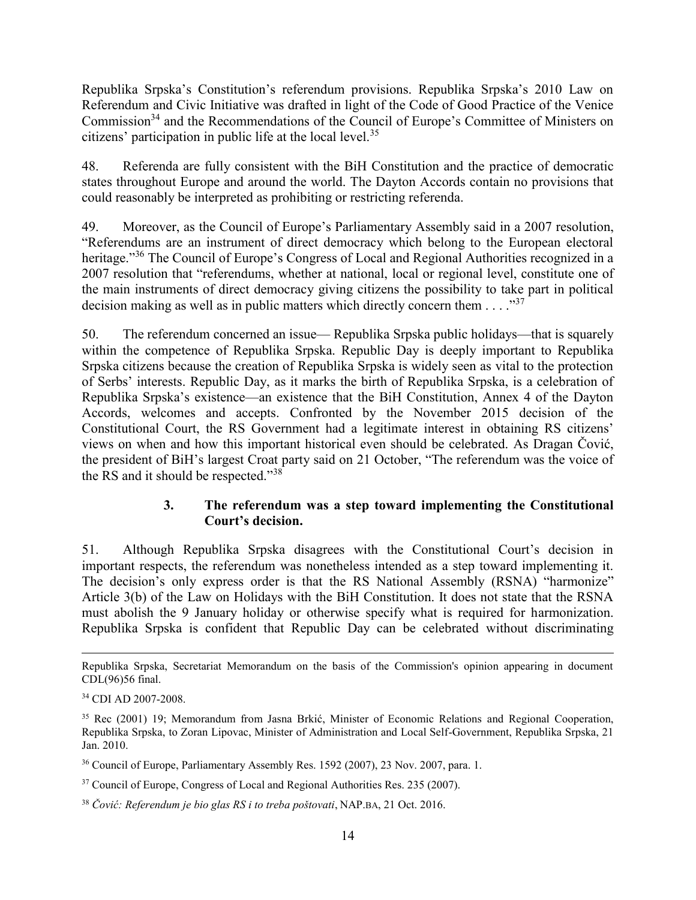Republika Srpska's Constitution's referendum provisions. Republika Srpska's 2010 Law on Referendum and Civic Initiative was drafted in light of the Code of Good Practice of the Venice Commission[34] and the Recommendations of the Council of Europe's Committee of Ministers on citizens' participation in public life at the local level.[35]

48. Referenda are fully consistent with the BiH Constitution and the practice of democratic states throughout Europe and around the world. The Dayton Accords contain no provisions that could reasonably be interpreted as prohibiting or restricting referenda.

49. Moreover, as the Council of Europe's Parliamentary Assembly said in a 2007 resolution, "Referendums are an instrument of direct democracy which belong to the European electoral heritage."[36] The Council of Europe's Congress of Local and Regional Authorities recognized in a 2007 resolution that "referendums, whether at national, local or regional level, constitute one of the main instruments of direct democracy giving citizens the possibility to take part in political decision making as well as in public matters which directly concern them . . . ."[37]

50. The referendum concerned an issue— Republika Srpska public holidays—that is squarely within the competence of Republika Srpska. Republic Day is deeply important to Republika Srpska citizens because the creation of Republika Srpska is widely seen as vital to the protection of Serbs' interests. Republic Day, as it marks the birth of Republika Srpska, is a celebration of Republika Srpska's existence—an existence that the BiH Constitution, Annex 4 of the Dayton Accords, welcomes and accepts. Confronted by the November 2015 decision of the Constitutional Court, the RS Government had a legitimate interest in obtaining RS citizens' views on when and how this important historical even should be celebrated. As Dragan Čović, the president of BiH's largest Croat party said on 21 October, "The referendum was the voice of the RS and it should be respected."[38]

### 3. The referendum was a step toward implementing the Constitutional Court's decision.

51. Although Republika Srpska disagrees with the Constitutional Court's decision in important respects, the referendum was nonetheless intended as a step toward implementing it. The decision's only express order is that the RS National Assembly (RSNA) "harmonize" Article 3(b) of the Law on Holidays with the BiH Constitution. It does not state that the RSNA must abolish the 9 January holiday or otherwise specify what is required for harmonization. Republika Srpska is confident that Republic Day can be celebrated without discriminating

---

Republika Srpska, Secretariat Memorandum on the basis of the Commission's opinion appearing in document CDL(96)56 final.

[34] CDI AD 2007-2008.

[35] Rec (2001) 19; Memorandum from Jasna Brkić, Minister of Economic Relations and Regional Cooperation, Republika Srpska, to Zoran Lipovac, Minister of Administration and Local Self-Government, Republika Srpska, 21 Jan. 2010.

[36] Council of Europe, Parliamentary Assembly Res. 1592 (2007), 23 Nov. 2007, para. 1.

[37] Council of Europe, Congress of Local and Regional Authorities Res. 235 (2007).

[38] *Čović: Referendum je bio glas RS i to treba poštovati*, NAP.BA, 21 Oct. 2016.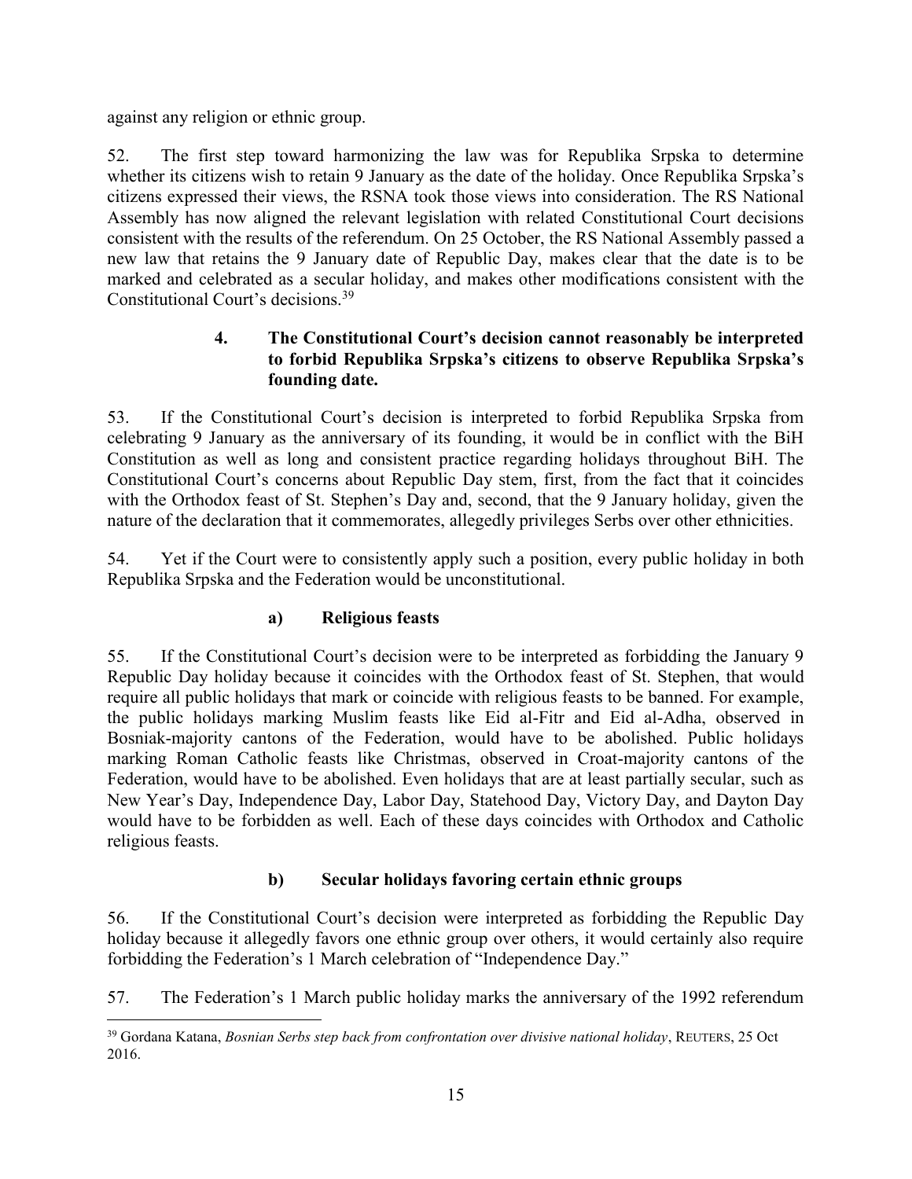against any religion or ethnic group.

52. The first step toward harmonizing the law was for Republika Srpska to determine whether its citizens wish to retain 9 January as the date of the holiday. Once Republika Srpska's citizens expressed their views, the RSNA took those views into consideration. The RS National Assembly has now aligned the relevant legislation with related Constitutional Court decisions consistent with the results of the referendum. On 25 October, the RS National Assembly passed a new law that retains the 9 January date of Republic Day, makes clear that the date is to be marked and celebrated as a secular holiday, and makes other modifications consistent with the Constitutional Court's decisions.[39]

#### 4. The Constitutional Court's decision cannot reasonably be interpreted to forbid Republika Srpska's citizens to observe Republika Srpska's founding date.

53. If the Constitutional Court's decision is interpreted to forbid Republika Srpska from celebrating 9 January as the anniversary of its founding, it would be in conflict with the BiH Constitution as well as long and consistent practice regarding holidays throughout BiH. The Constitutional Court's concerns about Republic Day stem, first, from the fact that it coincides with the Orthodox feast of St. Stephen's Day and, second, that the 9 January holiday, given the nature of the declaration that it commemorates, allegedly privileges Serbs over other ethnicities.

54. Yet if the Court were to consistently apply such a position, every public holiday in both Republika Srpska and the Federation would be unconstitutional.

##### a) Religious feasts

55. If the Constitutional Court's decision were to be interpreted as forbidding the January 9 Republic Day holiday because it coincides with the Orthodox feast of St. Stephen, that would require all public holidays that mark or coincide with religious feasts to be banned. For example, the public holidays marking Muslim feasts like Eid al-Fitr and Eid al-Adha, observed in Bosniak-majority cantons of the Federation, would have to be abolished. Public holidays marking Roman Catholic feasts like Christmas, observed in Croat-majority cantons of the Federation, would have to be abolished. Even holidays that are at least partially secular, such as New Year's Day, Independence Day, Labor Day, Statehood Day, Victory Day, and Dayton Day would have to be forbidden as well. Each of these days coincides with Orthodox and Catholic religious feasts.

##### b) Secular holidays favoring certain ethnic groups

56. If the Constitutional Court's decision were interpreted as forbidding the Republic Day holiday because it allegedly favors one ethnic group over others, it would certainly also require forbidding the Federation's 1 March celebration of "Independence Day."

57. The Federation's 1 March public holiday marks the anniversary of the 1992 referendum

---

[39] Gordana Katana, *Bosnian Serbs step back from confrontation over divisive national holiday*, REUTERS, 25 Oct 2016.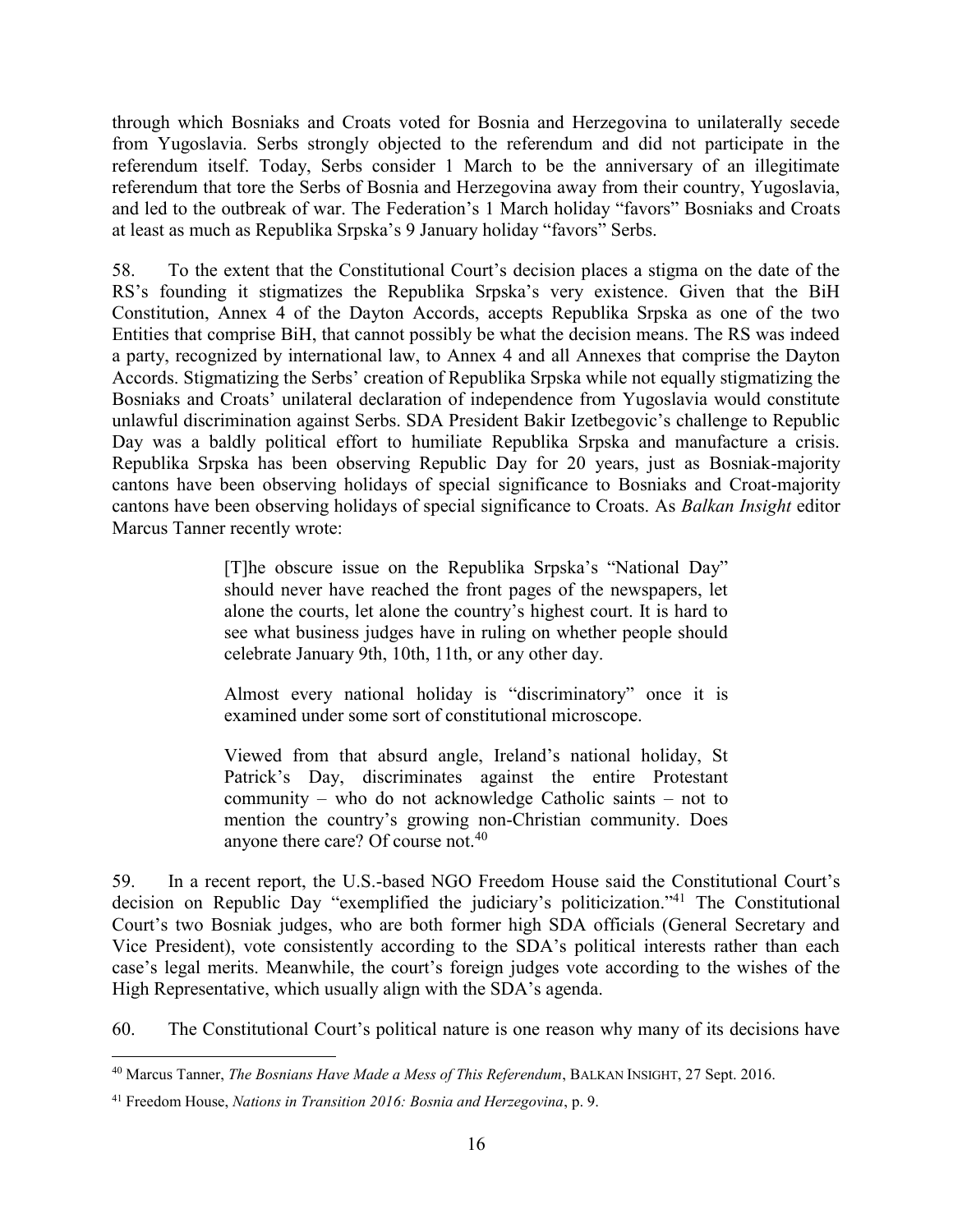through which Bosniaks and Croats voted for Bosnia and Herzegovina to unilaterally secede from Yugoslavia. Serbs strongly objected to the referendum and did not participate in the referendum itself. Today, Serbs consider 1 March to be the anniversary of an illegitimate referendum that tore the Serbs of Bosnia and Herzegovina away from their country, Yugoslavia, and led to the outbreak of war. The Federation's 1 March holiday "favors" Bosniaks and Croats at least as much as Republika Srpska's 9 January holiday "favors" Serbs.

58. To the extent that the Constitutional Court's decision places a stigma on the date of the RS's founding it stigmatizes the Republika Srpska's very existence. Given that the BiH Constitution, Annex 4 of the Dayton Accords, accepts Republika Srpska as one of the two Entities that comprise BiH, that cannot possibly be what the decision means. The RS was indeed a party, recognized by international law, to Annex 4 and all Annexes that comprise the Dayton Accords. Stigmatizing the Serbs' creation of Republika Srpska while not equally stigmatizing the Bosniaks and Croats' unilateral declaration of independence from Yugoslavia would constitute unlawful discrimination against Serbs. SDA President Bakir Izetbegovic's challenge to Republic Day was a baldly political effort to humiliate Republika Srpska and manufacture a crisis. Republika Srpska has been observing Republic Day for 20 years, just as Bosniak-majority cantons have been observing holidays of special significance to Bosniaks and Croat-majority cantons have been observing holidays of special significance to Croats. As *Balkan Insight* editor Marcus Tanner recently wrote:

> [T]he obscure issue on the Republika Srpska's "National Day" should never have reached the front pages of the newspapers, let alone the courts, let alone the country's highest court. It is hard to see what business judges have in ruling on whether people should celebrate January 9th, 10th, 11th, or any other day.
>
> Almost every national holiday is "discriminatory" once it is examined under some sort of constitutional microscope.
>
> Viewed from that absurd angle, Ireland's national holiday, St Patrick's Day, discriminates against the entire Protestant community – who do not acknowledge Catholic saints – not to mention the country's growing non-Christian community. Does anyone there care? Of course not.[40]

59. In a recent report, the U.S.-based NGO Freedom House said the Constitutional Court's decision on Republic Day "exemplified the judiciary's politicization."[41] The Constitutional Court's two Bosniak judges, who are both former high SDA officials (General Secretary and Vice President), vote consistently according to the SDA's political interests rather than each case's legal merits. Meanwhile, the court's foreign judges vote according to the wishes of the High Representative, which usually align with the SDA's agenda.

60. The Constitutional Court's political nature is one reason why many of its decisions have

---

[40] Marcus Tanner, *The Bosnians Have Made a Mess of This Referendum*, BALKAN INSIGHT, 27 Sept. 2016.

[41] Freedom House, *Nations in Transition 2016: Bosnia and Herzegovina*, p. 9.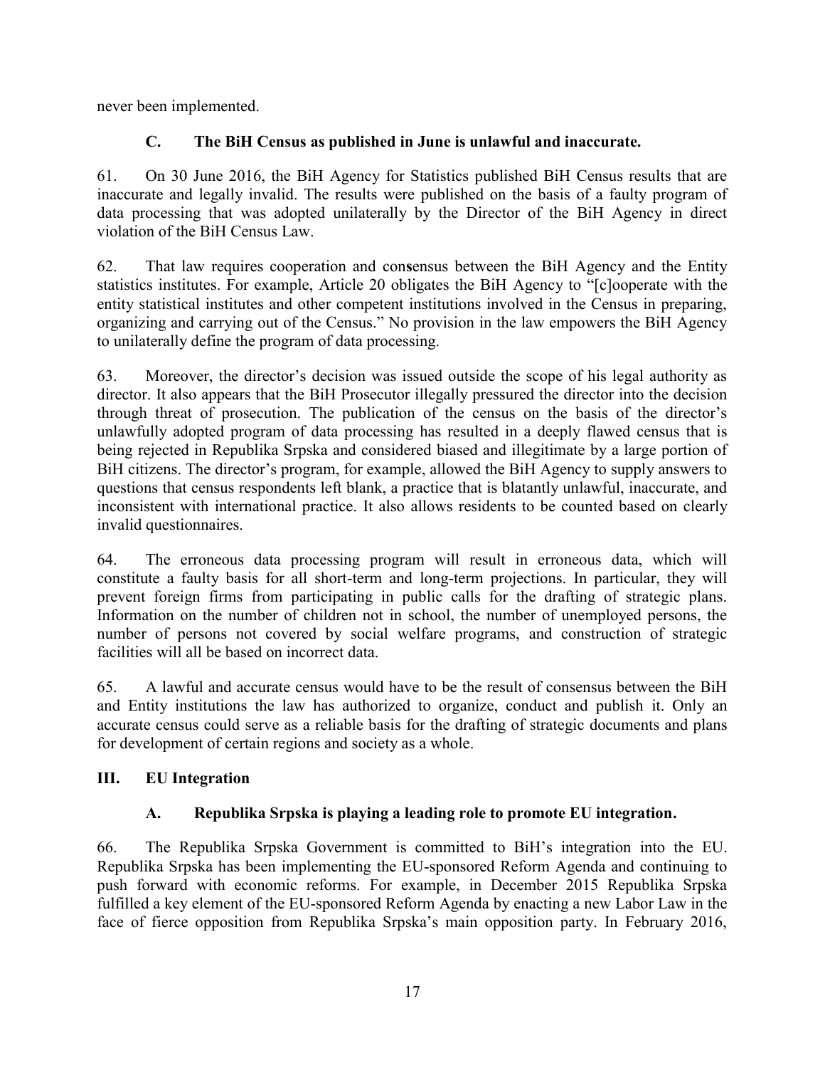never been implemented.

### C. The BiH Census as published in June is unlawful and inaccurate.

61. On 30 June 2016, the BiH Agency for Statistics published BiH Census results that are inaccurate and legally invalid. The results were published on the basis of a faulty program of data processing that was adopted unilaterally by the Director of the BiH Agency in direct violation of the BiH Census Law.

62. That law requires cooperation and consensus between the BiH Agency and the Entity statistics institutes. For example, Article 20 obligates the BiH Agency to "[c]ooperate with the entity statistical institutes and other competent institutions involved in the Census in preparing, organizing and carrying out of the Census." No provision in the law empowers the BiH Agency to unilaterally define the program of data processing.

63. Moreover, the director's decision was issued outside the scope of his legal authority as director. It also appears that the BiH Prosecutor illegally pressured the director into the decision through threat of prosecution. The publication of the census on the basis of the director's unlawfully adopted program of data processing has resulted in a deeply flawed census that is being rejected in Republika Srpska and considered biased and illegitimate by a large portion of BiH citizens. The director's program, for example, allowed the BiH Agency to supply answers to questions that census respondents left blank, a practice that is blatantly unlawful, inaccurate, and inconsistent with international practice. It also allows residents to be counted based on clearly invalid questionnaires.

64. The erroneous data processing program will result in erroneous data, which will constitute a faulty basis for all short-term and long-term projections. In particular, they will prevent foreign firms from participating in public calls for the drafting of strategic plans. Information on the number of children not in school, the number of unemployed persons, the number of persons not covered by social welfare programs, and construction of strategic facilities will all be based on incorrect data.

65. A lawful and accurate census would have to be the result of consensus between the BiH and Entity institutions the law has authorized to organize, conduct and publish it. Only an accurate census could serve as a reliable basis for the drafting of strategic documents and plans for development of certain regions and society as a whole.

## III. EU Integration

### A. Republika Srpska is playing a leading role to promote EU integration.

66. The Republika Srpska Government is committed to BiH's integration into the EU. Republika Srpska has been implementing the EU-sponsored Reform Agenda and continuing to push forward with economic reforms. For example, in December 2015 Republika Srpska fulfilled a key element of the EU-sponsored Reform Agenda by enacting a new Labor Law in the face of fierce opposition from Republika Srpska's main opposition party. In February 2016,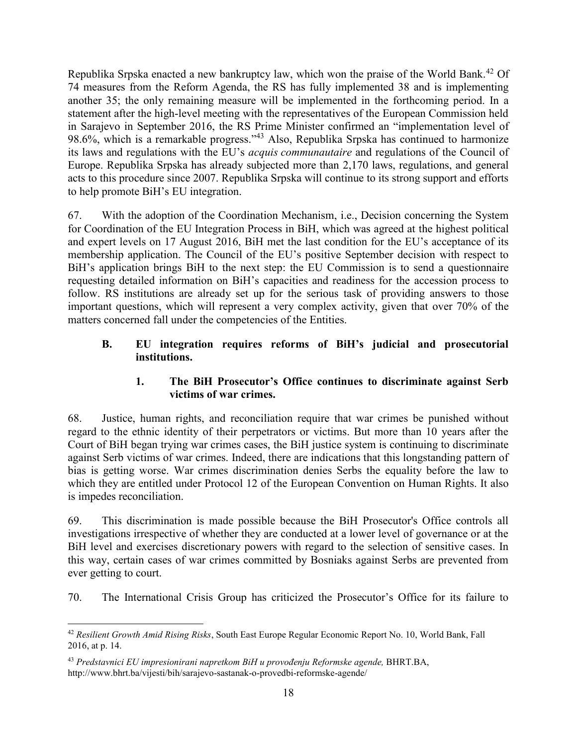Republika Srpska enacted a new bankruptcy law, which won the praise of the World Bank.[42] Of 74 measures from the Reform Agenda, the RS has fully implemented 38 and is implementing another 35; the only remaining measure will be implemented in the forthcoming period. In a statement after the high-level meeting with the representatives of the European Commission held in Sarajevo in September 2016, the RS Prime Minister confirmed an "implementation level of 98.6%, which is a remarkable progress."[43] Also, Republika Srpska has continued to harmonize its laws and regulations with the EU's *acquis communautaire* and regulations of the Council of Europe. Republika Srpska has already subjected more than 2,170 laws, regulations, and general acts to this procedure since 2007. Republika Srpska will continue to its strong support and efforts to help promote BiH's EU integration.

67. With the adoption of the Coordination Mechanism, i.e., Decision concerning the System for Coordination of the EU Integration Process in BiH, which was agreed at the highest political and expert levels on 17 August 2016, BiH met the last condition for the EU's acceptance of its membership application. The Council of the EU's positive September decision with respect to BiH's application brings BiH to the next step: the EU Commission is to send a questionnaire requesting detailed information on BiH's capacities and readiness for the accession process to follow. RS institutions are already set up for the serious task of providing answers to those important questions, which will represent a very complex activity, given that over 70% of the matters concerned fall under the competencies of the Entities.

## B. EU integration requires reforms of BiH's judicial and prosecutorial institutions.

### 1. The BiH Prosecutor's Office continues to discriminate against Serb victims of war crimes.

68. Justice, human rights, and reconciliation require that war crimes be punished without regard to the ethnic identity of their perpetrators or victims. But more than 10 years after the Court of BiH began trying war crimes cases, the BiH justice system is continuing to discriminate against Serb victims of war crimes. Indeed, there are indications that this longstanding pattern of bias is getting worse. War crimes discrimination denies Serbs the equality before the law to which they are entitled under Protocol 12 of the European Convention on Human Rights. It also is impedes reconciliation.

69. This discrimination is made possible because the BiH Prosecutor's Office controls all investigations irrespective of whether they are conducted at a lower level of governance or at the BiH level and exercises discretionary powers with regard to the selection of sensitive cases. In this way, certain cases of war crimes committed by Bosniaks against Serbs are prevented from ever getting to court.

70. The International Crisis Group has criticized the Prosecutor's Office for its failure to

---

[42] *Resilient Growth Amid Rising Risks*, South East Europe Regular Economic Report No. 10, World Bank, Fall 2016, at p. 14.

[43] *Predstavnici EU impresionirani napretkom BiH u provođenju Reformske agende,* BHRT.BA, http://www.bhrt.ba/vijesti/bih/sarajevo-sastanak-o-provedbi-reformske-agende/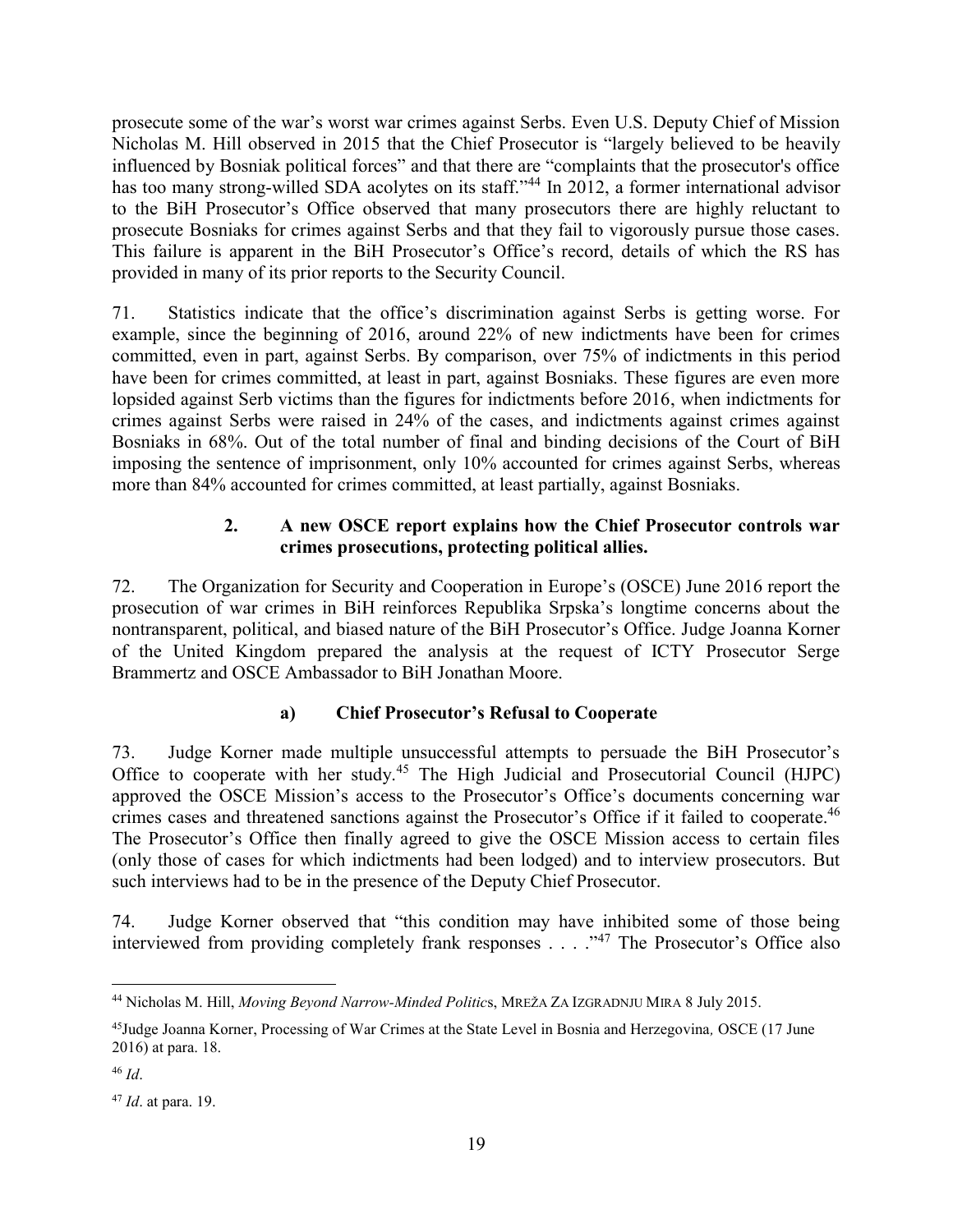prosecute some of the war's worst war crimes against Serbs. Even U.S. Deputy Chief of Mission Nicholas M. Hill observed in 2015 that the Chief Prosecutor is "largely believed to be heavily influenced by Bosniak political forces" and that there are "complaints that the prosecutor's office has too many strong-willed SDA acolytes on its staff."[44] In 2012, a former international advisor to the BiH Prosecutor's Office observed that many prosecutors there are highly reluctant to prosecute Bosniaks for crimes against Serbs and that they fail to vigorously pursue those cases. This failure is apparent in the BiH Prosecutor's Office's record, details of which the RS has provided in many of its prior reports to the Security Council.

71. Statistics indicate that the office's discrimination against Serbs is getting worse. For example, since the beginning of 2016, around 22% of new indictments have been for crimes committed, even in part, against Serbs. By comparison, over 75% of indictments in this period have been for crimes committed, at least in part, against Bosniaks. These figures are even more lopsided against Serb victims than the figures for indictments before 2016, when indictments for crimes against Serbs were raised in 24% of the cases, and indictments against crimes against Bosniaks in 68%. Out of the total number of final and binding decisions of the Court of BiH imposing the sentence of imprisonment, only 10% accounted for crimes against Serbs, whereas more than 84% accounted for crimes committed, at least partially, against Bosniaks.

### 2. A new OSCE report explains how the Chief Prosecutor controls war crimes prosecutions, protecting political allies.

72. The Organization for Security and Cooperation in Europe's (OSCE) June 2016 report the prosecution of war crimes in BiH reinforces Republika Srpska's longtime concerns about the nontransparent, political, and biased nature of the BiH Prosecutor's Office. Judge Joanna Korner of the United Kingdom prepared the analysis at the request of ICTY Prosecutor Serge Brammertz and OSCE Ambassador to BiH Jonathan Moore.

#### a) Chief Prosecutor's Refusal to Cooperate

73. Judge Korner made multiple unsuccessful attempts to persuade the BiH Prosecutor's Office to cooperate with her study.[45] The High Judicial and Prosecutorial Council (HJPC) approved the OSCE Mission's access to the Prosecutor's Office's documents concerning war crimes cases and threatened sanctions against the Prosecutor's Office if it failed to cooperate.[46] The Prosecutor's Office then finally agreed to give the OSCE Mission access to certain files (only those of cases for which indictments had been lodged) and to interview prosecutors. But such interviews had to be in the presence of the Deputy Chief Prosecutor.

74. Judge Korner observed that "this condition may have inhibited some of those being interviewed from providing completely frank responses . . . ."[47] The Prosecutor's Office also

---

[44] Nicholas M. Hill, *Moving Beyond Narrow-Minded Politics*, MREŽA ZA IZGRADNJU MIRA 8 July 2015.

[45] Judge Joanna Korner, Processing of War Crimes at the State Level in Bosnia and Herzegovina*,* OSCE (17 June 2016) at para. 18.

[46] *Id*.

[47] *Id*. at para. 19.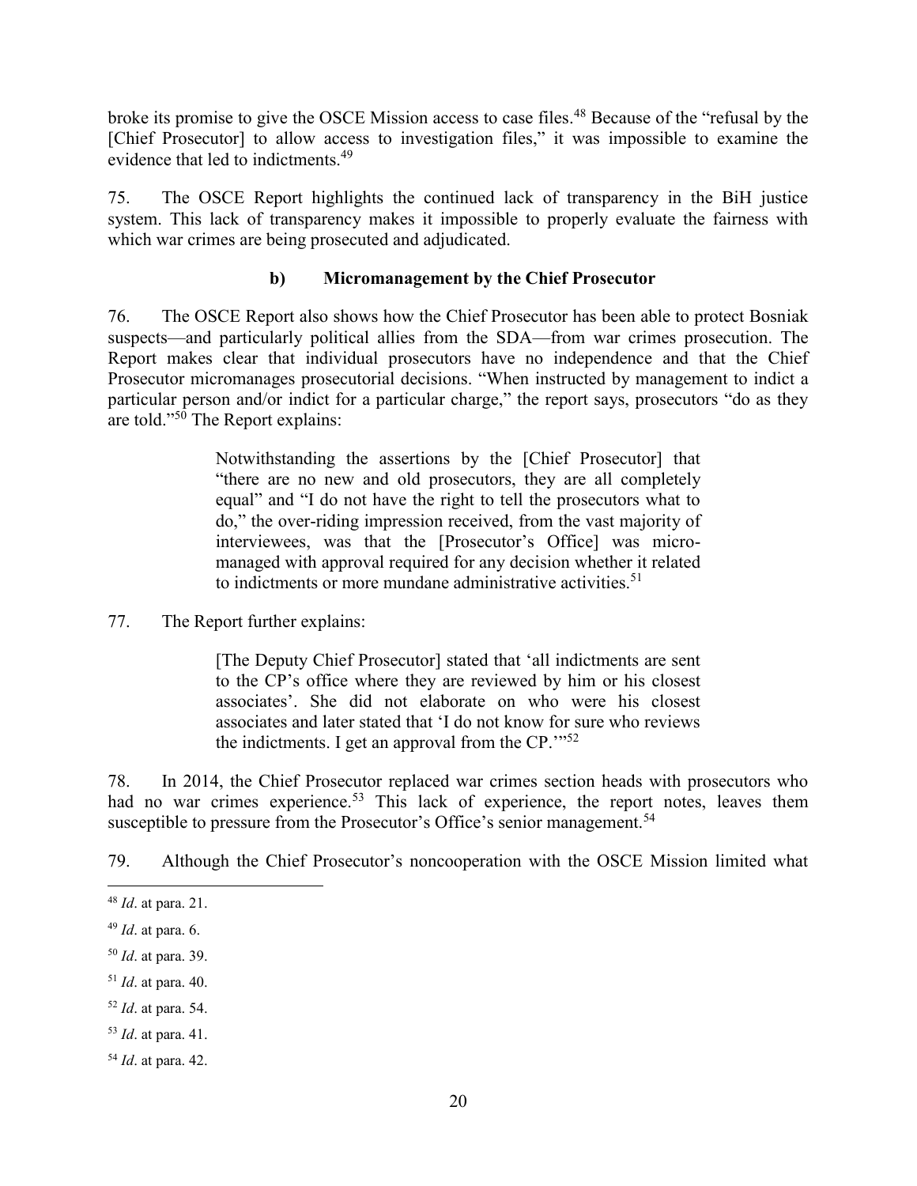broke its promise to give the OSCE Mission access to case files.[48] Because of the "refusal by the [Chief Prosecutor] to allow access to investigation files," it was impossible to examine the evidence that led to indictments.[49]

75. The OSCE Report highlights the continued lack of transparency in the BiH justice system. This lack of transparency makes it impossible to properly evaluate the fairness with which war crimes are being prosecuted and adjudicated.

### b) Micromanagement by the Chief Prosecutor

76. The OSCE Report also shows how the Chief Prosecutor has been able to protect Bosniak suspects—and particularly political allies from the SDA—from war crimes prosecution. The Report makes clear that individual prosecutors have no independence and that the Chief Prosecutor micromanages prosecutorial decisions. "When instructed by management to indict a particular person and/or indict for a particular charge," the report says, prosecutors "do as they are told."[50] The Report explains:

> Notwithstanding the assertions by the [Chief Prosecutor] that "there are no new and old prosecutors, they are all completely equal" and "I do not have the right to tell the prosecutors what to do," the over-riding impression received, from the vast majority of interviewees, was that the [Prosecutor's Office] was micro-managed with approval required for any decision whether it related to indictments or more mundane administrative activities.[51]

77. The Report further explains:

> [The Deputy Chief Prosecutor] stated that 'all indictments are sent to the CP's office where they are reviewed by him or his closest associates'. She did not elaborate on who were his closest associates and later stated that 'I do not know for sure who reviews the indictments. I get an approval from the CP.'"[52]

78. In 2014, the Chief Prosecutor replaced war crimes section heads with prosecutors who had no war crimes experience.[53] This lack of experience, the report notes, leaves them susceptible to pressure from the Prosecutor's Office's senior management.[54]

79. Although the Chief Prosecutor's noncooperation with the OSCE Mission limited what

---

[48] *Id*. at para. 21.

[49] *Id*. at para. 6.

[50] *Id*. at para. 39.

[51] *Id*. at para. 40.

[52] *Id*. at para. 54.

[53] *Id*. at para. 41.

[54] *Id*. at para. 42.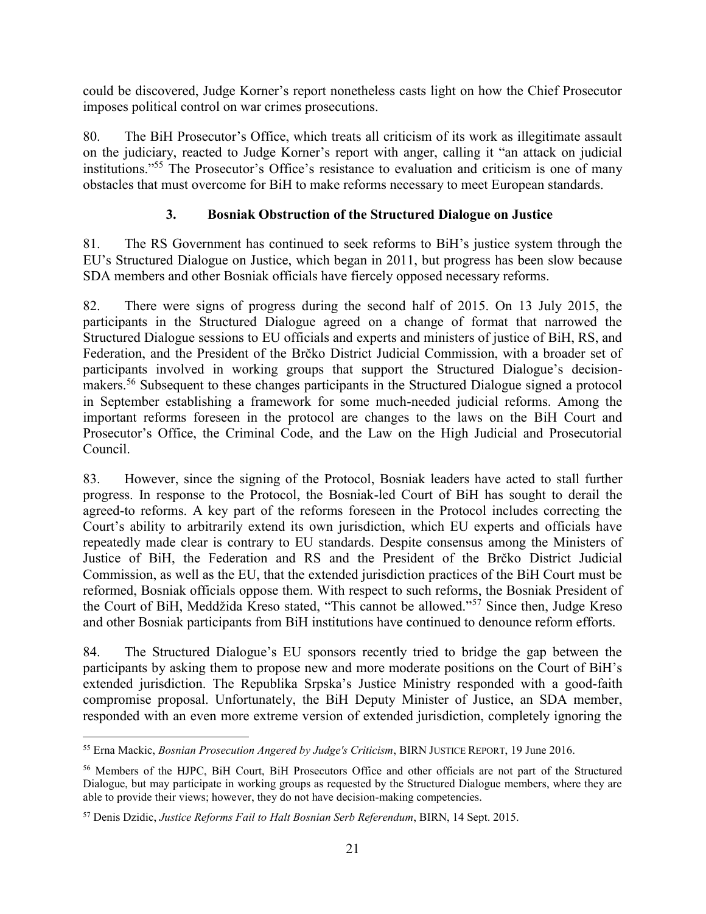could be discovered, Judge Korner's report nonetheless casts light on how the Chief Prosecutor imposes political control on war crimes prosecutions.

80. The BiH Prosecutor's Office, which treats all criticism of its work as illegitimate assault on the judiciary, reacted to Judge Korner's report with anger, calling it "an attack on judicial institutions."[55] The Prosecutor's Office's resistance to evaluation and criticism is one of many obstacles that must overcome for BiH to make reforms necessary to meet European standards.

### 3. Bosniak Obstruction of the Structured Dialogue on Justice

81. The RS Government has continued to seek reforms to BiH's justice system through the EU's Structured Dialogue on Justice, which began in 2011, but progress has been slow because SDA members and other Bosniak officials have fiercely opposed necessary reforms.

82. There were signs of progress during the second half of 2015. On 13 July 2015, the participants in the Structured Dialogue agreed on a change of format that narrowed the Structured Dialogue sessions to EU officials and experts and ministers of justice of BiH, RS, and Federation, and the President of the Brčko District Judicial Commission, with a broader set of participants involved in working groups that support the Structured Dialogue's decision-makers.[56] Subsequent to these changes participants in the Structured Dialogue signed a protocol in September establishing a framework for some much-needed judicial reforms. Among the important reforms foreseen in the protocol are changes to the laws on the BiH Court and Prosecutor's Office, the Criminal Code, and the Law on the High Judicial and Prosecutorial Council.

83. However, since the signing of the Protocol, Bosniak leaders have acted to stall further progress. In response to the Protocol, the Bosniak-led Court of BiH has sought to derail the agreed-to reforms. A key part of the reforms foreseen in the Protocol includes correcting the Court's ability to arbitrarily extend its own jurisdiction, which EU experts and officials have repeatedly made clear is contrary to EU standards. Despite consensus among the Ministers of Justice of BiH, the Federation and RS and the President of the Brčko District Judicial Commission, as well as the EU, that the extended jurisdiction practices of the BiH Court must be reformed, Bosniak officials oppose them. With respect to such reforms, the Bosniak President of the Court of BiH, Meddžida Kreso stated, "This cannot be allowed."[57] Since then, Judge Kreso and other Bosniak participants from BiH institutions have continued to denounce reform efforts.

84. The Structured Dialogue's EU sponsors recently tried to bridge the gap between the participants by asking them to propose new and more moderate positions on the Court of BiH's extended jurisdiction. The Republika Srpska's Justice Ministry responded with a good-faith compromise proposal. Unfortunately, the BiH Deputy Minister of Justice, an SDA member, responded with an even more extreme version of extended jurisdiction, completely ignoring the

---

[55] Erna Mackic, *Bosnian Prosecution Angered by Judge's Criticism*, BIRN JUSTICE REPORT, 19 June 2016.

[56] Members of the HJPC, BiH Court, BiH Prosecutors Office and other officials are not part of the Structured Dialogue, but may participate in working groups as requested by the Structured Dialogue members, where they are able to provide their views; however, they do not have decision-making competencies.

[57] Denis Dzidic, *Justice Reforms Fail to Halt Bosnian Serb Referendum*, BIRN, 14 Sept. 2015.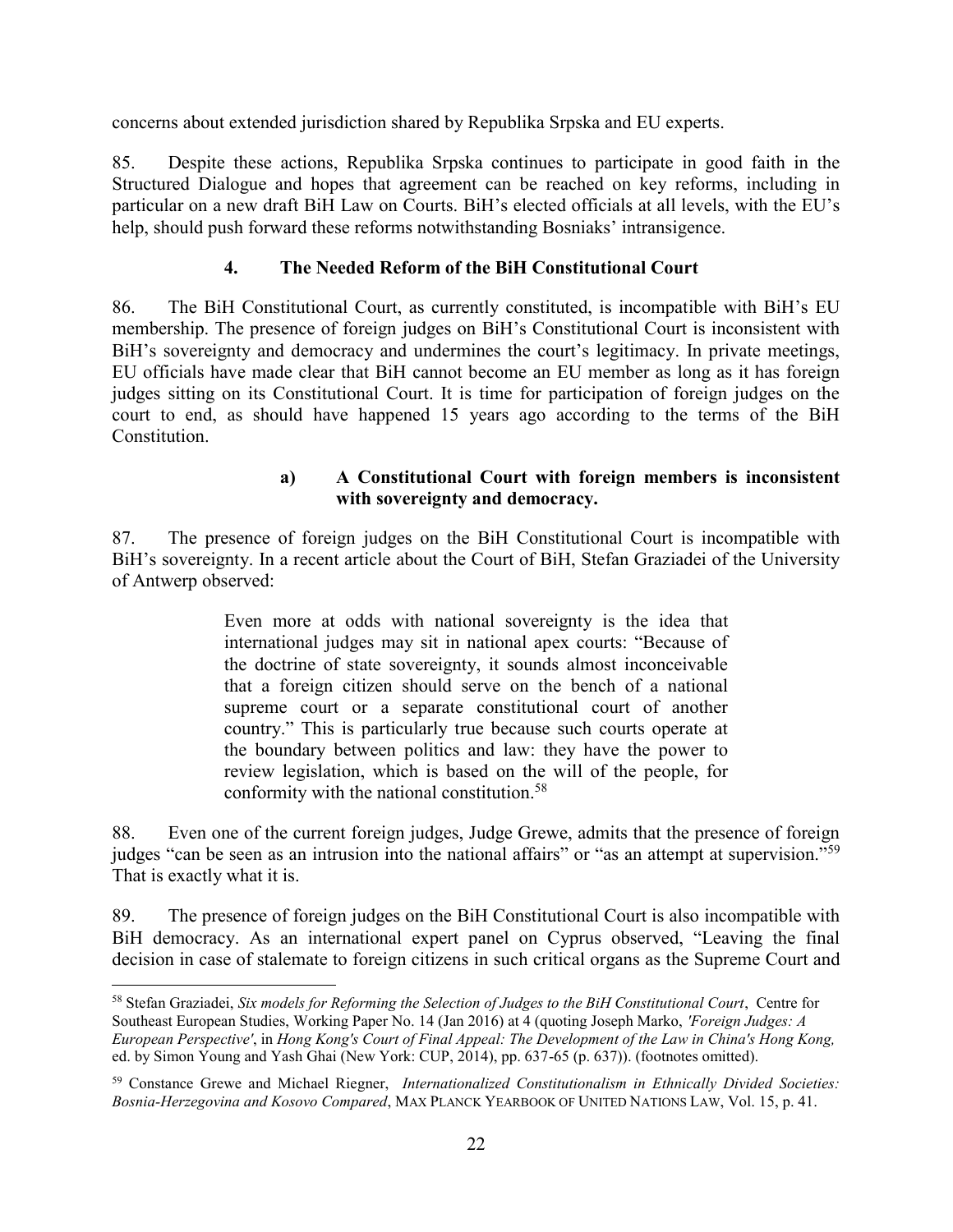concerns about extended jurisdiction shared by Republika Srpska and EU experts.

85. Despite these actions, Republika Srpska continues to participate in good faith in the Structured Dialogue and hopes that agreement can be reached on key reforms, including in particular on a new draft BiH Law on Courts. BiH's elected officials at all levels, with the EU's help, should push forward these reforms notwithstanding Bosniaks' intransigence.

### 4. The Needed Reform of the BiH Constitutional Court

86. The BiH Constitutional Court, as currently constituted, is incompatible with BiH's EU membership. The presence of foreign judges on BiH's Constitutional Court is inconsistent with BiH's sovereignty and democracy and undermines the court's legitimacy. In private meetings, EU officials have made clear that BiH cannot become an EU member as long as it has foreign judges sitting on its Constitutional Court. It is time for participation of foreign judges on the court to end, as should have happened 15 years ago according to the terms of the BiH Constitution.

#### a) A Constitutional Court with foreign members is inconsistent with sovereignty and democracy.

87. The presence of foreign judges on the BiH Constitutional Court is incompatible with BiH's sovereignty. In a recent article about the Court of BiH, Stefan Graziadei of the University of Antwerp observed:

> Even more at odds with national sovereignty is the idea that international judges may sit in national apex courts: "Because of the doctrine of state sovereignty, it sounds almost inconceivable that a foreign citizen should serve on the bench of a national supreme court or a separate constitutional court of another country." This is particularly true because such courts operate at the boundary between politics and law: they have the power to review legislation, which is based on the will of the people, for conformity with the national constitution.[58]

88. Even one of the current foreign judges, Judge Grewe, admits that the presence of foreign judges "can be seen as an intrusion into the national affairs" or "as an attempt at supervision."[59] That is exactly what it is.

89. The presence of foreign judges on the BiH Constitutional Court is also incompatible with BiH democracy. As an international expert panel on Cyprus observed, "Leaving the final decision in case of stalemate to foreign citizens in such critical organs as the Supreme Court and

---

[58] Stefan Graziadei, *Six models for Reforming the Selection of Judges to the BiH Constitutional Court*, Centre for Southeast European Studies, Working Paper No. 14 (Jan 2016) at 4 (quoting Joseph Marko, *'Foreign Judges: A European Perspective'*, in *Hong Kong's Court of Final Appeal: The Development of the Law in China's Hong Kong,* ed. by Simon Young and Yash Ghai (New York: CUP, 2014), pp. 637-65 (p. 637)). (footnotes omitted).

[59] Constance Grewe and Michael Riegner, *Internationalized Constitutionalism in Ethnically Divided Societies: Bosnia-Herzegovina and Kosovo Compared*, MAX PLANCK YEARBOOK OF UNITED NATIONS LAW, Vol. 15, p. 41.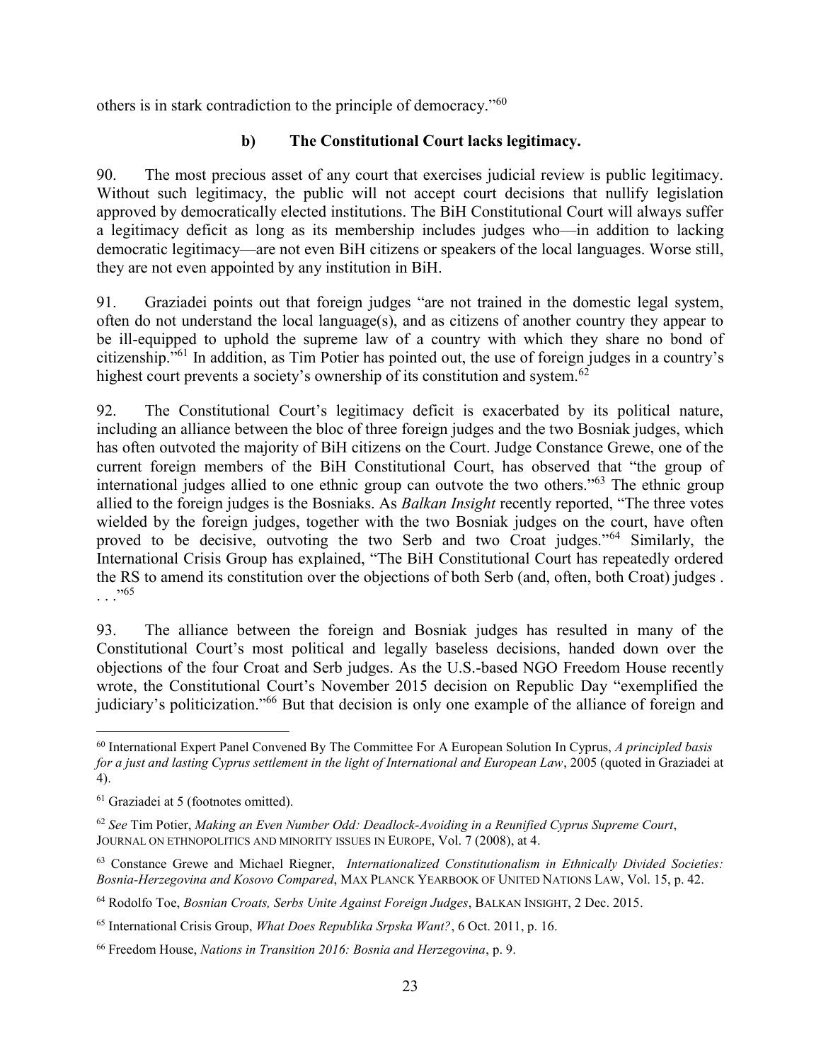others is in stark contradiction to the principle of democracy."[60]

### b) The Constitutional Court lacks legitimacy.

90. The most precious asset of any court that exercises judicial review is public legitimacy. Without such legitimacy, the public will not accept court decisions that nullify legislation approved by democratically elected institutions. The BiH Constitutional Court will always suffer a legitimacy deficit as long as its membership includes judges who—in addition to lacking democratic legitimacy—are not even BiH citizens or speakers of the local languages. Worse still, they are not even appointed by any institution in BiH.

91. Graziadei points out that foreign judges "are not trained in the domestic legal system, often do not understand the local language(s), and as citizens of another country they appear to be ill-equipped to uphold the supreme law of a country with which they share no bond of citizenship."[61] In addition, as Tim Potier has pointed out, the use of foreign judges in a country's highest court prevents a society's ownership of its constitution and system.[62]

92. The Constitutional Court's legitimacy deficit is exacerbated by its political nature, including an alliance between the bloc of three foreign judges and the two Bosniak judges, which has often outvoted the majority of BiH citizens on the Court. Judge Constance Grewe, one of the current foreign members of the BiH Constitutional Court, has observed that "the group of international judges allied to one ethnic group can outvote the two others."[63] The ethnic group allied to the foreign judges is the Bosniaks. As *Balkan Insight* recently reported, "The three votes wielded by the foreign judges, together with the two Bosniak judges on the court, have often proved to be decisive, outvoting the two Serb and two Croat judges."[64] Similarly, the International Crisis Group has explained, "The BiH Constitutional Court has repeatedly ordered the RS to amend its constitution over the objections of both Serb (and, often, both Croat) judges . . ."[65]

93. The alliance between the foreign and Bosniak judges has resulted in many of the Constitutional Court's most political and legally baseless decisions, handed down over the objections of the four Croat and Serb judges. As the U.S.-based NGO Freedom House recently wrote, the Constitutional Court's November 2015 decision on Republic Day "exemplified the judiciary's politicization."[66] But that decision is only one example of the alliance of foreign and

---

[60] International Expert Panel Convened By The Committee For A European Solution In Cyprus, *A principled basis for a just and lasting Cyprus settlement in the light of International and European Law*, 2005 (quoted in Graziadei at 4).

[61] Graziadei at 5 (footnotes omitted).

[62] *See* Tim Potier, *Making an Even Number Odd: Deadlock-Avoiding in a Reunified Cyprus Supreme Court*, JOURNAL ON ETHNOPOLITICS AND MINORITY ISSUES IN EUROPE, Vol. 7 (2008), at 4.

[63] Constance Grewe and Michael Riegner, *Internationalized Constitutionalism in Ethnically Divided Societies: Bosnia-Herzegovina and Kosovo Compared*, MAX PLANCK YEARBOOK OF UNITED NATIONS LAW, Vol. 15, p. 42.

[64] Rodolfo Toe, *Bosnian Croats, Serbs Unite Against Foreign Judges*, BALKAN INSIGHT, 2 Dec. 2015.

[65] International Crisis Group, *What Does Republika Srpska Want?*, 6 Oct. 2011, p. 16.

[66] Freedom House, *Nations in Transition 2016: Bosnia and Herzegovina*, p. 9.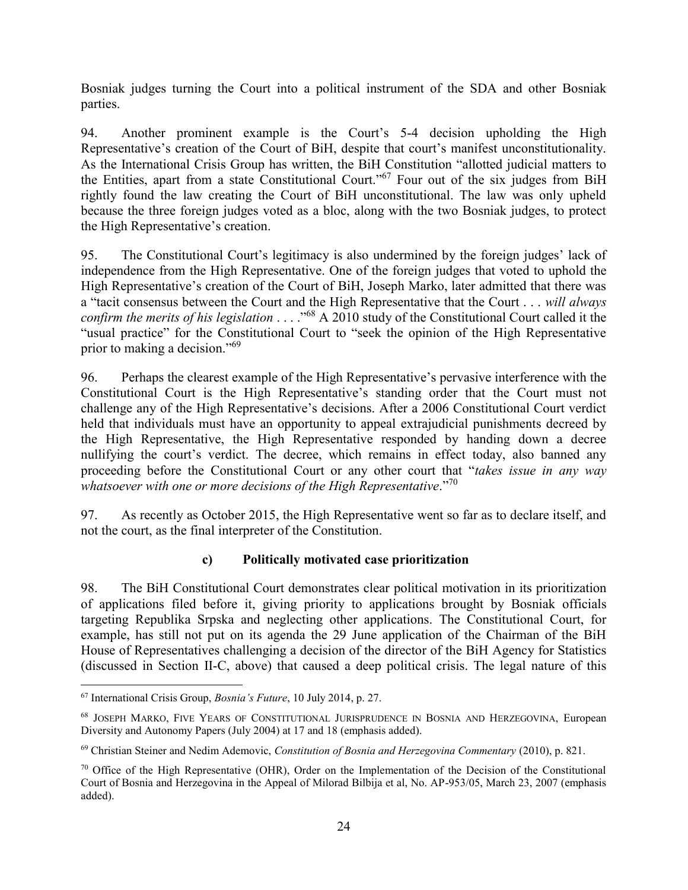Bosniak judges turning the Court into a political instrument of the SDA and other Bosniak parties.

94. Another prominent example is the Court's 5-4 decision upholding the High Representative's creation of the Court of BiH, despite that court's manifest unconstitutionality. As the International Crisis Group has written, the BiH Constitution "allotted judicial matters to the Entities, apart from a state Constitutional Court."[67] Four out of the six judges from BiH rightly found the law creating the Court of BiH unconstitutional. The law was only upheld because the three foreign judges voted as a bloc, along with the two Bosniak judges, to protect the High Representative's creation.

95. The Constitutional Court's legitimacy is also undermined by the foreign judges' lack of independence from the High Representative. One of the foreign judges that voted to uphold the High Representative's creation of the Court of BiH, Joseph Marko, later admitted that there was a "tacit consensus between the Court and the High Representative that the Court . . . *will always confirm the merits of his legislation* . . . ."[68] A 2010 study of the Constitutional Court called it the "usual practice" for the Constitutional Court to "seek the opinion of the High Representative prior to making a decision."[69]

96. Perhaps the clearest example of the High Representative's pervasive interference with the Constitutional Court is the High Representative's standing order that the Court must not challenge any of the High Representative's decisions. After a 2006 Constitutional Court verdict held that individuals must have an opportunity to appeal extrajudicial punishments decreed by the High Representative, the High Representative responded by handing down a decree nullifying the court's verdict. The decree, which remains in effect today, also banned any proceeding before the Constitutional Court or any other court that "*takes issue in any way whatsoever with one or more decisions of the High Representative*."[70]

97. As recently as October 2015, the High Representative went so far as to declare itself, and not the court, as the final interpreter of the Constitution.

### c) Politically motivated case prioritization

98. The BiH Constitutional Court demonstrates clear political motivation in its prioritization of applications filed before it, giving priority to applications brought by Bosniak officials targeting Republika Srpska and neglecting other applications. The Constitutional Court, for example, has still not put on its agenda the 29 June application of the Chairman of the BiH House of Representatives challenging a decision of the director of the BiH Agency for Statistics (discussed in Section II-C, above) that caused a deep political crisis. The legal nature of this

---

[67] International Crisis Group, *Bosnia's Future*, 10 July 2014, p. 27.

[68] JOSEPH MARKO, FIVE YEARS OF CONSTITUTIONAL JURISPRUDENCE IN BOSNIA AND HERZEGOVINA, European Diversity and Autonomy Papers (July 2004) at 17 and 18 (emphasis added).

[69] Christian Steiner and Nedim Ademovic, *Constitution of Bosnia and Herzegovina Commentary* (2010), p. 821.

[70] Office of the High Representative (OHR), Order on the Implementation of the Decision of the Constitutional Court of Bosnia and Herzegovina in the Appeal of Milorad Bilbija et al, No. AP-953/05, March 23, 2007 (emphasis added).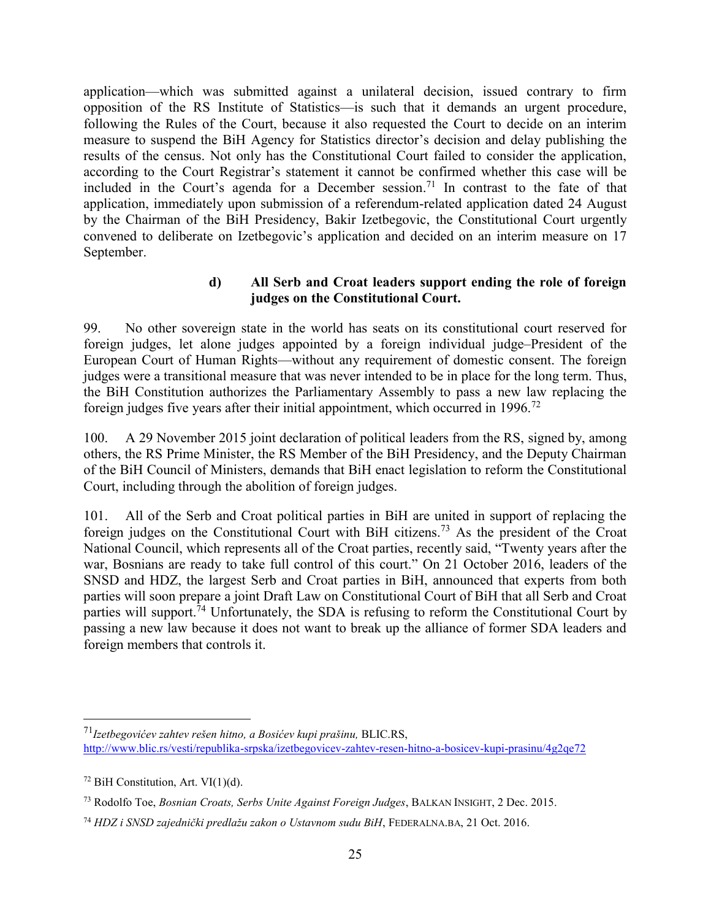application—which was submitted against a unilateral decision, issued contrary to firm opposition of the RS Institute of Statistics—is such that it demands an urgent procedure, following the Rules of the Court, because it also requested the Court to decide on an interim measure to suspend the BiH Agency for Statistics director's decision and delay publishing the results of the census. Not only has the Constitutional Court failed to consider the application, according to the Court Registrar's statement it cannot be confirmed whether this case will be included in the Court's agenda for a December session.[71] In contrast to the fate of that application, immediately upon submission of a referendum-related application dated 24 August by the Chairman of the BiH Presidency, Bakir Izetbegovic, the Constitutional Court urgently convened to deliberate on Izetbegovic's application and decided on an interim measure on 17 September.

#### d) All Serb and Croat leaders support ending the role of foreign judges on the Constitutional Court.

99. No other sovereign state in the world has seats on its constitutional court reserved for foreign judges, let alone judges appointed by a foreign individual judge–President of the European Court of Human Rights—without any requirement of domestic consent. The foreign judges were a transitional measure that was never intended to be in place for the long term. Thus, the BiH Constitution authorizes the Parliamentary Assembly to pass a new law replacing the foreign judges five years after their initial appointment, which occurred in 1996.[72]

100. A 29 November 2015 joint declaration of political leaders from the RS, signed by, among others, the RS Prime Minister, the RS Member of the BiH Presidency, and the Deputy Chairman of the BiH Council of Ministers, demands that BiH enact legislation to reform the Constitutional Court, including through the abolition of foreign judges.

101. All of the Serb and Croat political parties in BiH are united in support of replacing the foreign judges on the Constitutional Court with BiH citizens.[73] As the president of the Croat National Council, which represents all of the Croat parties, recently said, "Twenty years after the war, Bosnians are ready to take full control of this court." On 21 October 2016, leaders of the SNSD and HDZ, the largest Serb and Croat parties in BiH, announced that experts from both parties will soon prepare a joint Draft Law on Constitutional Court of BiH that all Serb and Croat parties will support.[74] Unfortunately, the SDA is refusing to reform the Constitutional Court by passing a new law because it does not want to break up the alliance of former SDA leaders and foreign members that controls it.

---

[71] *Izetbegovićev zahtev rešen hitno, a Bosićev kupi prašinu,* BLIC.RS, http://www.blic.rs/vesti/republika-srpska/izetbegovicev-zahtev-resen-hitno-a-bosicev-kupi-prasinu/4g2qe72

[72] BiH Constitution, Art. VI(1)(d).

[73] Rodolfo Toe, *Bosnian Croats, Serbs Unite Against Foreign Judges*, BALKAN INSIGHT, 2 Dec. 2015.

[74] *HDZ i SNSD zajednički predlažu zakon o Ustavnom sudu BiH*, FEDERALNA.BA, 21 Oct. 2016.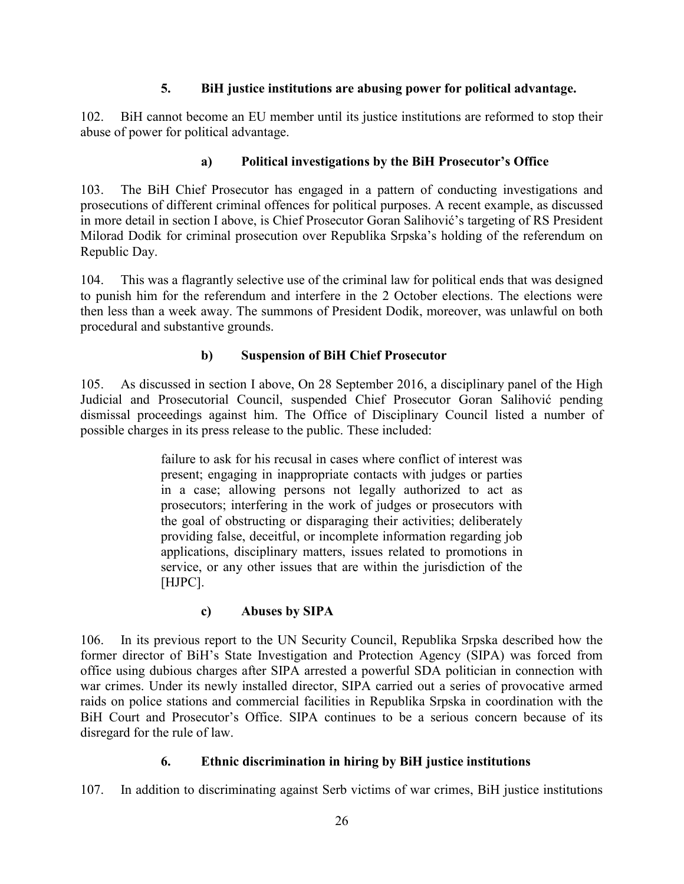### 5. BiH justice institutions are abusing power for political advantage.

102. BiH cannot become an EU member until its justice institutions are reformed to stop their abuse of power for political advantage.

#### a) Political investigations by the BiH Prosecutor's Office

103. The BiH Chief Prosecutor has engaged in a pattern of conducting investigations and prosecutions of different criminal offences for political purposes. A recent example, as discussed in more detail in section I above, is Chief Prosecutor Goran Salihović's targeting of RS President Milorad Dodik for criminal prosecution over Republika Srpska's holding of the referendum on Republic Day.

104. This was a flagrantly selective use of the criminal law for political ends that was designed to punish him for the referendum and interfere in the 2 October elections. The elections were then less than a week away. The summons of President Dodik, moreover, was unlawful on both procedural and substantive grounds.

#### b) Suspension of BiH Chief Prosecutor

105. As discussed in section I above, On 28 September 2016, a disciplinary panel of the High Judicial and Prosecutorial Council, suspended Chief Prosecutor Goran Salihović pending dismissal proceedings against him. The Office of Disciplinary Council listed a number of possible charges in its press release to the public. These included:

> failure to ask for his recusal in cases where conflict of interest was present; engaging in inappropriate contacts with judges or parties in a case; allowing persons not legally authorized to act as prosecutors; interfering in the work of judges or prosecutors with the goal of obstructing or disparaging their activities; deliberately providing false, deceitful, or incomplete information regarding job applications, disciplinary matters, issues related to promotions in service, or any other issues that are within the jurisdiction of the [HJPC].

#### c) Abuses by SIPA

106. In its previous report to the UN Security Council, Republika Srpska described how the former director of BiH's State Investigation and Protection Agency (SIPA) was forced from office using dubious charges after SIPA arrested a powerful SDA politician in connection with war crimes. Under its newly installed director, SIPA carried out a series of provocative armed raids on police stations and commercial facilities in Republika Srpska in coordination with the BiH Court and Prosecutor's Office. SIPA continues to be a serious concern because of its disregard for the rule of law.

### 6. Ethnic discrimination in hiring by BiH justice institutions

107. In addition to discriminating against Serb victims of war crimes, BiH justice institutions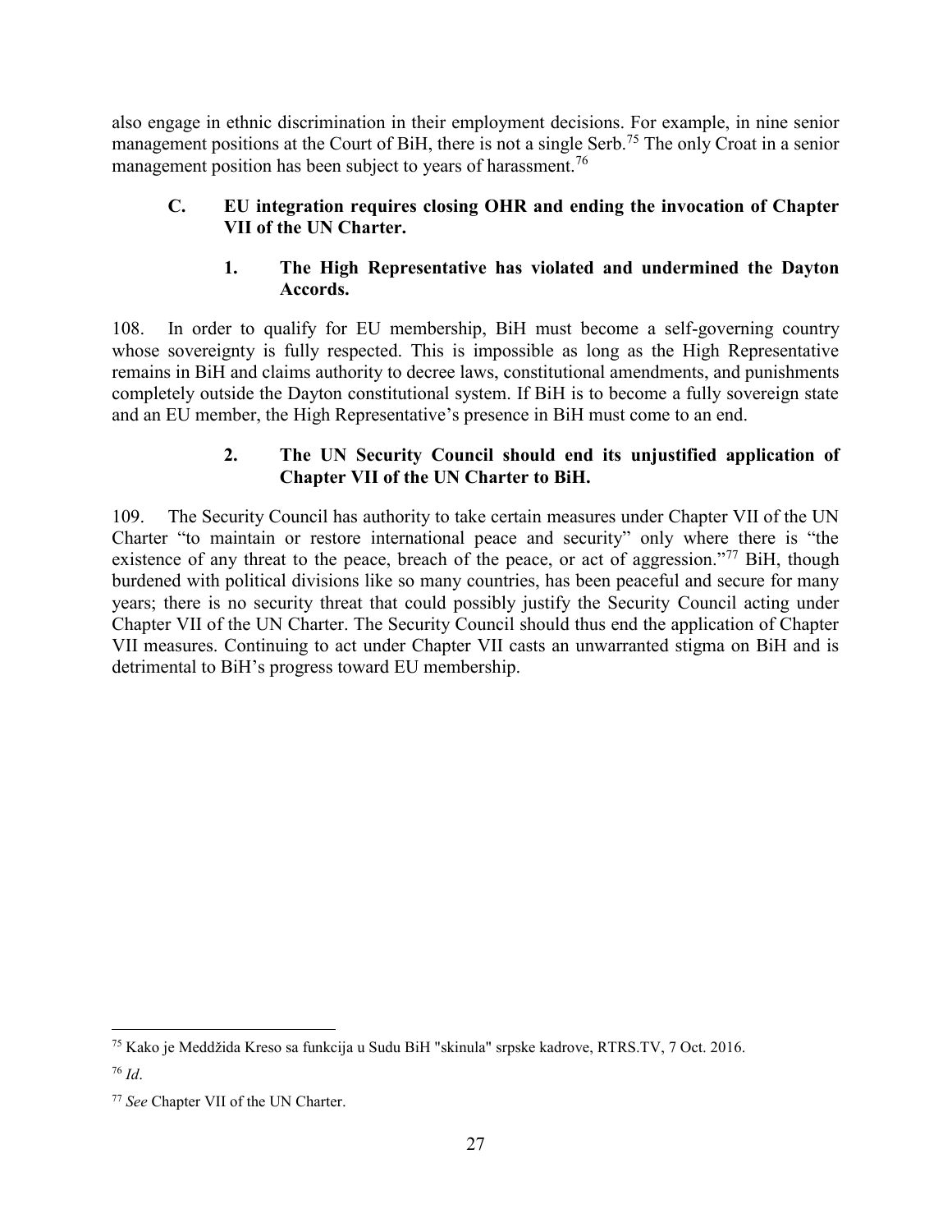also engage in ethnic discrimination in their employment decisions. For example, in nine senior management positions at the Court of BiH, there is not a single Serb.[75] The only Croat in a senior management position has been subject to years of harassment.[76]

### C. EU integration requires closing OHR and ending the invocation of Chapter VII of the UN Charter.

#### 1. The High Representative has violated and undermined the Dayton Accords.

108. In order to qualify for EU membership, BiH must become a self-governing country whose sovereignty is fully respected. This is impossible as long as the High Representative remains in BiH and claims authority to decree laws, constitutional amendments, and punishments completely outside the Dayton constitutional system. If BiH is to become a fully sovereign state and an EU member, the High Representative's presence in BiH must come to an end.

#### 2. The UN Security Council should end its unjustified application of Chapter VII of the UN Charter to BiH.

109. The Security Council has authority to take certain measures under Chapter VII of the UN Charter "to maintain or restore international peace and security" only where there is "the existence of any threat to the peace, breach of the peace, or act of aggression."[77] BiH, though burdened with political divisions like so many countries, has been peaceful and secure for many years; there is no security threat that could possibly justify the Security Council acting under Chapter VII of the UN Charter. The Security Council should thus end the application of Chapter VII measures. Continuing to act under Chapter VII casts an unwarranted stigma on BiH and is detrimental to BiH's progress toward EU membership.

---

[75] Kako je Meddžida Kreso sa funkcija u Sudu BiH "skinula" srpske kadrove, RTRS.TV, 7 Oct. 2016.

[76] *Id*.

[77] *See* Chapter VII of the UN Charter.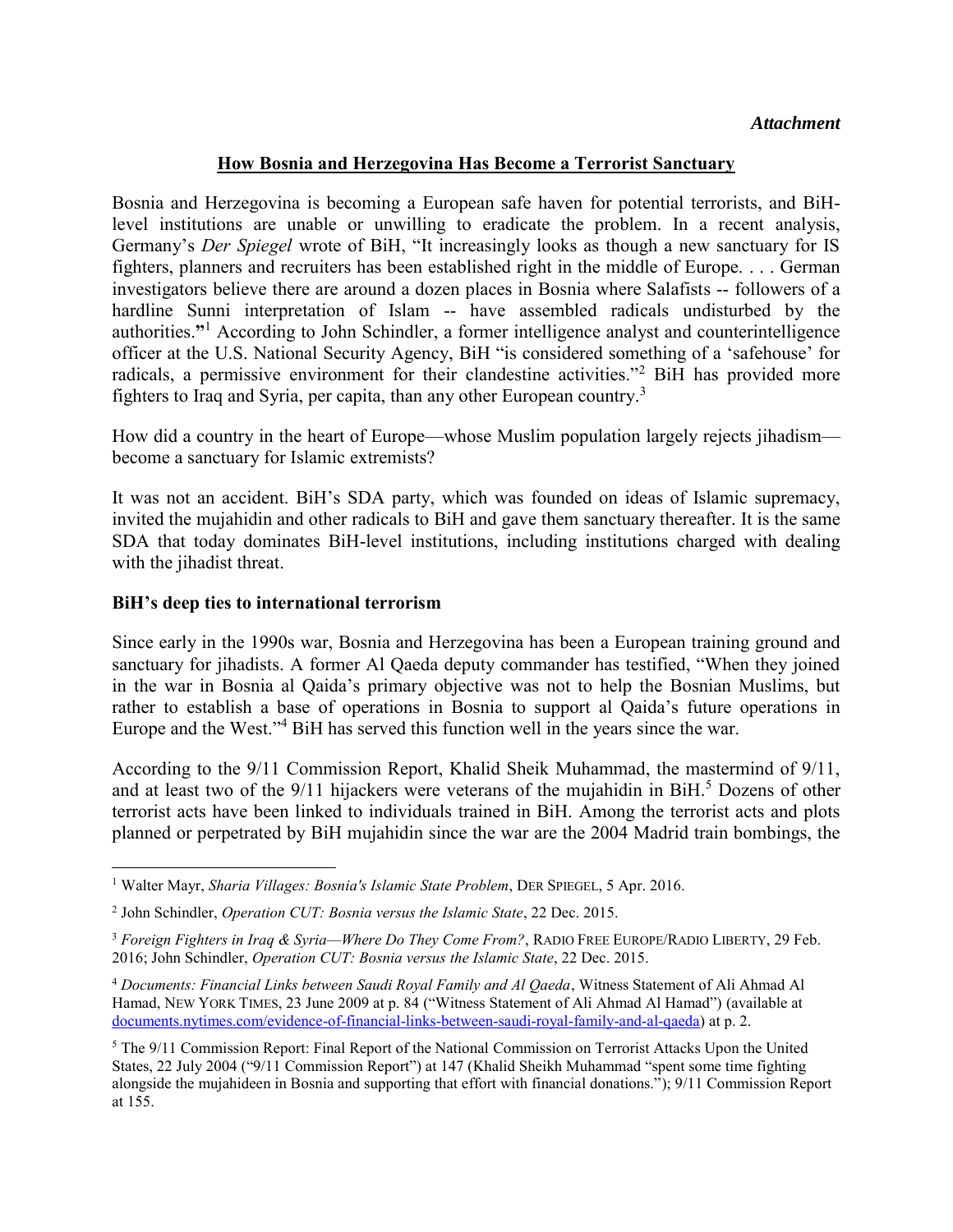*Attachment*

## How Bosnia and Herzegovina Has Become a Terrorist Sanctuary

Bosnia and Herzegovina is becoming a European safe haven for potential terrorists, and BiH-level institutions are unable or unwilling to eradicate the problem. In a recent analysis, Germany's *Der Spiegel* wrote of BiH, "It increasingly looks as though a new sanctuary for IS fighters, planners and recruiters has been established right in the middle of Europe. . . . German investigators believe there are around a dozen places in Bosnia where Salafists -- followers of a hardline Sunni interpretation of Islam -- have assembled radicals undisturbed by the authorities."[1] According to John Schindler, a former intelligence analyst and counterintelligence officer at the U.S. National Security Agency, BiH "is considered something of a 'safehouse' for radicals, a permissive environment for their clandestine activities."[2] BiH has provided more fighters to Iraq and Syria, per capita, than any other European country.[3]

How did a country in the heart of Europe—whose Muslim population largely rejects jihadism—become a sanctuary for Islamic extremists?

It was not an accident. BiH's SDA party, which was founded on ideas of Islamic supremacy, invited the mujahidin and other radicals to BiH and gave them sanctuary thereafter. It is the same SDA that today dominates BiH-level institutions, including institutions charged with dealing with the jihadist threat.

### BiH's deep ties to international terrorism

Since early in the 1990s war, Bosnia and Herzegovina has been a European training ground and sanctuary for jihadists. A former Al Qaeda deputy commander has testified, "When they joined in the war in Bosnia al Qaida's primary objective was not to help the Bosnian Muslims, but rather to establish a base of operations in Bosnia to support al Qaida's future operations in Europe and the West."[4] BiH has served this function well in the years since the war.

According to the 9/11 Commission Report, Khalid Sheik Muhammad, the mastermind of 9/11, and at least two of the 9/11 hijackers were veterans of the mujahidin in BiH.[5] Dozens of other terrorist acts have been linked to individuals trained in BiH. Among the terrorist acts and plots planned or perpetrated by BiH mujahidin since the war are the 2004 Madrid train bombings, the

---

[1] Walter Mayr, *Sharia Villages: Bosnia's Islamic State Problem*, DER SPIEGEL, 5 Apr. 2016.

[2] John Schindler, *Operation CUT: Bosnia versus the Islamic State*, 22 Dec. 2015.

[3] *Foreign Fighters in Iraq & Syria—Where Do They Come From?*, RADIO FREE EUROPE/RADIO LIBERTY, 29 Feb. 2016; John Schindler, *Operation CUT: Bosnia versus the Islamic State*, 22 Dec. 2015.

[4] *Documents: Financial Links between Saudi Royal Family and Al Qaeda*, Witness Statement of Ali Ahmad Al Hamad, NEW YORK TIMES, 23 June 2009 at p. 84 ("Witness Statement of Ali Ahmad Al Hamad") (available at documents.nytimes.com/evidence-of-financial-links-between-saudi-royal-family-and-al-qaeda) at p. 2.

[5] The 9/11 Commission Report: Final Report of the National Commission on Terrorist Attacks Upon the United States, 22 July 2004 ("9/11 Commission Report") at 147 (Khalid Sheikh Muhammad "spent some time fighting alongside the mujahideen in Bosnia and supporting that effort with financial donations."); 9/11 Commission Report at 155.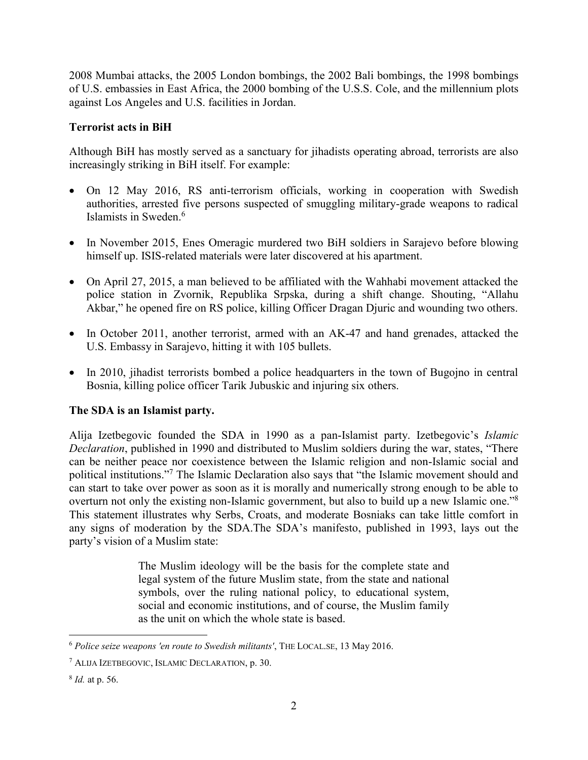2008 Mumbai attacks, the 2005 London bombings, the 2002 Bali bombings, the 1998 bombings of U.S. embassies in East Africa, the 2000 bombing of the U.S.S. Cole, and the millennium plots against Los Angeles and U.S. facilities in Jordan.

**Terrorist acts in BiH**

Although BiH has mostly served as a sanctuary for jihadists operating abroad, terrorists are also increasingly striking in BiH itself. For example:

- On 12 May 2016, RS anti-terrorism officials, working in cooperation with Swedish authorities, arrested five persons suspected of smuggling military-grade weapons to radical Islamists in Sweden.[6]

- In November 2015, Enes Omeragic murdered two BiH soldiers in Sarajevo before blowing himself up. ISIS-related materials were later discovered at his apartment.

- On April 27, 2015, a man believed to be affiliated with the Wahhabi movement attacked the police station in Zvornik, Republika Srpska, during a shift change. Shouting, "Allahu Akbar," he opened fire on RS police, killing Officer Dragan Djuric and wounding two others.

- In October 2011, another terrorist, armed with an AK-47 and hand grenades, attacked the U.S. Embassy in Sarajevo, hitting it with 105 bullets.

- In 2010, jihadist terrorists bombed a police headquarters in the town of Bugojno in central Bosnia, killing police officer Tarik Jubuskic and injuring six others.

**The SDA is an Islamist party.**

Alija Izetbegovic founded the SDA in 1990 as a pan-Islamist party. Izetbegovic's *Islamic Declaration*, published in 1990 and distributed to Muslim soldiers during the war, states, "There can be neither peace nor coexistence between the Islamic religion and non-Islamic social and political institutions."[7] The Islamic Declaration also says that "the Islamic movement should and can start to take over power as soon as it is morally and numerically strong enough to be able to overturn not only the existing non-Islamic government, but also to build up a new Islamic one."[8] This statement illustrates why Serbs, Croats, and moderate Bosniaks can take little comfort in any signs of moderation by the SDA.The SDA's manifesto, published in 1993, lays out the party's vision of a Muslim state:

> The Muslim ideology will be the basis for the complete state and legal system of the future Muslim state, from the state and national symbols, over the ruling national policy, to educational system, social and economic institutions, and of course, the Muslim family as the unit on which the whole state is based.

---

[6] *Police seize weapons 'en route to Swedish militants'*, THE LOCAL.SE, 13 May 2016.

[7] ALIJA IZETBEGOVIC, ISLAMIC DECLARATION, p. 30.

[8] *Id.* at p. 56.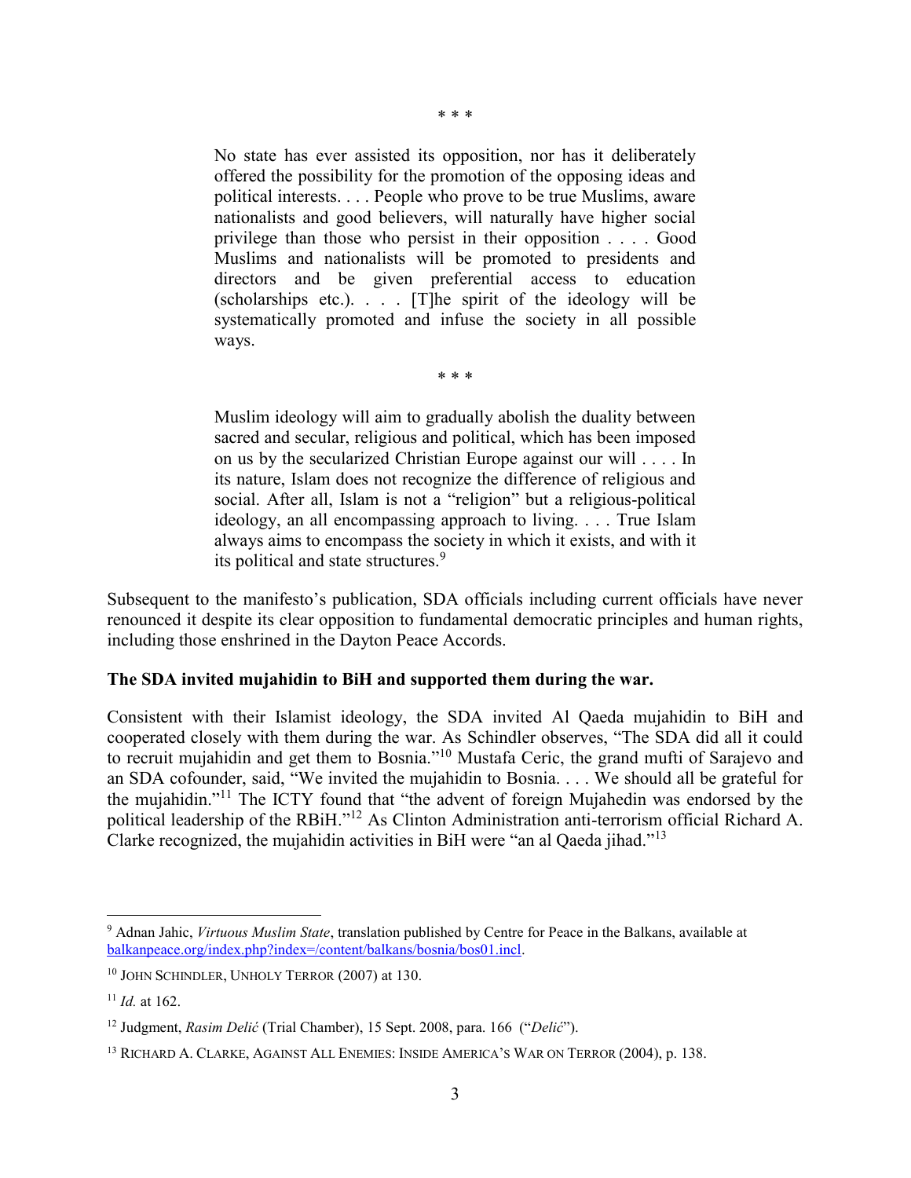\* \* \*

> No state has ever assisted its opposition, nor has it deliberately offered the possibility for the promotion of the opposing ideas and political interests. . . . People who prove to be true Muslims, aware nationalists and good believers, will naturally have higher social privilege than those who persist in their opposition . . . . Good Muslims and nationalists will be promoted to presidents and directors and be given preferential access to education (scholarships etc.). . . . [T]he spirit of the ideology will be systematically promoted and infuse the society in all possible ways.

\* \* \*

> Muslim ideology will aim to gradually abolish the duality between sacred and secular, religious and political, which has been imposed on us by the secularized Christian Europe against our will . . . . In its nature, Islam does not recognize the difference of religious and social. After all, Islam is not a "religion" but a religious-political ideology, an all encompassing approach to living. . . . True Islam always aims to encompass the society in which it exists, and with it its political and state structures.[9]

Subsequent to the manifesto's publication, SDA officials including current officials have never renounced it despite its clear opposition to fundamental democratic principles and human rights, including those enshrined in the Dayton Peace Accords.

**The SDA invited mujahidin to BiH and supported them during the war.**

Consistent with their Islamist ideology, the SDA invited Al Qaeda mujahidin to BiH and cooperated closely with them during the war. As Schindler observes, "The SDA did all it could to recruit mujahidin and get them to Bosnia."[10] Mustafa Ceric, the grand mufti of Sarajevo and an SDA cofounder, said, "We invited the mujahidin to Bosnia. . . . We should all be grateful for the mujahidin."[11] The ICTY found that "the advent of foreign Mujahedin was endorsed by the political leadership of the RBiH."[12] As Clinton Administration anti-terrorism official Richard A. Clarke recognized, the mujahidin activities in BiH were "an al Qaeda jihad."[13]

---

[9] Adnan Jahic, *Virtuous Muslim State*, translation published by Centre for Peace in the Balkans, available at balkanpeace.org/index.php?index=/content/balkans/bosnia/bos01.incl.

[10] JOHN SCHINDLER, UNHOLY TERROR (2007) at 130.

[11] *Id.* at 162.

[12] Judgment, *Rasim Delić* (Trial Chamber), 15 Sept. 2008, para. 166 ("*Delić*").

[13] RICHARD A. CLARKE, AGAINST ALL ENEMIES: INSIDE AMERICA'S WAR ON TERROR (2004), p. 138.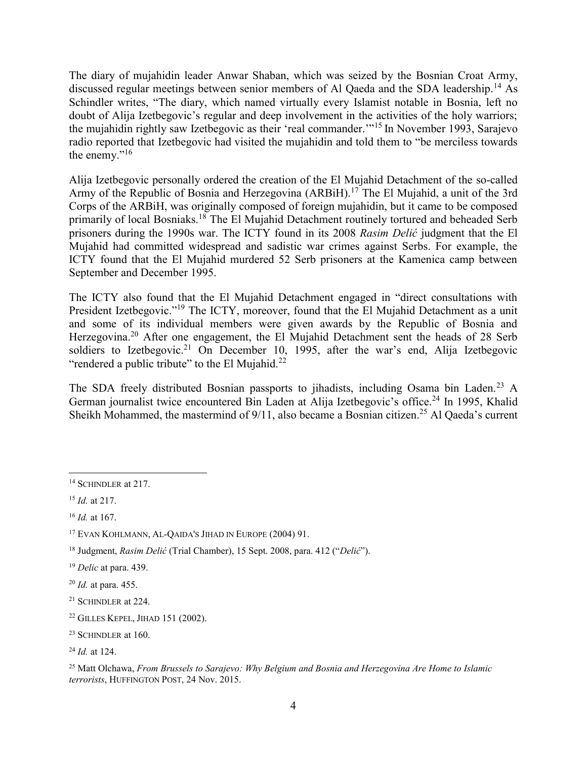The diary of mujahidin leader Anwar Shaban, which was seized by the Bosnian Croat Army, discussed regular meetings between senior members of Al Qaeda and the SDA leadership.[14] As Schindler writes, "The diary, which named virtually every Islamist notable in Bosnia, left no doubt of Alija Izetbegovic's regular and deep involvement in the activities of the holy warriors; the mujahidin rightly saw Izetbegovic as their 'real commander.'"[15] In November 1993, Sarajevo radio reported that Izetbegovic had visited the mujahidin and told them to "be merciless towards the enemy."[16]

Alija Izetbegovic personally ordered the creation of the El Mujahid Detachment of the so-called Army of the Republic of Bosnia and Herzegovina (ARBiH).[17] The El Mujahid, a unit of the 3rd Corps of the ARBiH, was originally composed of foreign mujahidin, but it came to be composed primarily of local Bosniaks.[18] The El Mujahid Detachment routinely tortured and beheaded Serb prisoners during the 1990s war. The ICTY found in its 2008 *Rasim Delić* judgment that the El Mujahid had committed widespread and sadistic war crimes against Serbs. For example, the ICTY found that the El Mujahid murdered 52 Serb prisoners at the Kamenica camp between September and December 1995.

The ICTY also found that the El Mujahid Detachment engaged in "direct consultations with President Izetbegovic."[19] The ICTY, moreover, found that the El Mujahid Detachment as a unit and some of its individual members were given awards by the Republic of Bosnia and Herzegovina.[20] After one engagement, the El Mujahid Detachment sent the heads of 28 Serb soldiers to Izetbegovic.[21] On December 10, 1995, after the war's end, Alija Izetbegovic "rendered a public tribute" to the El Mujahid.[22]

The SDA freely distributed Bosnian passports to jihadists, including Osama bin Laden.[23] A German journalist twice encountered Bin Laden at Alija Izetbegovic's office.[24] In 1995, Khalid Sheikh Mohammed, the mastermind of 9/11, also became a Bosnian citizen.[25] Al Qaeda's current

---

[14] SCHINDLER at 217.

[15] *Id.* at 217.

[16] *Id.* at 167.

[17] EVAN KOHLMANN, AL-QAIDA'S JIHAD IN EUROPE (2004) 91.

[18] Judgment, *Rasim Delić* (Trial Chamber), 15 Sept. 2008, para. 412 ("*Delić*").

[19] *Delic* at para. 439.

[20] *Id.* at para. 455.

[21] SCHINDLER at 224.

[22] GILLES KEPEL, JIHAD 151 (2002).

[23] SCHINDLER at 160.

[24] *Id.* at 124.

[25] Matt Olchawa, *From Brussels to Sarajevo: Why Belgium and Bosnia and Herzegovina Are Home to Islamic terrorists*, HUFFINGTON POST, 24 Nov. 2015.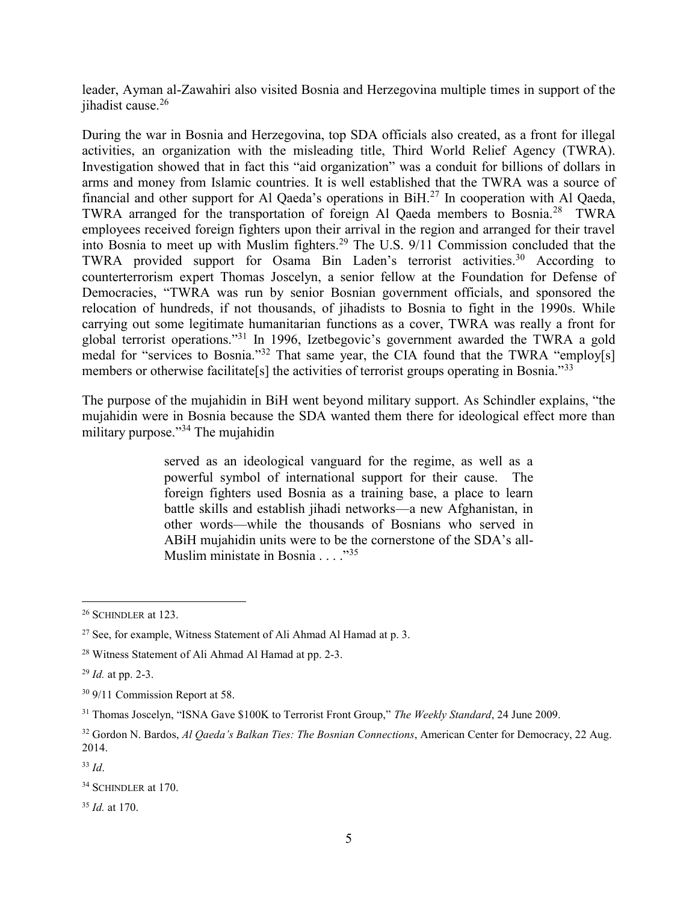leader, Ayman al-Zawahiri also visited Bosnia and Herzegovina multiple times in support of the jihadist cause.[26]

During the war in Bosnia and Herzegovina, top SDA officials also created, as a front for illegal activities, an organization with the misleading title, Third World Relief Agency (TWRA). Investigation showed that in fact this "aid organization" was a conduit for billions of dollars in arms and money from Islamic countries. It is well established that the TWRA was a source of financial and other support for Al Qaeda's operations in BiH.[27] In cooperation with Al Qaeda, TWRA arranged for the transportation of foreign Al Qaeda members to Bosnia.[28] TWRA employees received foreign fighters upon their arrival in the region and arranged for their travel into Bosnia to meet up with Muslim fighters.[29] The U.S. 9/11 Commission concluded that the TWRA provided support for Osama Bin Laden's terrorist activities.[30] According to counterterrorism expert Thomas Joscelyn, a senior fellow at the Foundation for Defense of Democracies, "TWRA was run by senior Bosnian government officials, and sponsored the relocation of hundreds, if not thousands, of jihadists to Bosnia to fight in the 1990s. While carrying out some legitimate humanitarian functions as a cover, TWRA was really a front for global terrorist operations."[31] In 1996, Izetbegovic's government awarded the TWRA a gold medal for "services to Bosnia."[32] That same year, the CIA found that the TWRA "employ[s] members or otherwise facilitate[s] the activities of terrorist groups operating in Bosnia."[33]

The purpose of the mujahidin in BiH went beyond military support. As Schindler explains, "the mujahidin were in Bosnia because the SDA wanted them there for ideological effect more than military purpose."[34] The mujahidin

> served as an ideological vanguard for the regime, as well as a powerful symbol of international support for their cause. The foreign fighters used Bosnia as a training base, a place to learn battle skills and establish jihadi networks—a new Afghanistan, in other words—while the thousands of Bosnians who served in ABiH mujahidin units were to be the cornerstone of the SDA's all-Muslim ministate in Bosnia . . . ."[35]

---

[26] SCHINDLER at 123.

[27] See, for example, Witness Statement of Ali Ahmad Al Hamad at p. 3.

[28] Witness Statement of Ali Ahmad Al Hamad at pp. 2-3.

[29] *Id.* at pp. 2-3.

[30] 9/11 Commission Report at 58.

[31] Thomas Joscelyn, "ISNA Gave $100K to Terrorist Front Group," *The Weekly Standard*, 24 June 2009.

[32] Gordon N. Bardos, *Al Qaeda's Balkan Ties: The Bosnian Connections*, American Center for Democracy, 22 Aug. 2014.

[33] *Id*.

[34] SCHINDLER at 170.

[35] *Id.* at 170.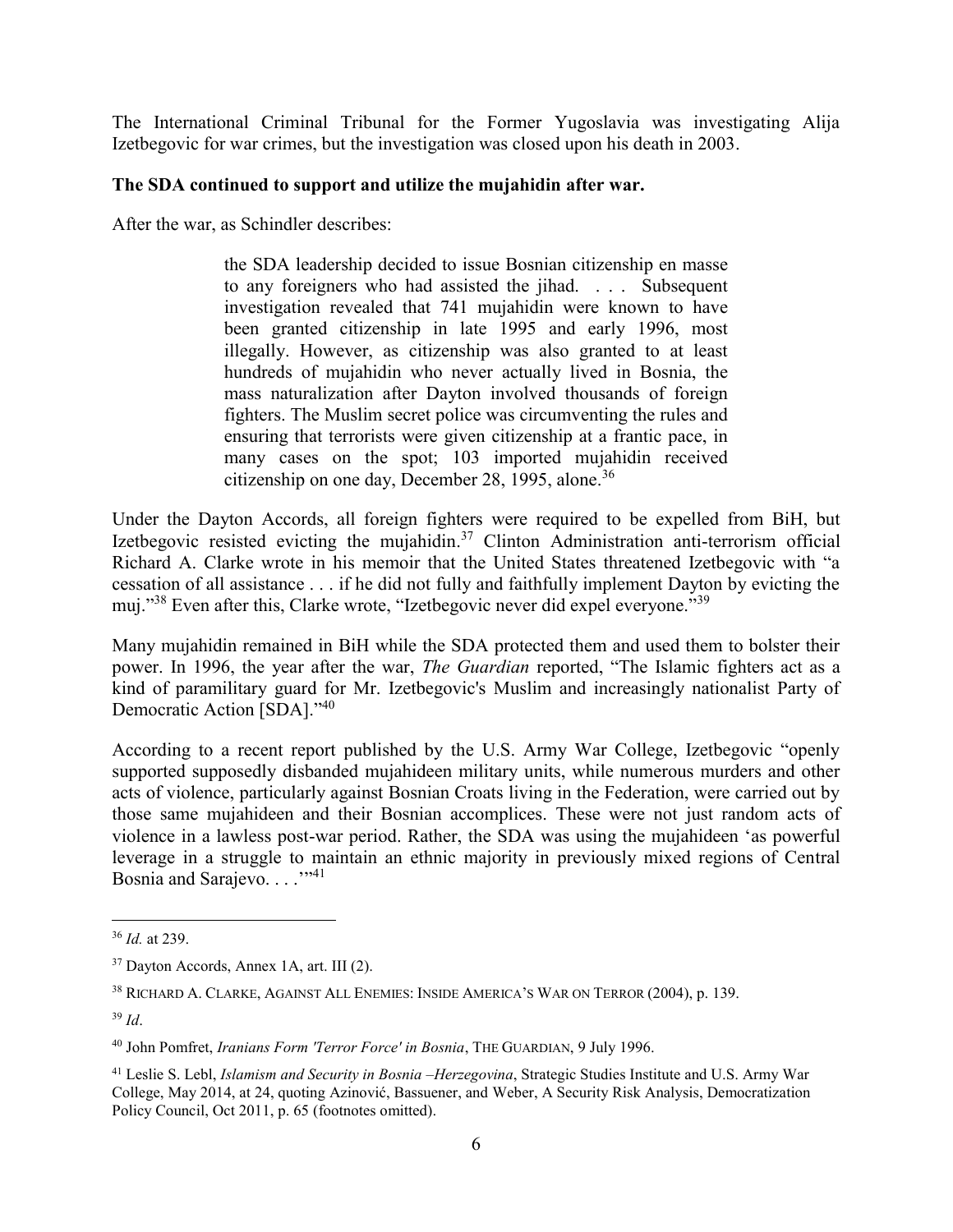The International Criminal Tribunal for the Former Yugoslavia was investigating Alija Izetbegovic for war crimes, but the investigation was closed upon his death in 2003.

**The SDA continued to support and utilize the mujahidin after war.**

After the war, as Schindler describes:

> the SDA leadership decided to issue Bosnian citizenship en masse to any foreigners who had assisted the jihad. . . . Subsequent investigation revealed that 741 mujahidin were known to have been granted citizenship in late 1995 and early 1996, most illegally. However, as citizenship was also granted to at least hundreds of mujahidin who never actually lived in Bosnia, the mass naturalization after Dayton involved thousands of foreign fighters. The Muslim secret police was circumventing the rules and ensuring that terrorists were given citizenship at a frantic pace, in many cases on the spot; 103 imported mujahidin received citizenship on one day, December 28, 1995, alone.[36]

Under the Dayton Accords, all foreign fighters were required to be expelled from BiH, but Izetbegovic resisted evicting the mujahidin.[37] Clinton Administration anti-terrorism official Richard A. Clarke wrote in his memoir that the United States threatened Izetbegovic with "a cessation of all assistance . . . if he did not fully and faithfully implement Dayton by evicting the muj."[38] Even after this, Clarke wrote, "Izetbegovic never did expel everyone."[39]

Many mujahidin remained in BiH while the SDA protected them and used them to bolster their power. In 1996, the year after the war, *The Guardian* reported, "The Islamic fighters act as a kind of paramilitary guard for Mr. Izetbegovic's Muslim and increasingly nationalist Party of Democratic Action [SDA]."[40]

According to a recent report published by the U.S. Army War College, Izetbegovic "openly supported supposedly disbanded mujahideen military units, while numerous murders and other acts of violence, particularly against Bosnian Croats living in the Federation, were carried out by those same mujahideen and their Bosnian accomplices. These were not just random acts of violence in a lawless post-war period. Rather, the SDA was using the mujahideen 'as powerful leverage in a struggle to maintain an ethnic majority in previously mixed regions of Central Bosnia and Sarajevo. . . .'"[41]

---

[36] *Id.* at 239.

[37] Dayton Accords, Annex 1A, art. III (2).

[38] RICHARD A. CLARKE, AGAINST ALL ENEMIES: INSIDE AMERICA'S WAR ON TERROR (2004), p. 139.

[39] *Id*.

[40] John Pomfret, *Iranians Form 'Terror Force' in Bosnia*, THE GUARDIAN, 9 July 1996.

[41] Leslie S. Lebl, *Islamism and Security in Bosnia –Herzegovina*, Strategic Studies Institute and U.S. Army War College, May 2014, at 24, quoting Azinović, Bassuener, and Weber, A Security Risk Analysis, Democratization Policy Council, Oct 2011, p. 65 (footnotes omitted).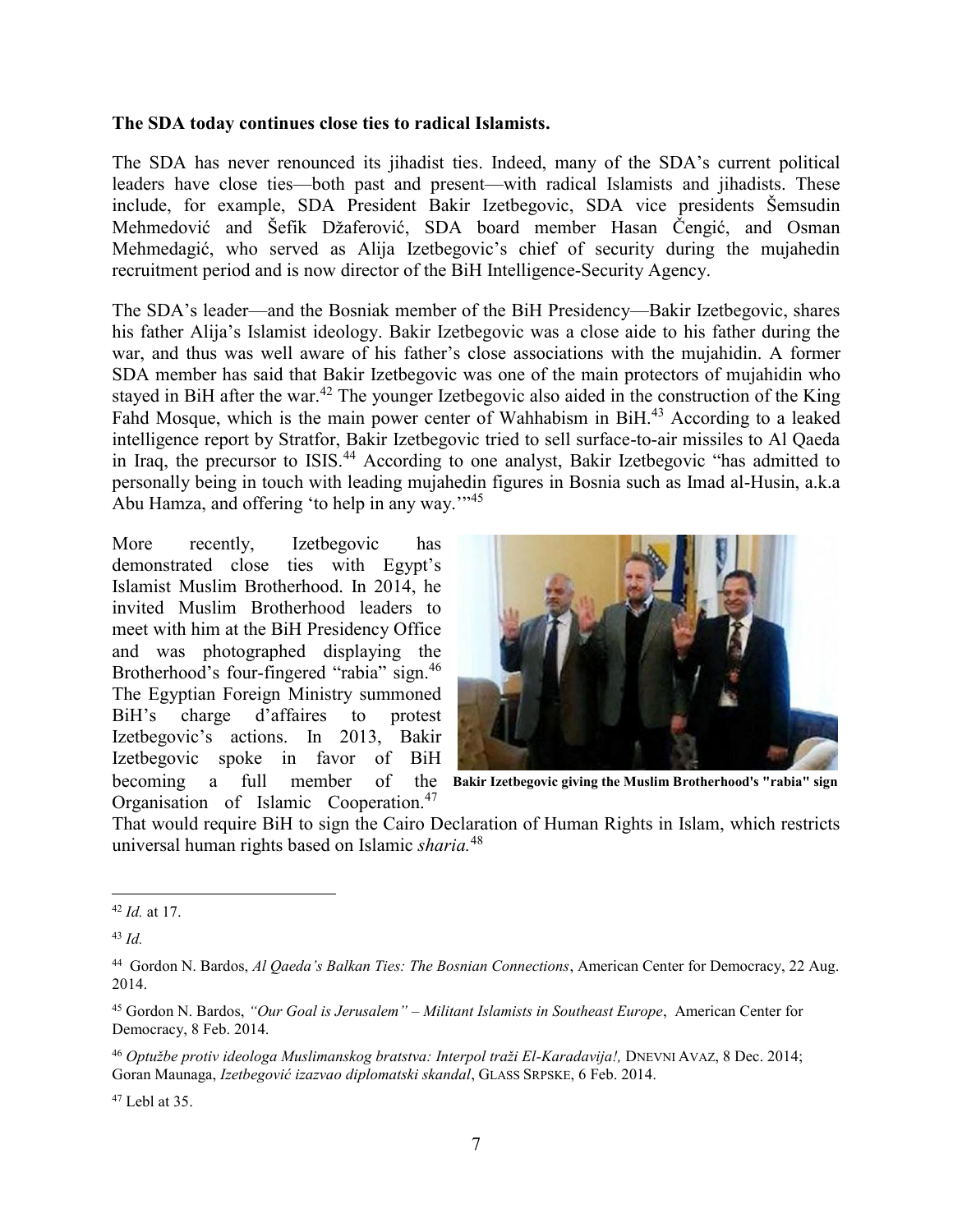**The SDA today continues close ties to radical Islamists.**

The SDA has never renounced its jihadist ties. Indeed, many of the SDA's current political leaders have close ties—both past and present—with radical Islamists and jihadists. These include, for example, SDA President Bakir Izetbegovic, SDA vice presidents Šemsudin Mehmedović and Šefik Džaferović, SDA board member Hasan Čengić, and Osman Mehmedagić, who served as Alija Izetbegovic's chief of security during the mujahedin recruitment period and is now director of the BiH Intelligence-Security Agency.

The SDA's leader—and the Bosniak member of the BiH Presidency—Bakir Izetbegovic, shares his father Alija's Islamist ideology. Bakir Izetbegovic was a close aide to his father during the war, and thus was well aware of his father's close associations with the mujahidin. A former SDA member has said that Bakir Izetbegovic was one of the main protectors of mujahidin who stayed in BiH after the war.[42] The younger Izetbegovic also aided in the construction of the King Fahd Mosque, which is the main power center of Wahhabism in BiH.[43] According to a leaked intelligence report by Stratfor, Bakir Izetbegovic tried to sell surface-to-air missiles to Al Qaeda in Iraq, the precursor to ISIS.[44] According to one analyst, Bakir Izetbegovic "has admitted to personally being in touch with leading mujahedin figures in Bosnia such as Imad al-Husin, a.k.a Abu Hamza, and offering 'to help in any way.'"[45]

More recently, Izetbegovic has demonstrated close ties with Egypt's Islamist Muslim Brotherhood. In 2014, he invited Muslim Brotherhood leaders to meet with him at the BiH Presidency Office and was photographed displaying the Brotherhood's four-fingered "rabia" sign.[46] The Egyptian Foreign Ministry summoned BiH's charge d'affaires to protest Izetbegovic's actions. In 2013, Bakir Izetbegovic spoke in favor of BiH becoming a full member of the Organisation of Islamic Cooperation.[47] That would require BiH to sign the Cairo Declaration of Human Rights in Islam, which restricts universal human rights based on Islamic *sharia.*[48]

**Bakir Izetbegovic giving the Muslim Brotherhood's "rabia" sign**

---

[42] *Id.* at 17.

[43] *Id.*

[44] Gordon N. Bardos, *Al Qaeda's Balkan Ties: The Bosnian Connections*, American Center for Democracy, 22 Aug. 2014.

[45] Gordon N. Bardos, *"Our Goal is Jerusalem" – Militant Islamists in Southeast Europe*, American Center for Democracy, 8 Feb. 2014.

[46] *Optužbe protiv ideologa Muslimanskog bratstva: Interpol traži El-Karadavija!,* DNEVNI AVAZ, 8 Dec. 2014; Goran Maunaga, *Izetbegović izazvao diplomatski skandal*, GLASS SRPSKE, 6 Feb. 2014.

[47] Lebl at 35.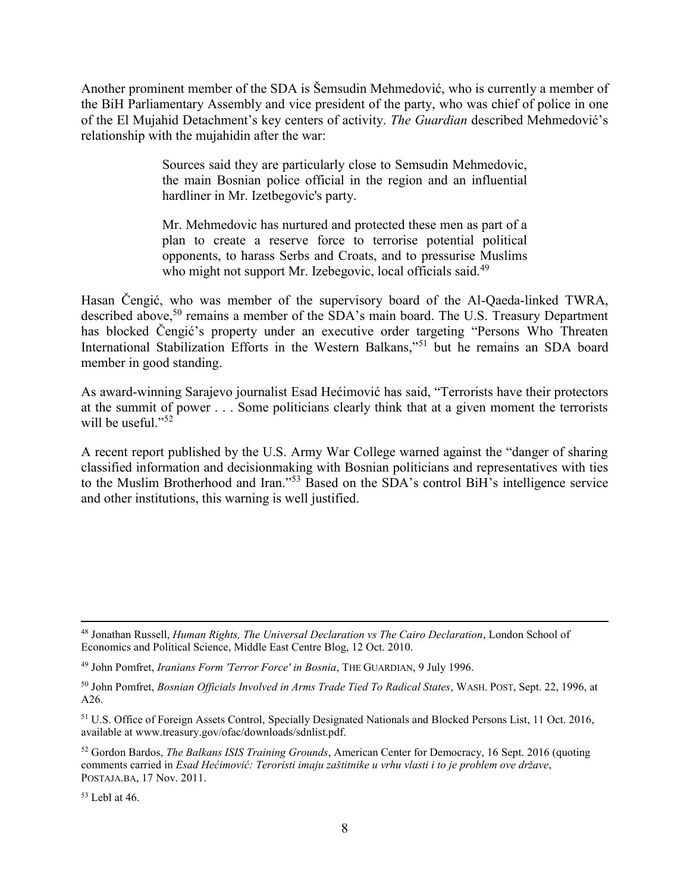Another prominent member of the SDA is Šemsudin Mehmedović, who is currently a member of the BiH Parliamentary Assembly and vice president of the party, who was chief of police in one of the El Mujahid Detachment's key centers of activity. *The Guardian* described Mehmedović's relationship with the mujahidin after the war:

> Sources said they are particularly close to Semsudin Mehmedovic, the main Bosnian police official in the region and an influential hardliner in Mr. Izetbegovic's party.
>
> Mr. Mehmedovic has nurtured and protected these men as part of a plan to create a reserve force to terrorise potential political opponents, to harass Serbs and Croats, and to pressurise Muslims who might not support Mr. Izebegovic, local officials said.[49]

Hasan Čengić, who was member of the supervisory board of the Al-Qaeda-linked TWRA, described above,[50] remains a member of the SDA's main board. The U.S. Treasury Department has blocked Čengić's property under an executive order targeting "Persons Who Threaten International Stabilization Efforts in the Western Balkans,"[51] but he remains an SDA board member in good standing.

As award-winning Sarajevo journalist Esad Hećimović has said, "Terrorists have their protectors at the summit of power . . . Some politicians clearly think that at a given moment the terrorists will be useful."[52]

A recent report published by the U.S. Army War College warned against the "danger of sharing classified information and decisionmaking with Bosnian politicians and representatives with ties to the Muslim Brotherhood and Iran."[53] Based on the SDA's control BiH's intelligence service and other institutions, this warning is well justified.

---

[48] Jonathan Russell, *Human Rights, The Universal Declaration vs The Cairo Declaration*, London School of Economics and Political Science, Middle East Centre Blog, 12 Oct. 2010.

[49] John Pomfret, *Iranians Form 'Terror Force' in Bosnia*, THE GUARDIAN, 9 July 1996.

[50] John Pomfret, *Bosnian Officials Involved in Arms Trade Tied To Radical States*, WASH. POST, Sept. 22, 1996, at A26.

[51] U.S. Office of Foreign Assets Control, Specially Designated Nationals and Blocked Persons List, 11 Oct. 2016, available at www.treasury.gov/ofac/downloads/sdnlist.pdf.

[52] Gordon Bardos, *The Balkans ISIS Training Grounds*, American Center for Democracy, 16 Sept. 2016 (quoting comments carried in *Esad Hećimović: Teroristi imaju zaštitnike u vrhu vlasti i to je problem ove države*, POSTAJA.BA, 17 Nov. 2011.

[53] Lebl at 46.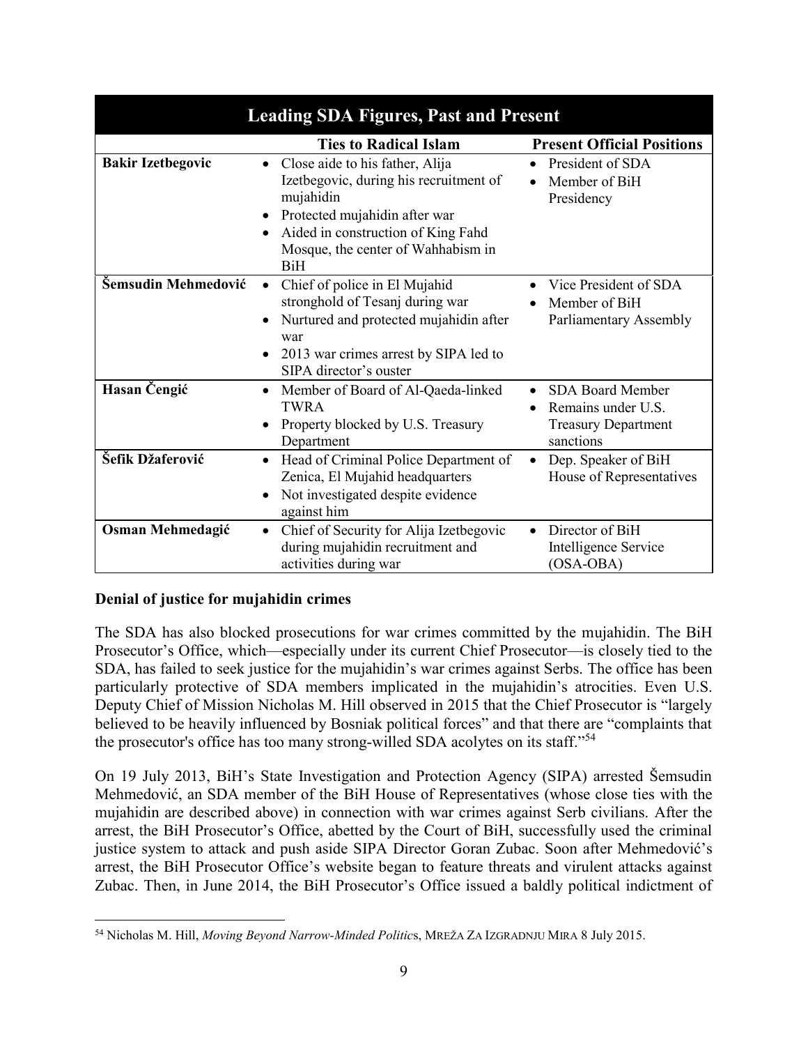| Leading SDA Figures, Past and Present | | |
|---|---|---|
| | **Ties to Radical Islam** | **Present Official Positions** |
| **Bakir Izetbegovic** | • Close aide to his father, Alija Izetbegovic, during his recruitment of mujahidin<br>• Protected mujahidin after war<br>• Aided in construction of King Fahd Mosque, the center of Wahhabism in BiH | • President of SDA<br>• Member of BiH Presidency |
| **Šemsudin Mehmedović** | • Chief of police in El Mujahid stronghold of Tesanj during war<br>• Nurtured and protected mujahidin after war<br>• 2013 war crimes arrest by SIPA led to SIPA director's ouster | • Vice President of SDA<br>• Member of BiH Parliamentary Assembly |
| **Hasan Čengić** | • Member of Board of Al-Qaeda-linked TWRA<br>• Property blocked by U.S. Treasury Department | • SDA Board Member<br>• Remains under U.S. Treasury Department sanctions |
| **Šefik Džaferović** | • Head of Criminal Police Department of Zenica, El Mujahid headquarters<br>• Not investigated despite evidence against him | • Dep. Speaker of BiH House of Representatives |
| **Osman Mehmedagić** | • Chief of Security for Alija Izetbegovic during mujahidin recruitment and activities during war | • Director of BiH Intelligence Service (OSA-OBA) |

**Denial of justice for mujahidin crimes**

The SDA has also blocked prosecutions for war crimes committed by the mujahidin. The BiH Prosecutor's Office, which—especially under its current Chief Prosecutor—is closely tied to the SDA, has failed to seek justice for the mujahidin's war crimes against Serbs. The office has been particularly protective of SDA members implicated in the mujahidin's atrocities. Even U.S. Deputy Chief of Mission Nicholas M. Hill observed in 2015 that the Chief Prosecutor is "largely believed to be heavily influenced by Bosniak political forces" and that there are "complaints that the prosecutor's office has too many strong-willed SDA acolytes on its staff."[54]

On 19 July 2013, BiH's State Investigation and Protection Agency (SIPA) arrested Šemsudin Mehmedović, an SDA member of the BiH House of Representatives (whose close ties with the mujahidin are described above) in connection with war crimes against Serb civilians. After the arrest, the BiH Prosecutor's Office, abetted by the Court of BiH, successfully used the criminal justice system to attack and push aside SIPA Director Goran Zubac. Soon after Mehmedović's arrest, the BiH Prosecutor Office's website began to feature threats and virulent attacks against Zubac. Then, in June 2014, the BiH Prosecutor's Office issued a baldly political indictment of

[54] Nicholas M. Hill, *Moving Beyond Narrow-Minded Politics*, MREŽA ZA IZGRADNJU MIRA 8 July 2015.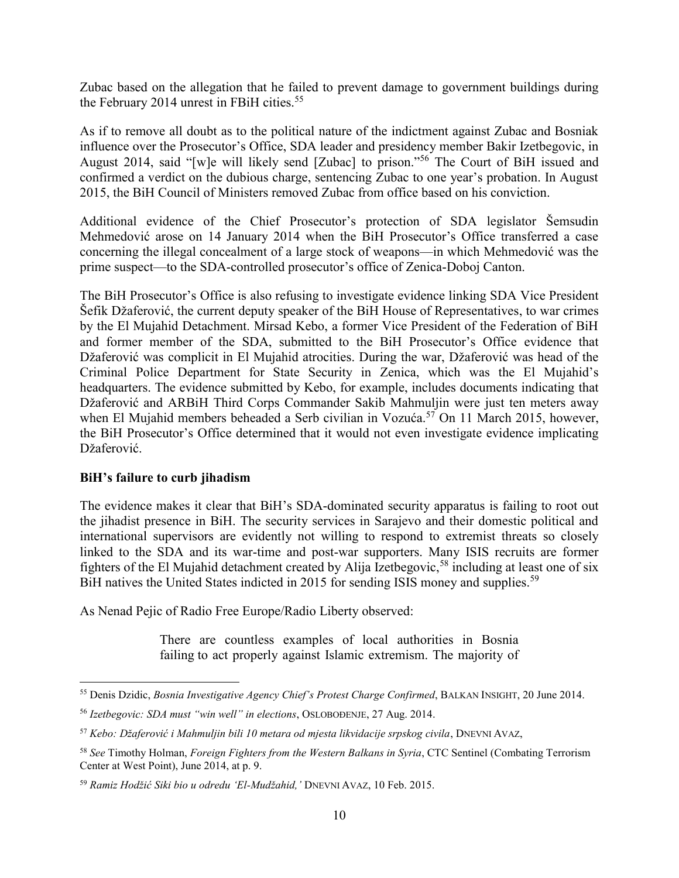Zubac based on the allegation that he failed to prevent damage to government buildings during the February 2014 unrest in FBiH cities.[55]

As if to remove all doubt as to the political nature of the indictment against Zubac and Bosniak influence over the Prosecutor's Office, SDA leader and presidency member Bakir Izetbegovic, in August 2014, said "[w]e will likely send [Zubac] to prison."[56] The Court of BiH issued and confirmed a verdict on the dubious charge, sentencing Zubac to one year's probation. In August 2015, the BiH Council of Ministers removed Zubac from office based on his conviction.

Additional evidence of the Chief Prosecutor's protection of SDA legislator Šemsudin Mehmedović arose on 14 January 2014 when the BiH Prosecutor's Office transferred a case concerning the illegal concealment of a large stock of weapons—in which Mehmedović was the prime suspect—to the SDA-controlled prosecutor's office of Zenica-Doboj Canton.

The BiH Prosecutor's Office is also refusing to investigate evidence linking SDA Vice President Šefik Džaferović, the current deputy speaker of the BiH House of Representatives, to war crimes by the El Mujahid Detachment. Mirsad Kebo, a former Vice President of the Federation of BiH and former member of the SDA, submitted to the BiH Prosecutor's Office evidence that Džaferović was complicit in El Mujahid atrocities. During the war, Džaferović was head of the Criminal Police Department for State Security in Zenica, which was the El Mujahid's headquarters. The evidence submitted by Kebo, for example, includes documents indicating that Džaferović and ARBiH Third Corps Commander Sakib Mahmuljin were just ten meters away when El Mujahid members beheaded a Serb civilian in Vozuća.[57] On 11 March 2015, however, the BiH Prosecutor's Office determined that it would not even investigate evidence implicating Džaferović.

**BiH's failure to curb jihadism**

The evidence makes it clear that BiH's SDA-dominated security apparatus is failing to root out the jihadist presence in BiH. The security services in Sarajevo and their domestic political and international supervisors are evidently not willing to respond to extremist threats so closely linked to the SDA and its war-time and post-war supporters. Many ISIS recruits are former fighters of the El Mujahid detachment created by Alija Izetbegovic,[58] including at least one of six BiH natives the United States indicted in 2015 for sending ISIS money and supplies.[59]

As Nenad Pejic of Radio Free Europe/Radio Liberty observed:

> There are countless examples of local authorities in Bosnia failing to act properly against Islamic extremism. The majority of

---

[55] Denis Dzidic, *Bosnia Investigative Agency Chief's Protest Charge Confirmed*, BALKAN INSIGHT, 20 June 2014.

[56] *Izetbegovic: SDA must "win well" in elections*, OSLOBOĐENJE, 27 Aug. 2014.

[57] *Kebo: Džaferović i Mahmuljin bili 10 metara od mjesta likvidacije srpskog civila*, DNEVNI AVAZ,

[58] *See* Timothy Holman, *Foreign Fighters from the Western Balkans in Syria*, CTC Sentinel (Combating Terrorism Center at West Point), June 2014, at p. 9.

[59] *Ramiz Hodžić Siki bio u odredu 'El-Mudžahid,'* DNEVNI AVAZ, 10 Feb. 2015.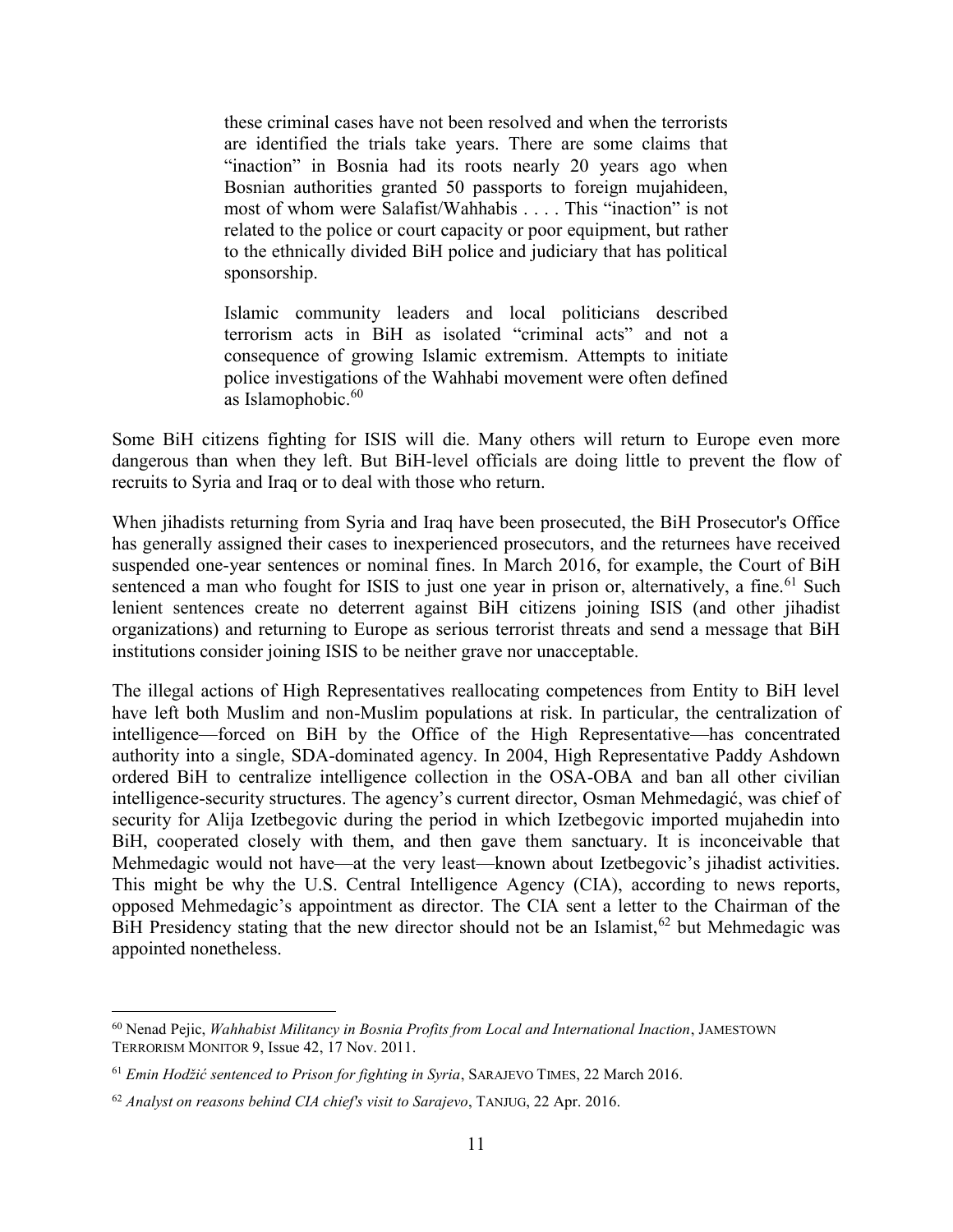> these criminal cases have not been resolved and when the terrorists are identified the trials take years. There are some claims that "inaction" in Bosnia had its roots nearly 20 years ago when Bosnian authorities granted 50 passports to foreign mujahideen, most of whom were Salafist/Wahhabis . . . . This "inaction" is not related to the police or court capacity or poor equipment, but rather to the ethnically divided BiH police and judiciary that has political sponsorship.
>
> Islamic community leaders and local politicians described terrorism acts in BiH as isolated "criminal acts" and not a consequence of growing Islamic extremism. Attempts to initiate police investigations of the Wahhabi movement were often defined as Islamophobic.[60]

Some BiH citizens fighting for ISIS will die. Many others will return to Europe even more dangerous than when they left. But BiH-level officials are doing little to prevent the flow of recruits to Syria and Iraq or to deal with those who return.

When jihadists returning from Syria and Iraq have been prosecuted, the BiH Prosecutor's Office has generally assigned their cases to inexperienced prosecutors, and the returnees have received suspended one-year sentences or nominal fines. In March 2016, for example, the Court of BiH sentenced a man who fought for ISIS to just one year in prison or, alternatively, a fine.[61] Such lenient sentences create no deterrent against BiH citizens joining ISIS (and other jihadist organizations) and returning to Europe as serious terrorist threats and send a message that BiH institutions consider joining ISIS to be neither grave nor unacceptable.

The illegal actions of High Representatives reallocating competences from Entity to BiH level have left both Muslim and non-Muslim populations at risk. In particular, the centralization of intelligence—forced on BiH by the Office of the High Representative—has concentrated authority into a single, SDA-dominated agency. In 2004, High Representative Paddy Ashdown ordered BiH to centralize intelligence collection in the OSA-OBA and ban all other civilian intelligence-security structures. The agency's current director, Osman Mehmedagić, was chief of security for Alija Izetbegovic during the period in which Izetbegovic imported mujahedin into BiH, cooperated closely with them, and then gave them sanctuary. It is inconceivable that Mehmedagic would not have—at the very least—known about Izetbegovic's jihadist activities. This might be why the U.S. Central Intelligence Agency (CIA), according to news reports, opposed Mehmedagic's appointment as director. The CIA sent a letter to the Chairman of the BiH Presidency stating that the new director should not be an Islamist,[62] but Mehmedagic was appointed nonetheless.

---

[60] Nenad Pejic, *Wahhabist Militancy in Bosnia Profits from Local and International Inaction*, JAMESTOWN TERRORISM MONITOR 9, Issue 42, 17 Nov. 2011.

[61] *Emin Hodžić sentenced to Prison for fighting in Syria*, SARAJEVO TIMES, 22 March 2016.

[62] *Analyst on reasons behind CIA chief's visit to Sarajevo*, TANJUG, 22 Apr. 2016.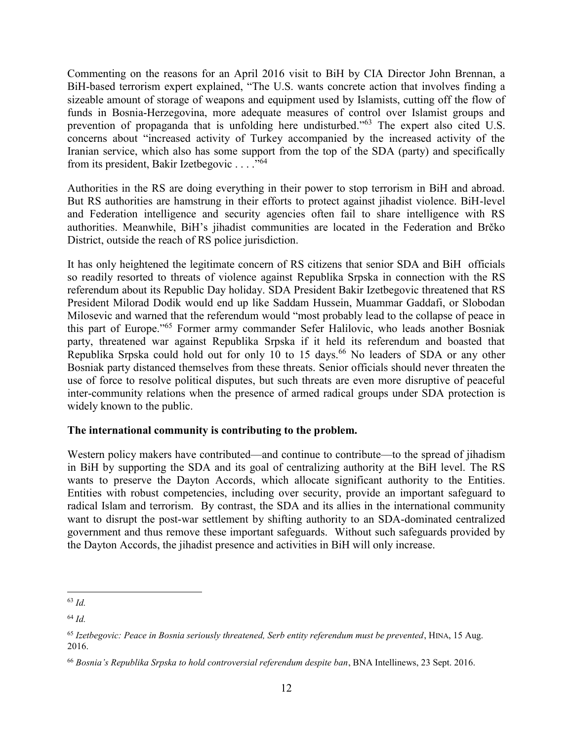Commenting on the reasons for an April 2016 visit to BiH by CIA Director John Brennan, a BiH-based terrorism expert explained, "The U.S. wants concrete action that involves finding a sizeable amount of storage of weapons and equipment used by Islamists, cutting off the flow of funds in Bosnia-Herzegovina, more adequate measures of control over Islamist groups and prevention of propaganda that is unfolding here undisturbed."[63] The expert also cited U.S. concerns about "increased activity of Turkey accompanied by the increased activity of the Iranian service, which also has some support from the top of the SDA (party) and specifically from its president, Bakir Izetbegovic . . . ."[64]

Authorities in the RS are doing everything in their power to stop terrorism in BiH and abroad. But RS authorities are hamstrung in their efforts to protect against jihadist violence. BiH-level and Federation intelligence and security agencies often fail to share intelligence with RS authorities. Meanwhile, BiH's jihadist communities are located in the Federation and Brčko District, outside the reach of RS police jurisdiction.

It has only heightened the legitimate concern of RS citizens that senior SDA and BiH officials so readily resorted to threats of violence against Republika Srpska in connection with the RS referendum about its Republic Day holiday. SDA President Bakir Izetbegovic threatened that RS President Milorad Dodik would end up like Saddam Hussein, Muammar Gaddafi, or Slobodan Milosevic and warned that the referendum would "most probably lead to the collapse of peace in this part of Europe."[65] Former army commander Sefer Halilovic, who leads another Bosniak party, threatened war against Republika Srpska if it held its referendum and boasted that Republika Srpska could hold out for only 10 to 15 days.[66] No leaders of SDA or any other Bosniak party distanced themselves from these threats. Senior officials should never threaten the use of force to resolve political disputes, but such threats are even more disruptive of peaceful inter-community relations when the presence of armed radical groups under SDA protection is widely known to the public.

**The international community is contributing to the problem.**

Western policy makers have contributed—and continue to contribute—to the spread of jihadism in BiH by supporting the SDA and its goal of centralizing authority at the BiH level. The RS wants to preserve the Dayton Accords, which allocate significant authority to the Entities. Entities with robust competencies, including over security, provide an important safeguard to radical Islam and terrorism. By contrast, the SDA and its allies in the international community want to disrupt the post-war settlement by shifting authority to an SDA-dominated centralized government and thus remove these important safeguards. Without such safeguards provided by the Dayton Accords, the jihadist presence and activities in BiH will only increase.

---

[63] *Id.*

[64] *Id.*

[65] *Izetbegovic: Peace in Bosnia seriously threatened, Serb entity referendum must be prevented*, HINA, 15 Aug. 2016.

[66] *Bosnia's Republika Srpska to hold controversial referendum despite ban*, BNA Intellinews, 23 Sept. 2016.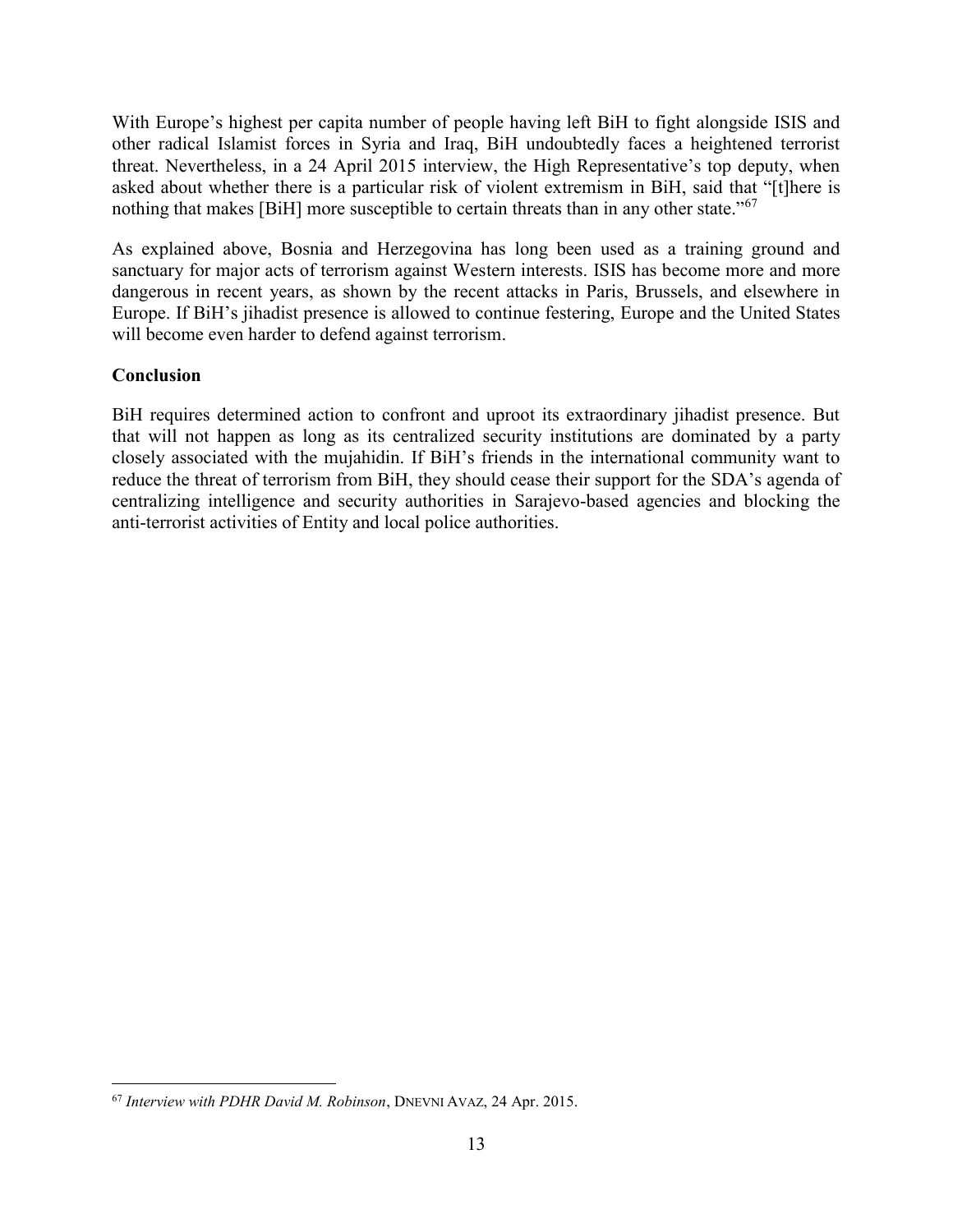With Europe's highest per capita number of people having left BiH to fight alongside ISIS and other radical Islamist forces in Syria and Iraq, BiH undoubtedly faces a heightened terrorist threat. Nevertheless, in a 24 April 2015 interview, the High Representative's top deputy, when asked about whether there is a particular risk of violent extremism in BiH, said that "[t]here is nothing that makes [BiH] more susceptible to certain threats than in any other state."[67]

As explained above, Bosnia and Herzegovina has long been used as a training ground and sanctuary for major acts of terrorism against Western interests. ISIS has become more and more dangerous in recent years, as shown by the recent attacks in Paris, Brussels, and elsewhere in Europe. If BiH's jihadist presence is allowed to continue festering, Europe and the United States will become even harder to defend against terrorism.

**Conclusion**

BiH requires determined action to confront and uproot its extraordinary jihadist presence. But that will not happen as long as its centralized security institutions are dominated by a party closely associated with the mujahidin. If BiH's friends in the international community want to reduce the threat of terrorism from BiH, they should cease their support for the SDA's agenda of centralizing intelligence and security authorities in Sarajevo-based agencies and blocking the anti-terrorist activities of Entity and local police authorities.

---

[67] *Interview with PDHR David M. Robinson*, DNEVNI AVAZ, 24 Apr. 2015.